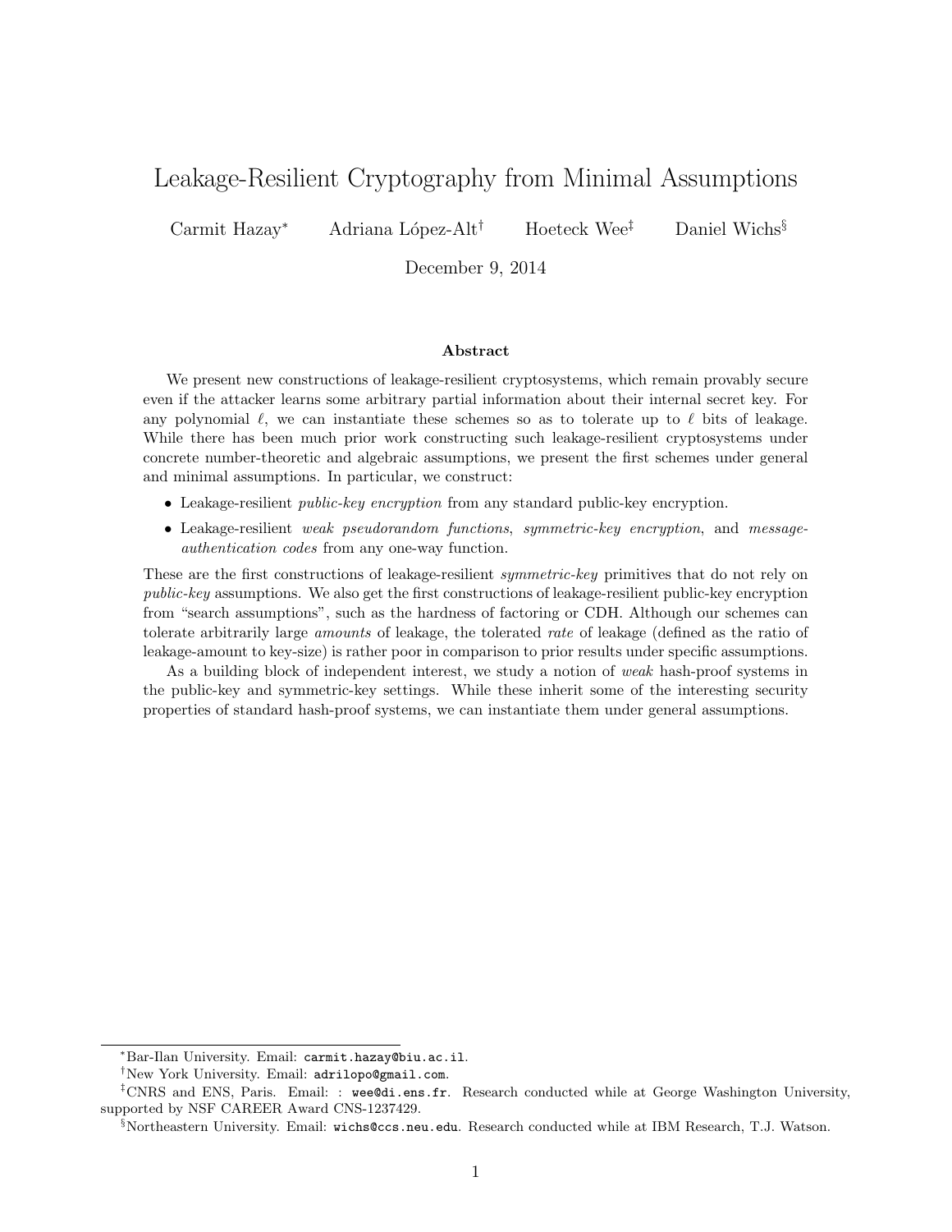# Leakage-Resilient Cryptography from Minimal Assumptions

Carmit Hazay[*] Adriana López-Alt[†] Hoeteck Wee[‡] Daniel Wichs[§]

December 9, 2014

## Abstract

We present new constructions of leakage-resilient cryptosystems, which remain provably secure even if the attacker learns some arbitrary partial information about their internal secret key. For any polynomial $\ell$, we can instantiate these schemes so as to tolerate up to $\ell$ bits of leakage. While there has been much prior work constructing such leakage-resilient cryptosystems under concrete number-theoretic and algebraic assumptions, we present the first schemes under general and minimal assumptions. In particular, we construct:

- Leakage-resilient *public-key encryption* from any standard public-key encryption.
- Leakage-resilient *weak pseudorandom functions*, *symmetric-key encryption*, and *message-authentication codes* from any one-way function.

These are the first constructions of leakage-resilient *symmetric-key* primitives that do not rely on *public-key* assumptions. We also get the first constructions of leakage-resilient public-key encryption from "search assumptions", such as the hardness of factoring or CDH. Although our schemes can tolerate arbitrarily large *amounts* of leakage, the tolerated *rate* of leakage (defined as the ratio of leakage-amount to key-size) is rather poor in comparison to prior results under specific assumptions.

As a building block of independent interest, we study a notion of *weak* hash-proof systems in the public-key and symmetric-key settings. While these inherit some of the interesting security properties of standard hash-proof systems, we can instantiate them under general assumptions.

---

[*] Bar-Ilan University. Email: carmit.hazay@biu.ac.il.

[†] New York University. Email: adrilopo@gmail.com.

[‡] CNRS and ENS, Paris. Email: : wee@di.ens.fr. Research conducted while at George Washington University, supported by NSF CAREER Award CNS-1237429.

[§] Northeastern University. Email: wichs@ccs.neu.edu. Research conducted while at IBM Research, T.J. Watson.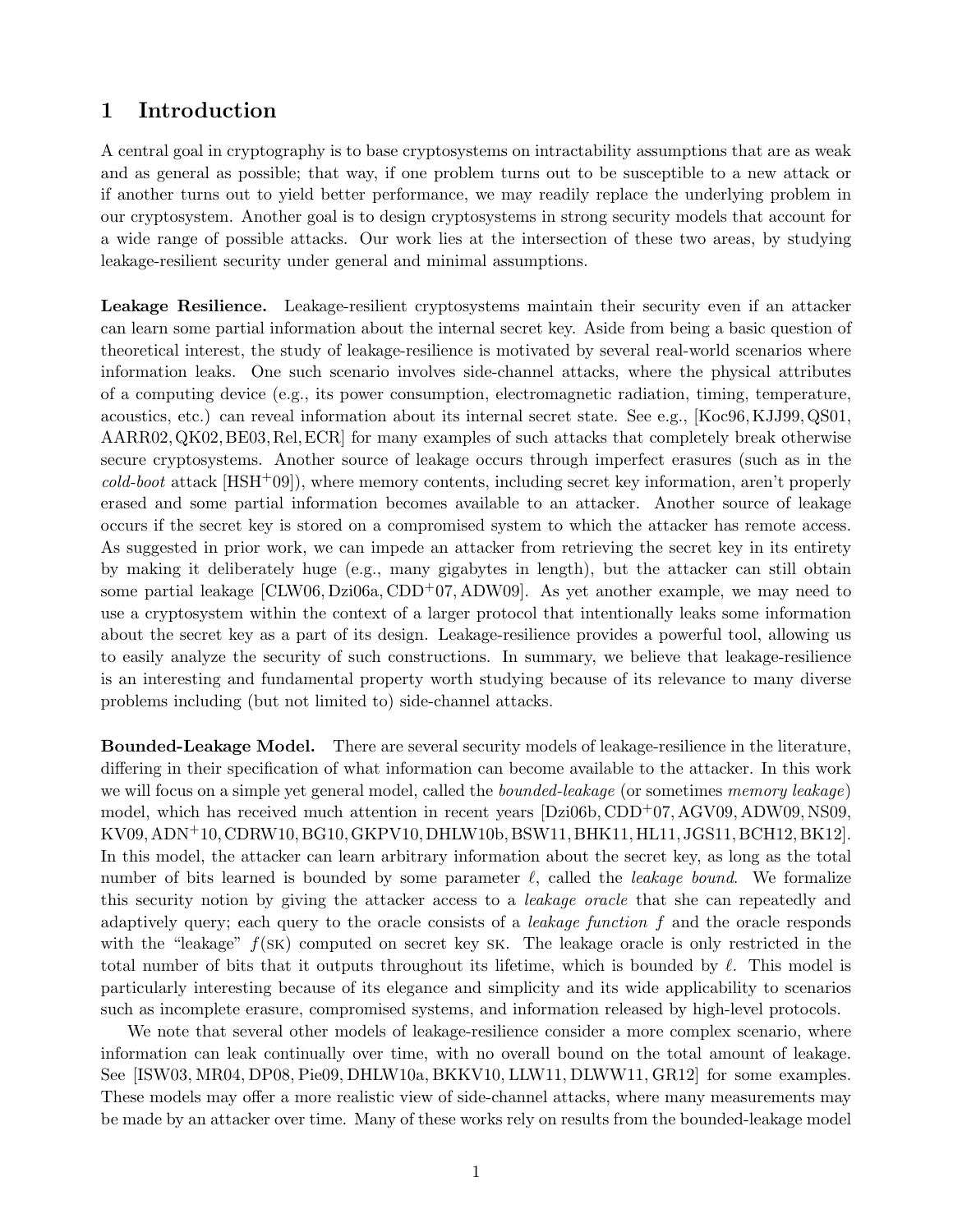# 1 Introduction

A central goal in cryptography is to base cryptosystems on intractability assumptions that are as weak and as general as possible; that way, if one problem turns out to be susceptible to a new attack or if another turns out to yield better performance, we may readily replace the underlying problem in our cryptosystem. Another goal is to design cryptosystems in strong security models that account for a wide range of possible attacks. Our work lies at the intersection of these two areas, by studying leakage-resilient security under general and minimal assumptions.

**Leakage Resilience.** Leakage-resilient cryptosystems maintain their security even if an attacker can learn some partial information about the internal secret key. Aside from being a basic question of theoretical interest, the study of leakage-resilience is motivated by several real-world scenarios where information leaks. One such scenario involves side-channel attacks, where the physical attributes of a computing device (e.g., its power consumption, electromagnetic radiation, timing, temperature, acoustics, etc.) can reveal information about its internal secret state. See e.g., [Koc96, KJJ99, QS01, AARR02, QK02, BE03, Rel, ECR] for many examples of such attacks that completely break otherwise secure cryptosystems. Another source of leakage occurs through imperfect erasures (such as in the *cold-boot* attack [HSH+09]), where memory contents, including secret key information, aren't properly erased and some partial information becomes available to an attacker. Another source of leakage occurs if the secret key is stored on a compromised system to which the attacker has remote access. As suggested in prior work, we can impede an attacker from retrieving the secret key in its entirety by making it deliberately huge (e.g., many gigabytes in length), but the attacker can still obtain some partial leakage [CLW06, Dzi06a, CDD+07, ADW09]. As yet another example, we may need to use a cryptosystem within the context of a larger protocol that intentionally leaks some information about the secret key as a part of its design. Leakage-resilience provides a powerful tool, allowing us to easily analyze the security of such constructions. In summary, we believe that leakage-resilience is an interesting and fundamental property worth studying because of its relevance to many diverse problems including (but not limited to) side-channel attacks.

**Bounded-Leakage Model.** There are several security models of leakage-resilience in the literature, differing in their specification of what information can become available to the attacker. In this work we will focus on a simple yet general model, called the *bounded-leakage* (or sometimes *memory leakage*) model, which has received much attention in recent years [Dzi06b, CDD+07, AGV09, ADW09, NS09, KV09, ADN+10, CDRW10, BG10, GKPV10, DHLW10b, BSW11, BHK11, HL11, JGS11, BCH12, BK12]. In this model, the attacker can learn arbitrary information about the secret key, as long as the total number of bits learned is bounded by some parameter $\ell$, called the *leakage bound*. We formalize this security notion by giving the attacker access to a *leakage oracle* that she can repeatedly and adaptively query; each query to the oracle consists of a *leakage function* $f$ and the oracle responds with the "leakage" $f(\textsc{sk})$ computed on secret key $\textsc{sk}$. The leakage oracle is only restricted in the total number of bits that it outputs throughout its lifetime, which is bounded by $\ell$. This model is particularly interesting because of its elegance and simplicity and its wide applicability to scenarios such as incomplete erasure, compromised systems, and information released by high-level protocols.

We note that several other models of leakage-resilience consider a more complex scenario, where information can leak continually over time, with no overall bound on the total amount of leakage. See [ISW03, MR04, DP08, Pie09, DHLW10a, BKKV10, LLW11, DLWW11, GR12] for some examples. These models may offer a more realistic view of side-channel attacks, where many measurements may be made by an attacker over time. Many of these works rely on results from the bounded-leakage model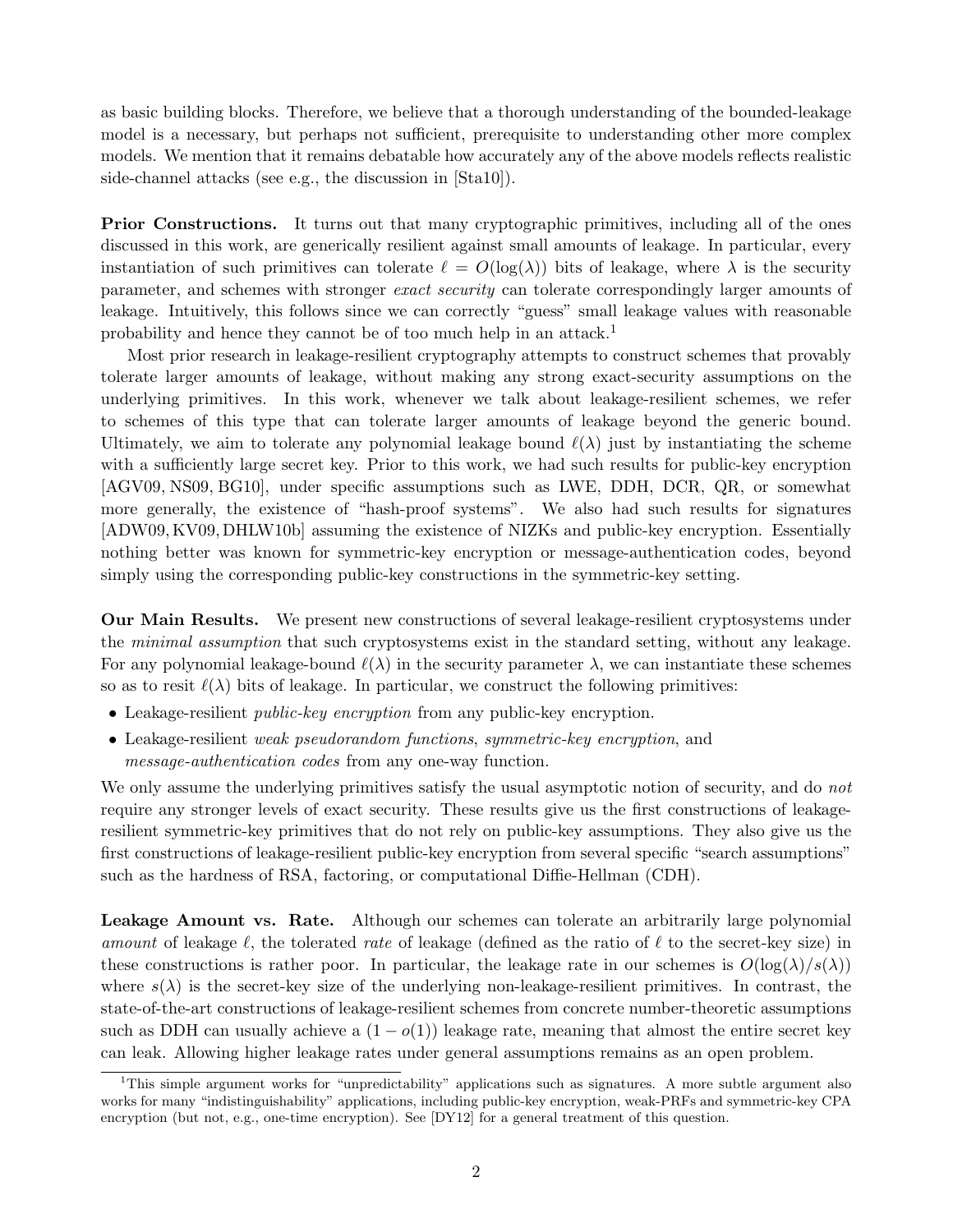as basic building blocks. Therefore, we believe that a thorough understanding of the bounded-leakage model is a necessary, but perhaps not sufficient, prerequisite to understanding other more complex models. We mention that it remains debatable how accurately any of the above models reflects realistic side-channel attacks (see e.g., the discussion in [Sta10]).

**Prior Constructions.** It turns out that many cryptographic primitives, including all of the ones discussed in this work, are generically resilient against small amounts of leakage. In particular, every instantiation of such primitives can tolerate $\ell = O(\log(\lambda))$ bits of leakage, where $\lambda$ is the security parameter, and schemes with stronger *exact security* can tolerate correspondingly larger amounts of leakage. Intuitively, this follows since we can correctly "guess" small leakage values with reasonable probability and hence they cannot be of too much help in an attack.[1]

Most prior research in leakage-resilient cryptography attempts to construct schemes that provably tolerate larger amounts of leakage, without making any strong exact-security assumptions on the underlying primitives. In this work, whenever we talk about leakage-resilient schemes, we refer to schemes of this type that can tolerate larger amounts of leakage beyond the generic bound. Ultimately, we aim to tolerate any polynomial leakage bound $\ell(\lambda)$ just by instantiating the scheme with a sufficiently large secret key. Prior to this work, we had such results for public-key encryption [AGV09, NS09, BG10], under specific assumptions such as LWE, DDH, DCR, QR, or somewhat more generally, the existence of "hash-proof systems". We also had such results for signatures [ADW09, KV09, DHLW10b] assuming the existence of NIZKs and public-key encryption. Essentially nothing better was known for symmetric-key encryption or message-authentication codes, beyond simply using the corresponding public-key constructions in the symmetric-key setting.

**Our Main Results.** We present new constructions of several leakage-resilient cryptosystems under the *minimal assumption* that such cryptosystems exist in the standard setting, without any leakage. For any polynomial leakage-bound $\ell(\lambda)$ in the security parameter $\lambda$, we can instantiate these schemes so as to resit $\ell(\lambda)$ bits of leakage. In particular, we construct the following primitives:

- Leakage-resilient *public-key encryption* from any public-key encryption.
- Leakage-resilient *weak pseudorandom functions*, *symmetric-key encryption*, and *message-authentication codes* from any one-way function.

We only assume the underlying primitives satisfy the usual asymptotic notion of security, and do *not* require any stronger levels of exact security. These results give us the first constructions of leakage-resilient symmetric-key primitives that do not rely on public-key assumptions. They also give us the first constructions of leakage-resilient public-key encryption from several specific "search assumptions" such as the hardness of RSA, factoring, or computational Diffie-Hellman (CDH).

**Leakage Amount vs. Rate.** Although our schemes can tolerate an arbitrarily large polynomial *amount* of leakage $\ell$, the tolerated *rate* of leakage (defined as the ratio of $\ell$ to the secret-key size) in these constructions is rather poor. In particular, the leakage rate in our schemes is $O(\log(\lambda)/s(\lambda))$ where $s(\lambda)$ is the secret-key size of the underlying non-leakage-resilient primitives. In contrast, the state-of-the-art constructions of leakage-resilient schemes from concrete number-theoretic assumptions such as DDH can usually achieve a $(1 - o(1))$ leakage rate, meaning that almost the entire secret key can leak. Allowing higher leakage rates under general assumptions remains as an open problem.

[1] This simple argument works for "unpredictability" applications such as signatures. A more subtle argument also works for many "indistinguishability" applications, including public-key encryption, weak-PRFs and symmetric-key CPA encryption (but not, e.g., one-time encryption). See [DY12] for a general treatment of this question.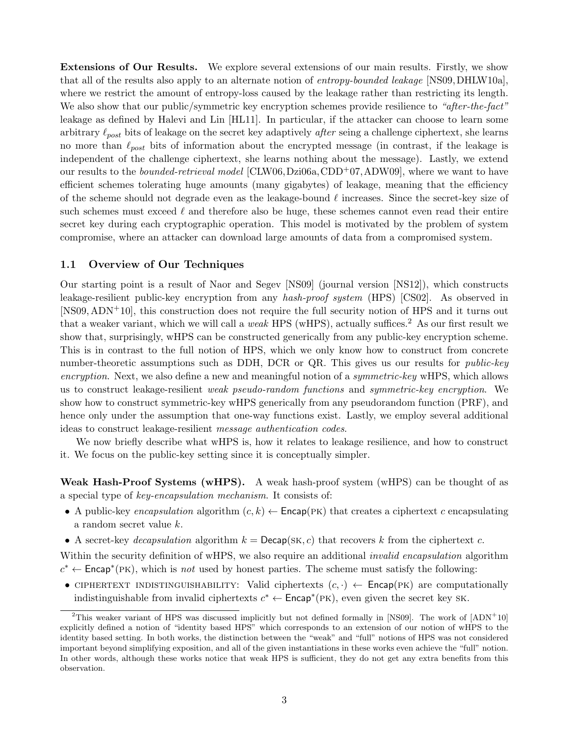**Extensions of Our Results.** We explore several extensions of our main results. Firstly, we show that all of the results also apply to an alternate notion of *entropy-bounded leakage* [NS09, DHLW10a], where we restrict the amount of entropy-loss caused by the leakage rather than restricting its length. We also show that our public/symmetric key encryption schemes provide resilience to *"after-the-fact"* leakage as defined by Halevi and Lin [HL11]. In particular, if the attacker can choose to learn some arbitrary $\ell_{post}$ bits of leakage on the secret key adaptively *after* seing a challenge ciphertext, she learns no more than $\ell_{post}$ bits of information about the encrypted message (in contrast, if the leakage is independent of the challenge ciphertext, she learns nothing about the message). Lastly, we extend our results to the *bounded-retrieval model* [CLW06, Dzi06a, CDD+07, ADW09], where we want to have efficient schemes tolerating huge amounts (many gigabytes) of leakage, meaning that the efficiency of the scheme should not degrade even as the leakage-bound $\ell$ increases. Since the secret-key size of such schemes must exceed $\ell$ and therefore also be huge, these schemes cannot even read their entire secret key during each cryptographic operation. This model is motivated by the problem of system compromise, where an attacker can download large amounts of data from a compromised system.

## 1.1 Overview of Our Techniques

Our starting point is a result of Naor and Segev [NS09] (journal version [NS12]), which constructs leakage-resilient public-key encryption from any *hash-proof system* (HPS) [CS02]. As observed in [NS09, ADN+10], this construction does not require the full security notion of HPS and it turns out that a weaker variant, which we will call a *weak* HPS (wHPS), actually suffices.[2] As our first result we show that, surprisingly, wHPS can be constructed generically from any public-key encryption scheme. This is in contrast to the full notion of HPS, which we only know how to construct from concrete number-theoretic assumptions such as DDH, DCR or QR. This gives us our results for *public-key encryption*. Next, we also define a new and meaningful notion of a *symmetric-key* wHPS, which allows us to construct leakage-resilient *weak pseudo-random functions* and *symmetric-key encryption*. We show how to construct symmetric-key wHPS generically from any pseudorandom function (PRF), and hence only under the assumption that one-way functions exist. Lastly, we employ several additional ideas to construct leakage-resilient *message authentication codes*.

We now briefly describe what wHPS is, how it relates to leakage resilience, and how to construct it. We focus on the public-key setting since it is conceptually simpler.

**Weak Hash-Proof Systems (wHPS).** A weak hash-proof system (wHPS) can be thought of as a special type of *key-encapsulation mechanism*. It consists of:

- A public-key *encapsulation* algorithm $(c, k) \leftarrow \mathsf{Encap}(\mathrm{PK})$ that creates a ciphertext $c$ encapsulating a random secret value $k$.
- A secret-key *decapsulation* algorithm $k = \mathsf{Decap}(\mathrm{SK}, c)$ that recovers $k$ from the ciphertext $c$.

Within the security definition of wHPS, we also require an additional *invalid encapsulation* algorithm $c^* \leftarrow \mathsf{Encap}^*(\mathrm{PK})$, which is *not* used by honest parties. The scheme must satisfy the following:

- CIPHERTEXT INDISTINGUISHABILITY: Valid ciphertexts $(c, \cdot) \leftarrow \mathsf{Encap}(\mathrm{PK})$ are computationally indistinguishable from invalid ciphertexts $c^* \leftarrow \mathsf{Encap}^*(\mathrm{PK})$, even given the secret key SK.

[2] This weaker variant of HPS was discussed implicitly but not defined formally in [NS09]. The work of [ADN+10] explicitly defined a notion of "identity based HPS" which corresponds to an extension of our notion of wHPS to the identity based setting. In both works, the distinction between the "weak" and "full" notions of HPS was not considered important beyond simplifying exposition, and all of the given instantiations in these works even achieve the "full" notion. In other words, although these works notice that weak HPS is sufficient, they do not get any extra benefits from this observation.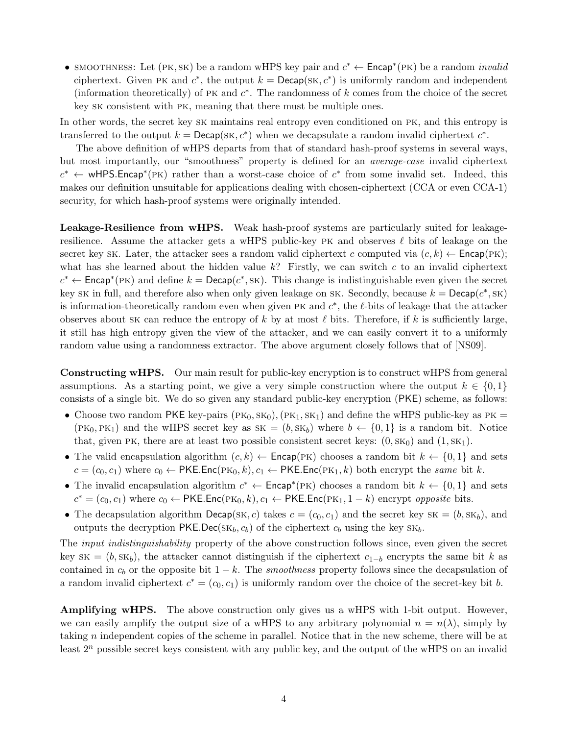- SMOOTHNESS: Let (PK, SK) be a random wHPS key pair and $c^* \leftarrow \mathsf{Encap}^*(\text{PK})$ be a random *invalid* ciphertext. Given PK and $c^*$, the output $k = \mathsf{Decap}(\text{SK}, c^*)$ is uniformly random and independent (information theoretically) of PK and $c^*$. The randomness of $k$ comes from the choice of the secret key SK consistent with PK, meaning that there must be multiple ones.

In other words, the secret key SK maintains real entropy even conditioned on PK, and this entropy is transferred to the output $k = \mathsf{Decap}(\text{SK}, c^*)$ when we decapsulate a random invalid ciphertext $c^*$.

The above definition of wHPS departs from that of standard hash-proof systems in several ways, but most importantly, our "smoothness" property is defined for an *average-case* invalid ciphertext $c^* \leftarrow \mathsf{wHPS.Encap}^*(\text{PK})$ rather than a worst-case choice of $c^*$ from some invalid set. Indeed, this makes our definition unsuitable for applications dealing with chosen-ciphertext (CCA or even CCA-1) security, for which hash-proof systems were originally intended.

**Leakage-Resilience from wHPS.** Weak hash-proof systems are particularly suited for leakage-resilience. Assume the attacker gets a wHPS public-key PK and observes $\ell$ bits of leakage on the secret key SK. Later, the attacker sees a random valid ciphertext $c$ computed via $(c, k) \leftarrow \mathsf{Encap}(\text{PK})$; what has she learned about the hidden value $k$? Firstly, we can switch $c$ to an invalid ciphertext $c^* \leftarrow \mathsf{Encap}^*(\text{PK})$ and define $k = \mathsf{Decap}(c^*, \text{SK})$. This change is indistinguishable even given the secret key SK in full, and therefore also when only given leakage on SK. Secondly, because $k = \mathsf{Decap}(c^*, \text{SK})$ is information-theoretically random even when given PK and $c^*$, the $\ell$-bits of leakage that the attacker observes about SK can reduce the entropy of $k$ by at most $\ell$ bits. Therefore, if $k$ is sufficiently large, it still has high entropy given the view of the attacker, and we can easily convert it to a uniformly random value using a randomness extractor. The above argument closely follows that of [NS09].

**Constructing wHPS.** Our main result for public-key encryption is to construct wHPS from general assumptions. As a starting point, we give a very simple construction where the output $k \in \{0, 1\}$ consists of a single bit. We do so given any standard public-key encryption ($\mathsf{PKE}$) scheme, as follows:

- Choose two random $\mathsf{PKE}$ key-pairs $(\text{PK}_0, \text{SK}_0), (\text{PK}_1, \text{SK}_1)$ and define the wHPS public-key as $\text{PK} = (\text{PK}_0, \text{PK}_1)$ and the wHPS secret key as $\text{SK} = (b, \text{SK}_b)$ where $b \leftarrow \{0, 1\}$ is a random bit. Notice that, given PK, there are at least two possible consistent secret keys: $(0, \text{SK}_0)$ and $(1, \text{SK}_1)$.
- The valid encapsulation algorithm $(c, k) \leftarrow \mathsf{Encap}(\text{PK})$ chooses a random bit $k \leftarrow \{0, 1\}$ and sets $c = (c_0, c_1)$ where $c_0 \leftarrow \mathsf{PKE.Enc}(\text{PK}_0, k), c_1 \leftarrow \mathsf{PKE.Enc}(\text{PK}_1, k)$ both encrypt the *same* bit $k$.
- The invalid encapsulation algorithm $c^* \leftarrow \mathsf{Encap}^*(\text{PK})$ chooses a random bit $k \leftarrow \{0, 1\}$ and sets $c^* = (c_0, c_1)$ where $c_0 \leftarrow \mathsf{PKE.Enc}(\text{PK}_0, k), c_1 \leftarrow \mathsf{PKE.Enc}(\text{PK}_1, 1 - k)$ encrypt *opposite* bits.
- The decapsulation algorithm $\mathsf{Decap}(\text{SK}, c)$ takes $c = (c_0, c_1)$ and the secret key $\text{SK} = (b, \text{SK}_b)$, and outputs the decryption $\mathsf{PKE.Dec}(\text{SK}_b, c_b)$ of the ciphertext $c_b$ using the key $\text{SK}_b$.

The *input indistinguishability* property of the above construction follows since, even given the secret key $\text{SK} = (b, \text{SK}_b)$, the attacker cannot distinguish if the ciphertext $c_{1-b}$ encrypts the same bit $k$ as contained in $c_b$ or the opposite bit $1 - k$. The *smoothness* property follows since the decapsulation of a random invalid ciphertext $c^* = (c_0, c_1)$ is uniformly random over the choice of the secret-key bit $b$.

**Amplifying wHPS.** The above construction only gives us a wHPS with 1-bit output. However, we can easily amplify the output size of a wHPS to any arbitrary polynomial $n = n(\lambda)$, simply by taking $n$ independent copies of the scheme in parallel. Notice that in the new scheme, there will be at least $2^n$ possible secret keys consistent with any public key, and the output of the wHPS on an invalid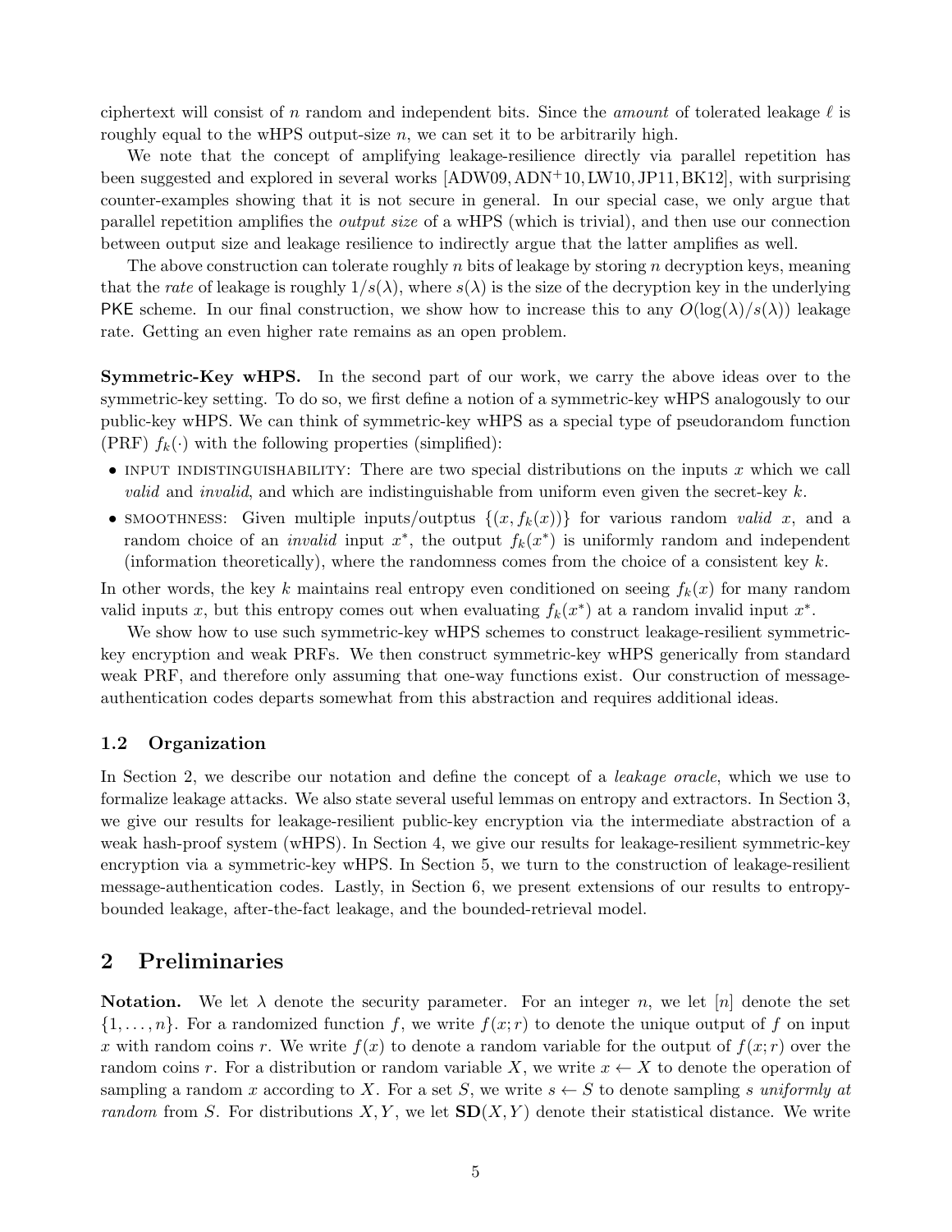ciphertext will consist of $n$ random and independent bits. Since the *amount* of tolerated leakage $\ell$ is roughly equal to the wHPS output-size $n$, we can set it to be arbitrarily high.

We note that the concept of amplifying leakage-resilience directly via parallel repetition has been suggested and explored in several works [ADW09, ADN+10, LW10, JP11, BK12], with surprising counter-examples showing that it is not secure in general. In our special case, we only argue that parallel repetition amplifies the *output size* of a wHPS (which is trivial), and then use our connection between output size and leakage resilience to indirectly argue that the latter amplifies as well.

The above construction can tolerate roughly $n$ bits of leakage by storing $n$ decryption keys, meaning that the *rate* of leakage is roughly $1/s(\lambda)$, where $s(\lambda)$ is the size of the decryption key in the underlying PKE scheme. In our final construction, we show how to increase this to any $O(\log(\lambda)/s(\lambda))$ leakage rate. Getting an even higher rate remains as an open problem.

**Symmetric-Key wHPS.** In the second part of our work, we carry the above ideas over to the symmetric-key setting. To do so, we first define a notion of a symmetric-key wHPS analogously to our public-key wHPS. We can think of symmetric-key wHPS as a special type of pseudorandom function (PRF) $f_k(\cdot)$ with the following properties (simplified):

- INPUT INDISTINGUISHABILITY: There are two special distributions on the inputs $x$ which we call *valid* and *invalid*, and which are indistinguishable from uniform even given the secret-key $k$.
- SMOOTHNESS: Given multiple inputs/outptus $\{(x, f_k(x))\}$ for various random *valid* $x$, and a random choice of an *invalid* input $x^*$, the output $f_k(x^*)$ is uniformly random and independent (information theoretically), where the randomness comes from the choice of a consistent key $k$.

In other words, the key $k$ maintains real entropy even conditioned on seeing $f_k(x)$ for many random valid inputs $x$, but this entropy comes out when evaluating $f_k(x^*)$ at a random invalid input $x^*$.

We show how to use such symmetric-key wHPS schemes to construct leakage-resilient symmetric-key encryption and weak PRFs. We then construct symmetric-key wHPS generically from standard weak PRF, and therefore only assuming that one-way functions exist. Our construction of message-authentication codes departs somewhat from this abstraction and requires additional ideas.

### 1.2 Organization

In Section 2, we describe our notation and define the concept of a *leakage oracle*, which we use to formalize leakage attacks. We also state several useful lemmas on entropy and extractors. In Section 3, we give our results for leakage-resilient public-key encryption via the intermediate abstraction of a weak hash-proof system (wHPS). In Section 4, we give our results for leakage-resilient symmetric-key encryption via a symmetric-key wHPS. In Section 5, we turn to the construction of leakage-resilient message-authentication codes. Lastly, in Section 6, we present extensions of our results to entropy-bounded leakage, after-the-fact leakage, and the bounded-retrieval model.

## 2 Preliminaries

**Notation.** We let $\lambda$ denote the security parameter. For an integer $n$, we let $[n]$ denote the set $\{1, \ldots, n\}$. For a randomized function $f$, we write $f(x; r)$ to denote the unique output of $f$ on input $x$ with random coins $r$. We write $f(x)$ to denote a random variable for the output of $f(x; r)$ over the random coins $r$. For a distribution or random variable $X$, we write $x \leftarrow X$ to denote the operation of sampling a random $x$ according to $X$. For a set $S$, we write $s \leftarrow S$ to denote sampling $s$ *uniformly at random* from $S$. For distributions $X, Y$, we let $\mathbf{SD}(X, Y)$ denote their statistical distance. We write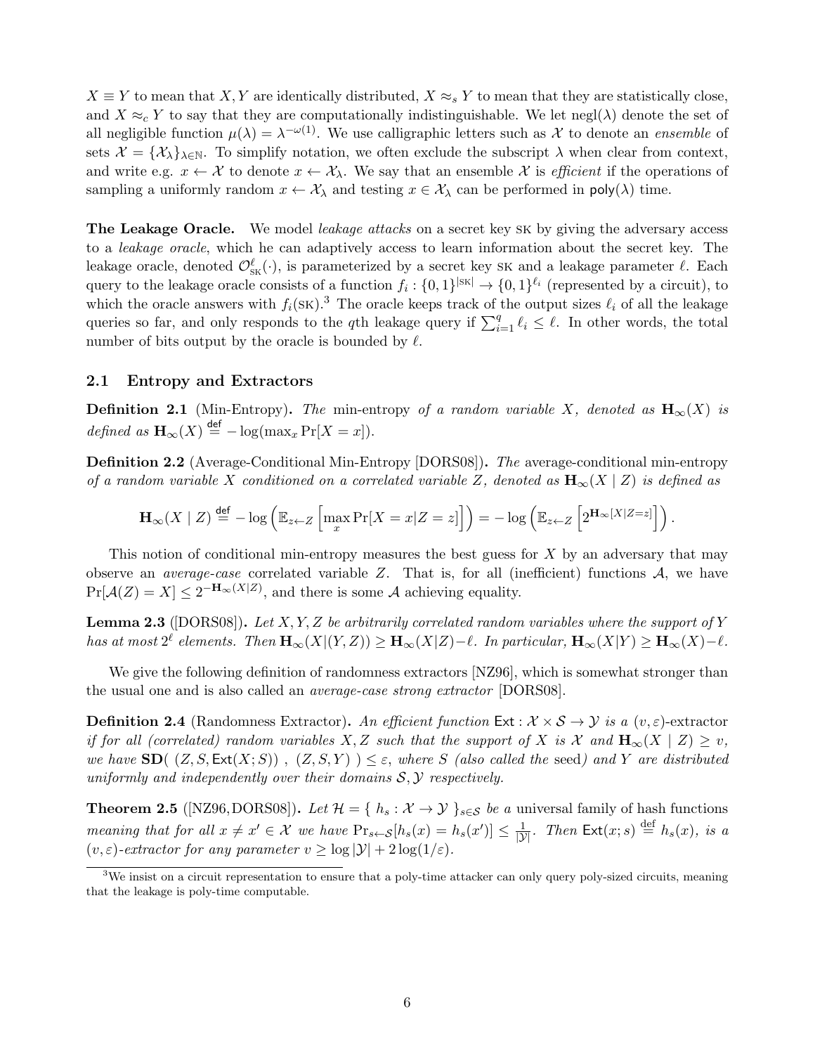$X \equiv Y$ to mean that $X, Y$ are identically distributed, $X \approx_s Y$ to mean that they are statistically close, and $X \approx_c Y$ to say that they are computationally indistinguishable. We let $\text{negl}(\lambda)$ denote the set of all negligible function $\mu(\lambda) = \lambda^{-\omega(1)}$. We use calligraphic letters such as $\mathcal{X}$ to denote an *ensemble* of sets $\mathcal{X} = \{\mathcal{X}_\lambda\}_{\lambda \in \mathbb{N}}$. To simplify notation, we often exclude the subscript $\lambda$ when clear from context, and write e.g. $x \leftarrow \mathcal{X}$ to denote $x \leftarrow \mathcal{X}_\lambda$. We say that an ensemble $\mathcal{X}$ is *efficient* if the operations of sampling a uniformly random $x \leftarrow \mathcal{X}_\lambda$ and testing $x \in \mathcal{X}_\lambda$ can be performed in $\mathsf{poly}(\lambda)$ time.

**The Leakage Oracle.** We model *leakage attacks* on a secret key SK by giving the adversary access to a *leakage oracle*, which he can adaptively access to learn information about the secret key. The leakage oracle, denoted $\mathcal{O}^{\ell}_{\text{SK}}(\cdot)$, is parameterized by a secret key SK and a leakage parameter $\ell$. Each query to the leakage oracle consists of a function $f_i : \{0,1\}^{|\text{SK}|} \to \{0,1\}^{\ell_i}$ (represented by a circuit), to which the oracle answers with $f_i(\text{SK})$.[3] The oracle keeps track of the output sizes $\ell_i$ of all the leakage queries so far, and only responds to the $q$th leakage query if $\sum_{i=1}^{q} \ell_i \leq \ell$. In other words, the total number of bits output by the oracle is bounded by $\ell$.

### 2.1 Entropy and Extractors

**Definition 2.1** (Min-Entropy)**.** *The* min-entropy *of a random variable $X$, denoted as $\mathbf{H}_\infty(X)$ is defined as $\mathbf{H}_\infty(X) \stackrel{\text{def}}{=} -\log(\max_x \Pr[X = x])$.*

**Definition 2.2** (Average-Conditional Min-Entropy [DORS08])**.** *The* average-conditional min-entropy *of a random variable $X$ conditioned on a correlated variable $Z$, denoted as $\mathbf{H}_\infty(X \mid Z)$ is defined as*

$$\mathbf{H}_\infty(X \mid Z) \stackrel{\text{def}}{=} -\log\left(\mathbb{E}_{z \leftarrow Z}\left[\max_x \Pr[X = x | Z = z]\right]\right) = -\log\left(\mathbb{E}_{z \leftarrow Z}\left[2^{\mathbf{H}_\infty[X|Z=z]}\right]\right).$$

This notion of conditional min-entropy measures the best guess for $X$ by an adversary that may observe an *average-case* correlated variable $Z$. That is, for all (inefficient) functions $\mathcal{A}$, we have $\Pr[\mathcal{A}(Z) = X] \leq 2^{-\mathbf{H}_\infty(X|Z)}$, and there is some $\mathcal{A}$ achieving equality.

**Lemma 2.3** ([DORS08])**.** *Let $X, Y, Z$ be arbitrarily correlated random variables where the support of $Y$ has at most $2^\ell$ elements. Then $\mathbf{H}_\infty(X|(Y, Z)) \geq \mathbf{H}_\infty(X|Z) - \ell$. In particular, $\mathbf{H}_\infty(X|Y) \geq \mathbf{H}_\infty(X) - \ell$.*

We give the following definition of randomness extractors [NZ96], which is somewhat stronger than the usual one and is also called an *average-case strong extractor* [DORS08].

**Definition 2.4** (Randomness Extractor)**.** *An efficient function $\mathsf{Ext} : \mathcal{X} \times \mathcal{S} \to \mathcal{Y}$ is a $(v, \varepsilon)$-*extractor *if for all (correlated) random variables $X, Z$ such that the support of $X$ is $\mathcal{X}$ and $\mathbf{H}_\infty(X \mid Z) \geq v$, we have $\mathbf{SD}(\ (Z, S, \mathsf{Ext}(X; S))\ ,\ (Z, S, Y)\ ) \leq \varepsilon$, where $S$ (also called the* seed*) and $Y$ are distributed uniformly and independently over their domains $\mathcal{S}, \mathcal{Y}$ respectively.*

**Theorem 2.5** ([NZ96, DORS08])**.** *Let $\mathcal{H} = \{\ h_s : \mathcal{X} \to \mathcal{Y}\ \}_{s \in \mathcal{S}}$ be a* universal family of hash functions *meaning that for all $x \neq x' \in \mathcal{X}$ we have $\Pr_{s \leftarrow \mathcal{S}}[h_s(x) = h_s(x')] \leq \frac{1}{|\mathcal{Y}|}$. Then $\mathsf{Ext}(x; s) \stackrel{\text{def}}{=} h_s(x)$, is a $(v, \varepsilon)$-extractor for any parameter $v \geq \log|\mathcal{Y}| + 2\log(1/\varepsilon)$.*

[3] We insist on a circuit representation to ensure that a poly-time attacker can only query poly-sized circuits, meaning that the leakage is poly-time computable.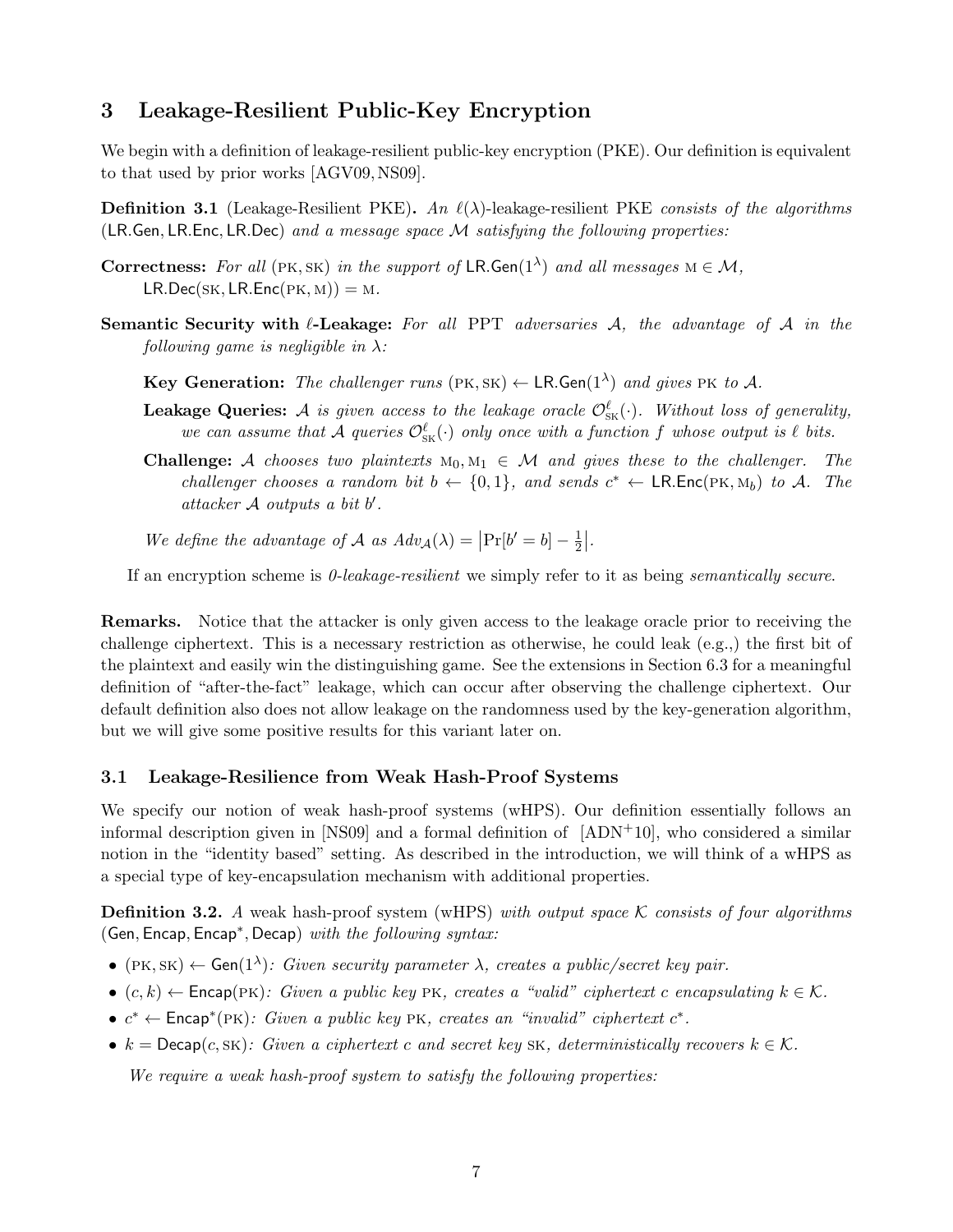## 3 Leakage-Resilient Public-Key Encryption

We begin with a definition of leakage-resilient public-key encryption (PKE). Our definition is equivalent to that used by prior works [AGV09, NS09].

**Definition 3.1** (Leakage-Resilient PKE)**.** *An $\ell(\lambda)$-leakage-resilient PKE consists of the algorithms* $(\mathsf{LR.Gen}, \mathsf{LR.Enc}, \mathsf{LR.Dec})$ *and a message space $\mathcal{M}$ satisfying the following properties:*

**Correctness:** *For all* $(\text{PK}, \text{SK})$ *in the support of* $\mathsf{LR.Gen}(1^\lambda)$ *and all messages* $\text{M} \in \mathcal{M}$, $\mathsf{LR.Dec}(\text{SK}, \mathsf{LR.Enc}(\text{PK}, \text{M})) = \text{M}$.

**Semantic Security with $\ell$-Leakage:** *For all* PPT *adversaries $\mathcal{A}$, the advantage of $\mathcal{A}$ in the following game is negligible in $\lambda$:*

**Key Generation:** *The challenger runs* $(\text{PK}, \text{SK}) \leftarrow \mathsf{LR.Gen}(1^\lambda)$ *and gives* PK *to $\mathcal{A}$.*

**Leakage Queries:** *$\mathcal{A}$ is given access to the leakage oracle $\mathcal{O}^\ell_{\text{SK}}(\cdot)$. Without loss of generality, we can assume that $\mathcal{A}$ queries $\mathcal{O}^\ell_{\text{SK}}(\cdot)$ only once with a function $f$ whose output is $\ell$ bits.*

**Challenge:** *$\mathcal{A}$ chooses two plaintexts $\text{M}_0, \text{M}_1 \in \mathcal{M}$ and gives these to the challenger. The challenger chooses a random bit $b \leftarrow \{0,1\}$, and sends $c^* \leftarrow \mathsf{LR.Enc}(\text{PK}, \text{M}_b)$ to $\mathcal{A}$. The attacker $\mathcal{A}$ outputs a bit $b'$.*

*We define the advantage of $\mathcal{A}$ as $Adv_{\mathcal{A}}(\lambda) = \left|\Pr[b' = b] - \frac{1}{2}\right|$.*

If an encryption scheme is *0-leakage-resilient* we simply refer to it as being *semantically secure*.

**Remarks.** Notice that the attacker is only given access to the leakage oracle prior to receiving the challenge ciphertext. This is a necessary restriction as otherwise, he could leak (e.g.,) the first bit of the plaintext and easily win the distinguishing game. See the extensions in Section 6.3 for a meaningful definition of "after-the-fact" leakage, which can occur after observing the challenge ciphertext. Our default definition also does not allow leakage on the randomness used by the key-generation algorithm, but we will give some positive results for this variant later on.

### 3.1 Leakage-Resilience from Weak Hash-Proof Systems

We specify our notion of weak hash-proof systems (wHPS). Our definition essentially follows an informal description given in [NS09] and a formal definition of [ADN+10], who considered a similar notion in the "identity based" setting. As described in the introduction, we will think of a wHPS as a special type of key-encapsulation mechanism with additional properties.

**Definition 3.2.** *A* weak hash-proof system (wHPS) *with output space $\mathcal{K}$ consists of four algorithms* $(\mathsf{Gen}, \mathsf{Encap}, \mathsf{Encap}^*, \mathsf{Decap})$ *with the following syntax:*

- $(\text{PK}, \text{SK}) \leftarrow \mathsf{Gen}(1^\lambda)$*: Given security parameter $\lambda$, creates a public/secret key pair.*
- $(c, k) \leftarrow \mathsf{Encap}(\text{PK})$*: Given a public key* PK*, creates a "valid" ciphertext $c$ encapsulating $k \in \mathcal{K}$.*
- $c^* \leftarrow \mathsf{Encap}^*(\text{PK})$*: Given a public key* PK*, creates an "invalid" ciphertext $c^*$.*
- $k = \mathsf{Decap}(c, \text{SK})$*: Given a ciphertext $c$ and secret key* SK*, deterministically recovers $k \in \mathcal{K}$.*

*We require a weak hash-proof system to satisfy the following properties:*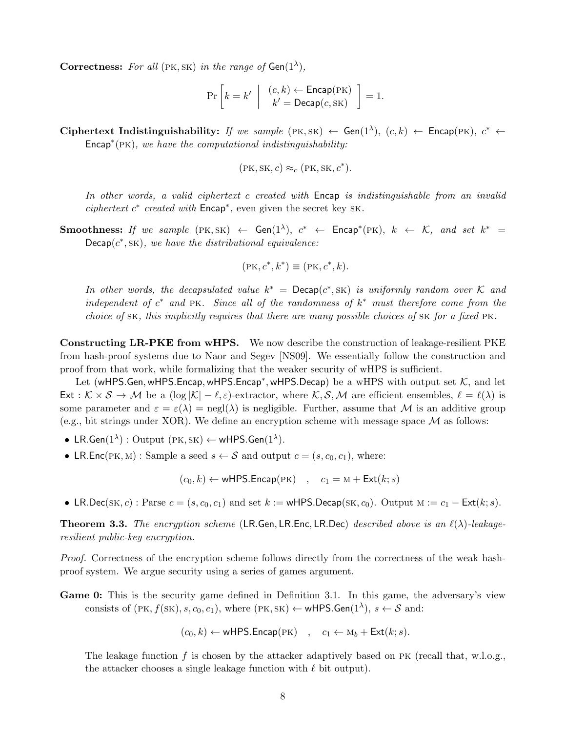**Correctness:** *For all* $(\text{PK}, \text{SK})$ *in the range of* $\mathsf{Gen}(1^\lambda)$*,*

$$\Pr\left[k = k' \;\middle|\; \begin{array}{c}(c,k) \leftarrow \mathsf{Encap}(\text{PK})\\ k' = \mathsf{Decap}(c, \text{SK})\end{array}\right] = 1.$$

**Ciphertext Indistinguishability:** *If we sample* $(\text{PK}, \text{SK}) \leftarrow \mathsf{Gen}(1^\lambda)$*,* $(c, k) \leftarrow \mathsf{Encap}(\text{PK})$*,* $c^* \leftarrow \mathsf{Encap}^*(\text{PK})$*, we have the computational indistinguishability:*

$$(\text{PK}, \text{SK}, c) \approx_c (\text{PK}, \text{SK}, c^*).$$

*In other words, a valid ciphertext* $c$ *created with* $\mathsf{Encap}$ *is indistinguishable from an invalid ciphertext* $c^*$ *created with* $\mathsf{Encap}^*$*,* even given the secret key SK*.*

**Smoothness:** *If we sample* $(\text{PK}, \text{SK}) \leftarrow \mathsf{Gen}(1^\lambda)$*,* $c^* \leftarrow \mathsf{Encap}^*(\text{PK})$*,* $k \leftarrow \mathcal{K}$*, and set* $k^* = \mathsf{Decap}(c^*, \text{SK})$*, we have the distributional equivalence:*

$$(\text{PK}, c^*, k^*) \equiv (\text{PK}, c^*, k).$$

*In other words, the decapsulated value* $k^* = \mathsf{Decap}(c^*, \text{SK})$ *is uniformly random over* $\mathcal{K}$ *and independent of* $c^*$ *and* PK*. Since all of the randomness of* $k^*$ *must therefore come from the choice of* SK*, this implicitly requires that there are many possible choices of* SK *for a fixed* PK*.*

**Constructing LR-PKE from wHPS.** We now describe the construction of leakage-resilient PKE from hash-proof systems due to Naor and Segev [NS09]. We essentially follow the construction and proof from that work, while formalizing that the weaker security of wHPS is sufficient.

Let $(\mathsf{wHPS.Gen}, \mathsf{wHPS.Encap}, \mathsf{wHPS.Encap}^*, \mathsf{wHPS.Decap})$ be a wHPS with output set $\mathcal{K}$, and let $\mathsf{Ext} : \mathcal{K} \times \mathcal{S} \to \mathcal{M}$ be a $(\log|\mathcal{K}| - \ell, \varepsilon)$-extractor, where $\mathcal{K}, \mathcal{S}, \mathcal{M}$ are efficient ensembles, $\ell = \ell(\lambda)$ is some parameter and $\varepsilon = \varepsilon(\lambda) = \text{negl}(\lambda)$ is negligible. Further, assume that $\mathcal{M}$ is an additive group (e.g., bit strings under XOR). We define an encryption scheme with message space $\mathcal{M}$ as follows:

- $\mathsf{LR.Gen}(1^\lambda)$ : Output $(\text{PK}, \text{SK}) \leftarrow \mathsf{wHPS.Gen}(1^\lambda)$.
- $\mathsf{LR.Enc}(\text{PK}, \text{M})$ : Sample a seed $s \leftarrow \mathcal{S}$ and output $c = (s, c_0, c_1)$, where:

$$(c_0, k) \leftarrow \mathsf{wHPS.Encap}(\text{PK}) \quad , \quad c_1 = \text{M} + \mathsf{Ext}(k; s)$$

- $\mathsf{LR.Dec}(\text{SK}, c)$ : Parse $c = (s, c_0, c_1)$ and set $k := \mathsf{wHPS.Decap}(\text{SK}, c_0)$. Output $\text{M} := c_1 - \mathsf{Ext}(k; s)$.

**Theorem 3.3.** *The encryption scheme* $(\mathsf{LR.Gen}, \mathsf{LR.Enc}, \mathsf{LR.Dec})$ *described above is an* $\ell(\lambda)$*-leakage-resilient public-key encryption.*

*Proof.* Correctness of the encryption scheme follows directly from the correctness of the weak hash-proof system. We argue security using a series of games argument.

**Game 0:** This is the security game defined in Definition 3.1. In this game, the adversary's view consists of $(\text{PK}, f(\text{SK}), s, c_0, c_1)$, where $(\text{PK}, \text{SK}) \leftarrow \mathsf{wHPS.Gen}(1^\lambda)$, $s \leftarrow \mathcal{S}$ and:

$$(c_0, k) \leftarrow \mathsf{wHPS.Encap}(\text{PK}) \quad , \quad c_1 \leftarrow \text{M}_b + \mathsf{Ext}(k; s).$$

The leakage function $f$ is chosen by the attacker adaptively based on PK (recall that, w.l.o.g., the attacker chooses a single leakage function with $\ell$ bit output).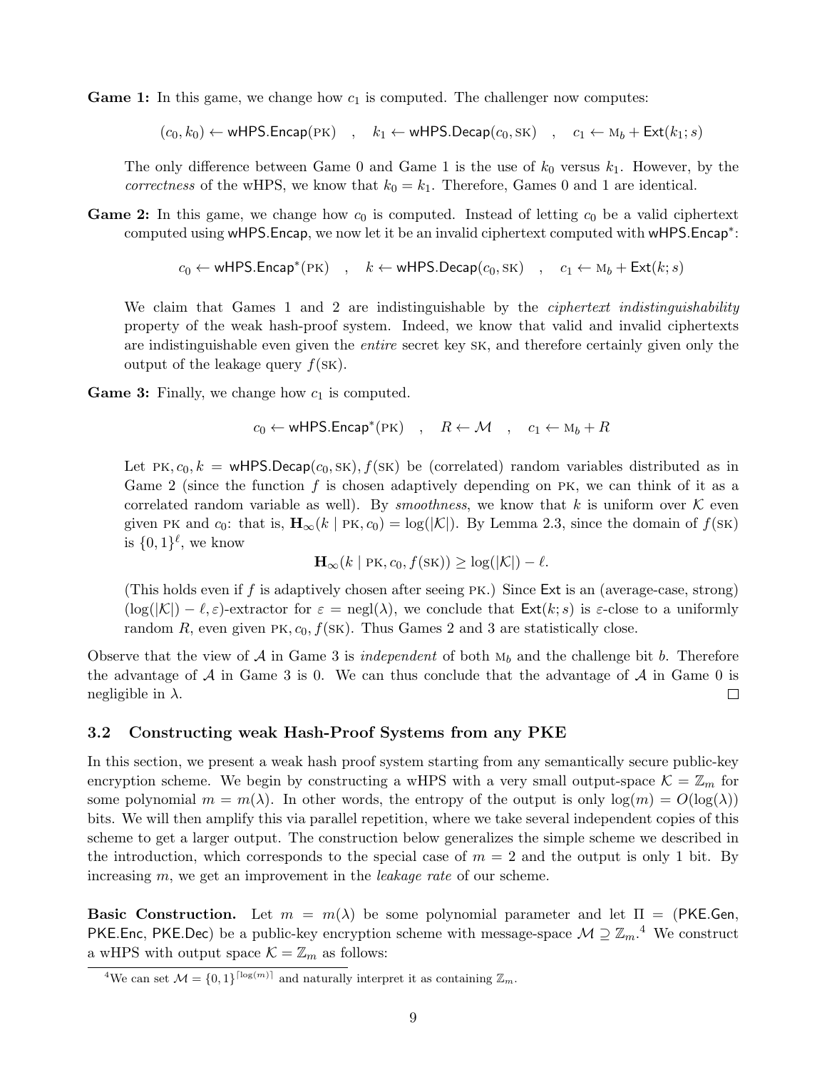**Game 1:** In this game, we change how $c_1$ is computed. The challenger now computes:

$$(c_0, k_0) \leftarrow \mathsf{wHPS.Encap}(\text{PK}) \quad , \quad k_1 \leftarrow \mathsf{wHPS.Decap}(c_0, \text{SK}) \quad , \quad c_1 \leftarrow \text{M}_b + \mathsf{Ext}(k_1; s)$$

The only difference between Game 0 and Game 1 is the use of $k_0$ versus $k_1$. However, by the *correctness* of the wHPS, we know that $k_0 = k_1$. Therefore, Games 0 and 1 are identical.

**Game 2:** In this game, we change how $c_0$ is computed. Instead of letting $c_0$ be a valid ciphertext computed using $\mathsf{wHPS.Encap}$, we now let it be an invalid ciphertext computed with $\mathsf{wHPS.Encap}^*$:

$$c_0 \leftarrow \mathsf{wHPS.Encap}^*(\text{PK}) \quad , \quad k \leftarrow \mathsf{wHPS.Decap}(c_0, \text{SK}) \quad , \quad c_1 \leftarrow \text{M}_b + \mathsf{Ext}(k; s)$$

We claim that Games 1 and 2 are indistinguishable by the *ciphertext indistinguishability* property of the weak hash-proof system. Indeed, we know that valid and invalid ciphertexts are indistinguishable even given the *entire* secret key SK, and therefore certainly given only the output of the leakage query $f(\text{SK})$.

**Game 3:** Finally, we change how $c_1$ is computed.

$$c_0 \leftarrow \mathsf{wHPS.Encap}^*(\text{PK}) \quad , \quad R \leftarrow \mathcal{M} \quad , \quad c_1 \leftarrow \text{M}_b + R$$

Let $\text{PK}, c_0, k = \mathsf{wHPS.Decap}(c_0, \text{SK}), f(\text{SK})$ be (correlated) random variables distributed as in Game 2 (since the function $f$ is chosen adaptively depending on PK, we can think of it as a correlated random variable as well). By *smoothness*, we know that $k$ is uniform over $\mathcal{K}$ even given PK and $c_0$: that is, $\mathbf{H}_\infty(k \mid \text{PK}, c_0) = \log(|\mathcal{K}|)$. By Lemma 2.3, since the domain of $f(\text{SK})$ is $\{0,1\}^\ell$, we know

$$\mathbf{H}_\infty(k \mid \text{PK}, c_0, f(\text{SK})) \geq \log(|\mathcal{K}|) - \ell.$$

(This holds even if $f$ is adaptively chosen after seeing PK.) Since $\mathsf{Ext}$ is an (average-case, strong) $(\log(|\mathcal{K}|) - \ell, \varepsilon)$-extractor for $\varepsilon = \text{negl}(\lambda)$, we conclude that $\mathsf{Ext}(k; s)$ is $\varepsilon$-close to a uniformly random $R$, even given $\text{PK}, c_0, f(\text{SK})$. Thus Games 2 and 3 are statistically close.

Observe that the view of $\mathcal{A}$ in Game 3 is *independent* of both $\text{M}_b$ and the challenge bit $b$. Therefore the advantage of $\mathcal{A}$ in Game 3 is 0. We can thus conclude that the advantage of $\mathcal{A}$ in Game 0 is negligible in $\lambda$. □

### 3.2 Constructing weak Hash-Proof Systems from any PKE

In this section, we present a weak hash proof system starting from any semantically secure public-key encryption scheme. We begin by constructing a wHPS with a very small output-space $\mathcal{K} = \mathbb{Z}_m$ for some polynomial $m = m(\lambda)$. In other words, the entropy of the output is only $\log(m) = O(\log(\lambda))$ bits. We will then amplify this via parallel repetition, where we take several independent copies of this scheme to get a larger output. The construction below generalizes the simple scheme we described in the introduction, which corresponds to the special case of $m = 2$ and the output is only 1 bit. By increasing $m$, we get an improvement in the *leakage rate* of our scheme.

**Basic Construction.** Let $m = m(\lambda)$ be some polynomial parameter and let $\Pi = (\mathsf{PKE.Gen}, \mathsf{PKE.Enc}, \mathsf{PKE.Dec})$ be a public-key encryption scheme with message-space $\mathcal{M} \supseteq \mathbb{Z}_m$.[4] We construct a wHPS with output space $\mathcal{K} = \mathbb{Z}_m$ as follows:

[4] We can set $\mathcal{M} = \{0,1\}^{\lceil \log(m) \rceil}$ and naturally interpret it as containing $\mathbb{Z}_m$.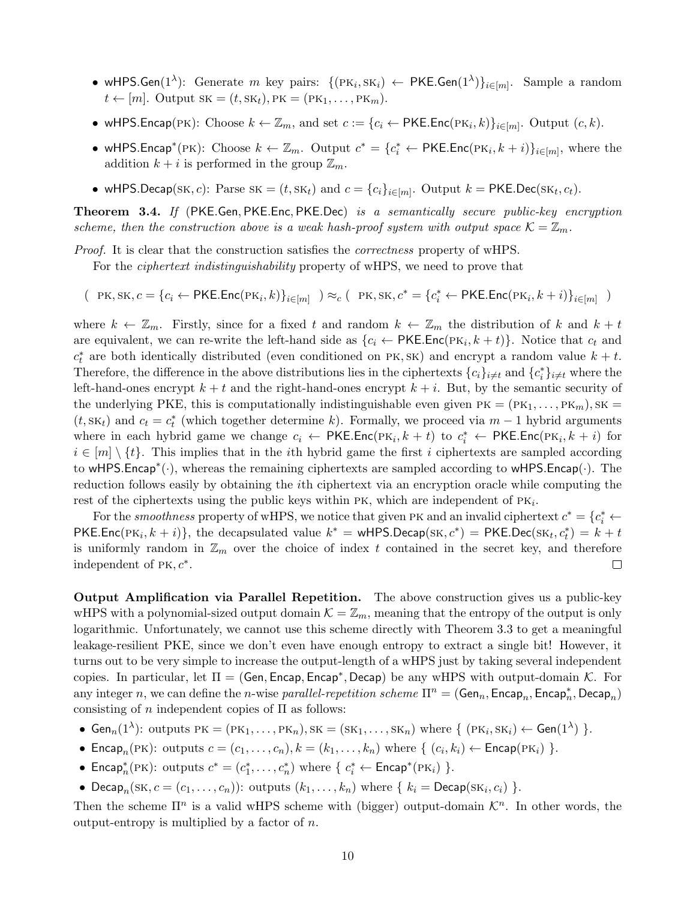- $\mathsf{wHPS.Gen}(1^\lambda)$: Generate $m$ key pairs: $\{(\text{PK}_i, \text{SK}_i) \leftarrow \mathsf{PKE.Gen}(1^\lambda)\}_{i\in[m]}$. Sample a random $t \leftarrow [m]$. Output $\text{SK} = (t, \text{SK}_t)$, $\text{PK} = (\text{PK}_1, \dots, \text{PK}_m)$.
- $\mathsf{wHPS.Encap}(\text{PK})$: Choose $k \leftarrow \mathbb{Z}_m$, and set $c := \{c_i \leftarrow \mathsf{PKE.Enc}(\text{PK}_i, k)\}_{i\in[m]}$. Output $(c, k)$.
- $\mathsf{wHPS.Encap}^*(\text{PK})$: Choose $k \leftarrow \mathbb{Z}_m$. Output $c^* = \{c_i^* \leftarrow \mathsf{PKE.Enc}(\text{PK}_i, k+i)\}_{i\in[m]}$, where the addition $k+i$ is performed in the group $\mathbb{Z}_m$.
- $\mathsf{wHPS.Decap}(\text{SK}, c)$: Parse $\text{SK} = (t, \text{SK}_t)$ and $c = \{c_i\}_{i\in[m]}$. Output $k = \mathsf{PKE.Dec}(\text{SK}_t, c_t)$.

**Theorem 3.4.** *If* $(\mathsf{PKE.Gen}, \mathsf{PKE.Enc}, \mathsf{PKE.Dec})$ *is a semantically secure public-key encryption scheme, then the construction above is a weak hash-proof system with output space* $\mathcal{K} = \mathbb{Z}_m$.

*Proof.* It is clear that the construction satisfies the *correctness* property of wHPS.

For the *ciphertext indistinguishability* property of wHPS, we need to prove that

$$(\ \text{PK}, \text{SK}, c = \{c_i \leftarrow \mathsf{PKE.Enc}(\text{PK}_i, k)\}_{i\in[m]}\ ) \approx_c (\ \text{PK}, \text{SK}, c^* = \{c_i^* \leftarrow \mathsf{PKE.Enc}(\text{PK}_i, k+i)\}_{i\in[m]}\ )$$

where $k \leftarrow \mathbb{Z}_m$. Firstly, since for a fixed $t$ and random $k \leftarrow \mathbb{Z}_m$ the distribution of $k$ and $k+t$ are equivalent, we can re-write the left-hand side as $\{c_i \leftarrow \mathsf{PKE.Enc}(\text{PK}_i, k+t)\}$. Notice that $c_t$ and $c_t^*$ are both identically distributed (even conditioned on $\text{PK}, \text{SK}$) and encrypt a random value $k+t$. Therefore, the difference in the above distributions lies in the ciphertexts $\{c_i\}_{i\neq t}$ and $\{c_i^*\}_{i\neq t}$ where the left-hand-ones encrypt $k+t$ and the right-hand-ones encrypt $k+i$. But, by the semantic security of the underlying PKE, this is computationally indistinguishable even given $\text{PK} = (\text{PK}_1, \dots, \text{PK}_m)$, $\text{SK} = (t, \text{SK}_t)$ and $c_t = c_t^*$ (which together determine $k$). Formally, we proceed via $m-1$ hybrid arguments where in each hybrid game we change $c_i \leftarrow \mathsf{PKE.Enc}(\text{PK}_i, k+t)$ to $c_i^* \leftarrow \mathsf{PKE.Enc}(\text{PK}_i, k+i)$ for $i \in [m] \setminus \{t\}$. This implies that in the $i$th hybrid game the first $i$ ciphertexts are sampled according to $\mathsf{wHPS.Encap}^*(\cdot)$, whereas the remaining ciphertexts are sampled according to $\mathsf{wHPS.Encap}(\cdot)$. The reduction follows easily by obtaining the $i$th ciphertext via an encryption oracle while computing the rest of the ciphertexts using the public keys within PK, which are independent of $\text{PK}_i$.

For the *smoothness* property of wHPS, we notice that given PK and an invalid ciphertext $c^* = \{c_i^* \leftarrow \mathsf{PKE.Enc}(\text{PK}_i, k+i)\}$, the decapsulated value $k^* = \mathsf{wHPS.Decap}(\text{SK}, c^*) = \mathsf{PKE.Dec}(\text{SK}_t, c_t^*) = k+t$ is uniformly random in $\mathbb{Z}_m$ over the choice of index $t$ contained in the secret key, and therefore independent of $\text{PK}, c^*$. $\square$

**Output Amplification via Parallel Repetition.** The above construction gives us a public-key wHPS with a polynomial-sized output domain $\mathcal{K} = \mathbb{Z}_m$, meaning that the entropy of the output is only logarithmic. Unfortunately, we cannot use this scheme directly with Theorem 3.3 to get a meaningful leakage-resilient PKE, since we don't even have enough entropy to extract a single bit! However, it turns out to be very simple to increase the output-length of a wHPS just by taking several independent copies. In particular, let $\Pi = (\mathsf{Gen}, \mathsf{Encap}, \mathsf{Encap}^*, \mathsf{Decap})$ be any wHPS with output-domain $\mathcal{K}$. For any integer $n$, we can define the $n$-wise *parallel-repetition scheme* $\Pi^n = (\mathsf{Gen}_n, \mathsf{Encap}_n, \mathsf{Encap}_n^*, \mathsf{Decap}_n)$ consisting of $n$ independent copies of $\Pi$ as follows:

- $\mathsf{Gen}_n(1^\lambda)$: outputs $\text{PK} = (\text{PK}_1, \dots, \text{PK}_n)$, $\text{SK} = (\text{SK}_1, \dots, \text{SK}_n)$ where $\{\ (\text{PK}_i, \text{SK}_i) \leftarrow \mathsf{Gen}(1^\lambda)\ \}$.
- $\mathsf{Encap}_n(\text{PK})$: outputs $c = (c_1, \dots, c_n)$, $k = (k_1, \dots, k_n)$ where $\{\ (c_i, k_i) \leftarrow \mathsf{Encap}(\text{PK}_i)\ \}$.
- $\mathsf{Encap}_n^*(\text{PK})$: outputs $c^* = (c_1^*, \dots, c_n^*)$ where $\{\ c_i^* \leftarrow \mathsf{Encap}^*(\text{PK}_i)\ \}$.
- $\mathsf{Decap}_n(\text{SK}, c = (c_1, \dots, c_n))$: outputs $(k_1, \dots, k_n)$ where $\{\ k_i = \mathsf{Decap}(\text{SK}_i, c_i)\ \}$.

Then the scheme $\Pi^n$ is a valid wHPS scheme with (bigger) output-domain $\mathcal{K}^n$. In other words, the output-entropy is multiplied by a factor of $n$.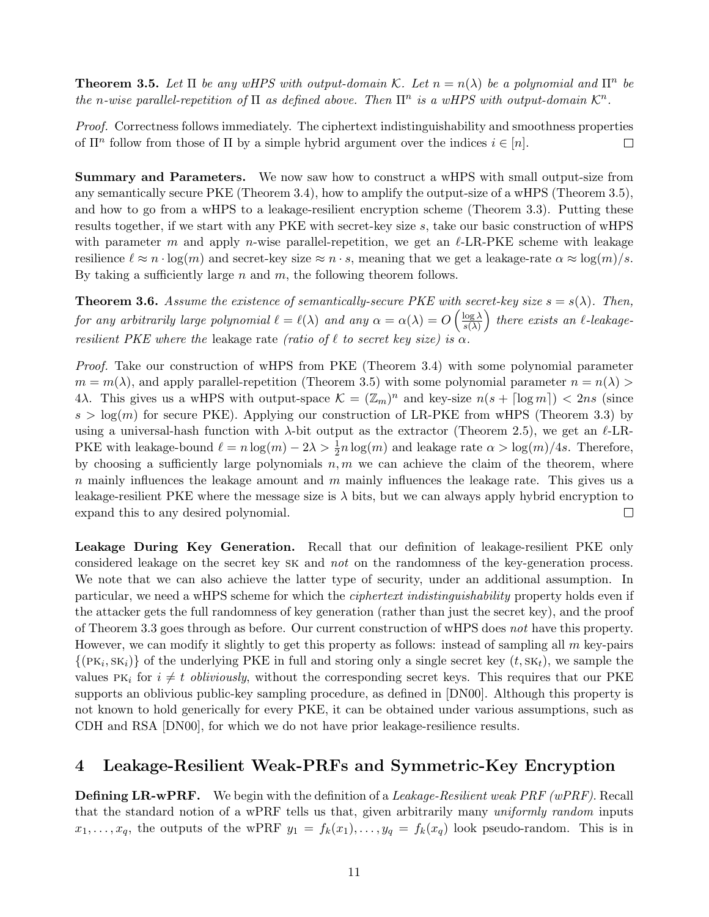**Theorem 3.5.** *Let $\Pi$ be any wHPS with output-domain $\mathcal{K}$. Let $n = n(\lambda)$ be a polynomial and $\Pi^n$ be the $n$-wise parallel-repetition of $\Pi$ as defined above. Then $\Pi^n$ is a wHPS with output-domain $\mathcal{K}^n$.*

*Proof.* Correctness follows immediately. The ciphertext indistinguishability and smoothness properties of $\Pi^n$ follow from those of $\Pi$ by a simple hybrid argument over the indices $i \in [n]$. $\square$

**Summary and Parameters.** We now saw how to construct a wHPS with small output-size from any semantically secure PKE (Theorem 3.4), how to amplify the output-size of a wHPS (Theorem 3.5), and how to go from a wHPS to a leakage-resilient encryption scheme (Theorem 3.3). Putting these results together, if we start with any PKE with secret-key size $s$, take our basic construction of wHPS with parameter $m$ and apply $n$-wise parallel-repetition, we get an $\ell$-LR-PKE scheme with leakage resilience $\ell \approx n \cdot \log(m)$ and secret-key size $\approx n \cdot s$, meaning that we get a leakage-rate $\alpha \approx \log(m)/s$. By taking a sufficiently large $n$ and $m$, the following theorem follows.

**Theorem 3.6.** *Assume the existence of semantically-secure PKE with secret-key size $s = s(\lambda)$. Then, for any arbitrarily large polynomial $\ell = \ell(\lambda)$ and any $\alpha = \alpha(\lambda) = O\left(\frac{\log \lambda}{s(\lambda)}\right)$ there exists an $\ell$-leakage-resilient PKE where the* leakage rate *(ratio of $\ell$ to secret key size) is $\alpha$.*

*Proof.* Take our construction of wHPS from PKE (Theorem 3.4) with some polynomial parameter $m = m(\lambda)$, and apply parallel-repetition (Theorem 3.5) with some polynomial parameter $n = n(\lambda) > 4\lambda$. This gives us a wHPS with output-space $\mathcal{K} = (\mathbb{Z}_m)^n$ and key-size $n(s + \lceil \log m \rceil) < 2ns$ (since $s > \log(m)$ for secure PKE). Applying our construction of LR-PKE from wHPS (Theorem 3.3) by using a universal-hash function with $\lambda$-bit output as the extractor (Theorem 2.5), we get an $\ell$-LR-PKE with leakage-bound $\ell = n \log(m) - 2\lambda > \frac{1}{2} n \log(m)$ and leakage rate $\alpha > \log(m)/4s$. Therefore, by choosing a sufficiently large polynomials $n, m$ we can achieve the claim of the theorem, where $n$ mainly influences the leakage amount and $m$ mainly influences the leakage rate. This gives us a leakage-resilient PKE where the message size is $\lambda$ bits, but we can always apply hybrid encryption to expand this to any desired polynomial. $\square$

**Leakage During Key Generation.** Recall that our definition of leakage-resilient PKE only considered leakage on the secret key SK and *not* on the randomness of the key-generation process. We note that we can also achieve the latter type of security, under an additional assumption. In particular, we need a wHPS scheme for which the *ciphertext indistinguishability* property holds even if the attacker gets the full randomness of key generation (rather than just the secret key), and the proof of Theorem 3.3 goes through as before. Our current construction of wHPS does *not* have this property. However, we can modify it slightly to get this property as follows: instead of sampling all $m$ key-pairs $\{(\text{PK}_i, \text{SK}_i)\}$ of the underlying PKE in full and storing only a single secret key $(t, \text{SK}_t)$, we sample the values $\text{PK}_i$ for $i \neq t$ *obliviously*, without the corresponding secret keys. This requires that our PKE supports an oblivious public-key sampling procedure, as defined in [DN00]. Although this property is not known to hold generically for every PKE, it can be obtained under various assumptions, such as CDH and RSA [DN00], for which we do not have prior leakage-resilience results.

# 4 Leakage-Resilient Weak-PRFs and Symmetric-Key Encryption

**Defining LR-wPRF.** We begin with the definition of a *Leakage-Resilient weak PRF (wPRF)*. Recall that the standard notion of a wPRF tells us that, given arbitrarily many *uniformly random* inputs $x_1, \ldots, x_q$, the outputs of the wPRF $y_1 = f_k(x_1), \ldots, y_q = f_k(x_q)$ look pseudo-random. This is in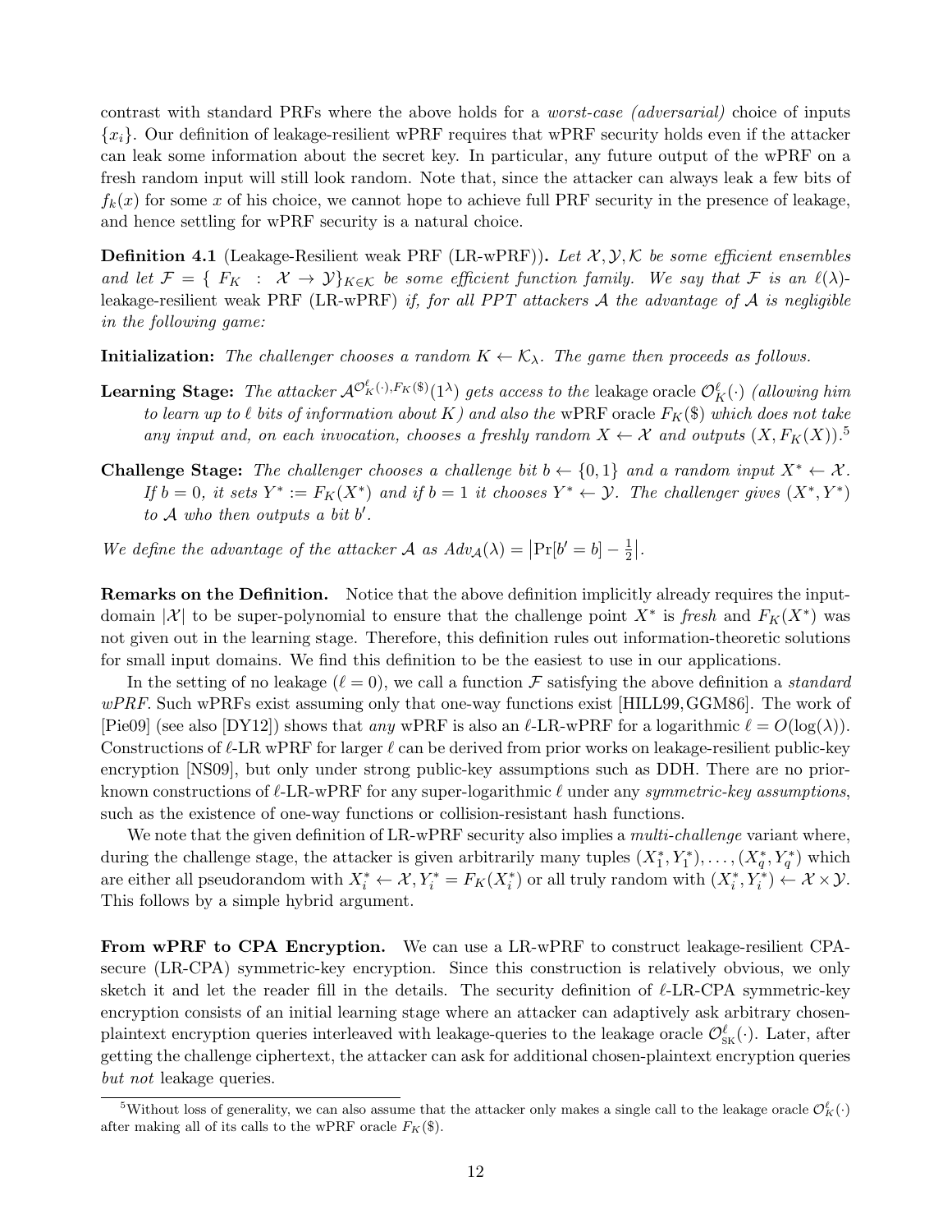contrast with standard PRFs where the above holds for a *worst-case (adversarial)* choice of inputs $\{x_i\}$. Our definition of leakage-resilient wPRF requires that wPRF security holds even if the attacker can leak some information about the secret key. In particular, any future output of the wPRF on a fresh random input will still look random. Note that, since the attacker can always leak a few bits of $f_k(x)$ for some $x$ of his choice, we cannot hope to achieve full PRF security in the presence of leakage, and hence settling for wPRF security is a natural choice.

**Definition 4.1** (Leakage-Resilient weak PRF (LR-wPRF))**.** *Let $\mathcal{X}, \mathcal{Y}, \mathcal{K}$ be some efficient ensembles and let $\mathcal{F} = \{ F_K : \mathcal{X} \to \mathcal{Y}\}_{K \in \mathcal{K}}$ be some efficient function family. We say that $\mathcal{F}$ is an $\ell(\lambda)$-*leakage-resilient weak PRF (LR-wPRF) *if, for all PPT attackers $\mathcal{A}$ the advantage of $\mathcal{A}$ is negligible in the following game:*

**Initialization:** *The challenger chooses a random $K \leftarrow \mathcal{K}_\lambda$. The game then proceeds as follows.*

**Learning Stage:** *The attacker $\mathcal{A}^{\mathcal{O}^\ell_K(\cdot), F_K(\$)}(1^\lambda)$ gets access to the* leakage oracle $\mathcal{O}^\ell_K(\cdot)$ *(allowing him to learn up to $\ell$ bits of information about $K$) and also the* wPRF oracle $F_K(\$)$ *which does not take any input and, on each invocation, chooses a freshly random $X \leftarrow \mathcal{X}$ and outputs $(X, F_K(X))$.*[5]

**Challenge Stage:** *The challenger chooses a challenge bit $b \leftarrow \{0,1\}$ and a random input $X^* \leftarrow \mathcal{X}$. If $b = 0$, it sets $Y^* := F_K(X^*)$ and if $b = 1$ it chooses $Y^* \leftarrow \mathcal{Y}$. The challenger gives $(X^*, Y^*)$ to $\mathcal{A}$ who then outputs a bit $b'$.*

*We define the advantage of the attacker $\mathcal{A}$ as $Adv_{\mathcal{A}}(\lambda) = \left|\Pr[b' = b] - \frac{1}{2}\right|$.*

**Remarks on the Definition.** Notice that the above definition implicitly already requires the input-domain $|\mathcal{X}|$ to be super-polynomial to ensure that the challenge point $X^*$ is *fresh* and $F_K(X^*)$ was not given out in the learning stage. Therefore, this definition rules out information-theoretic solutions for small input domains. We find this definition to be the easiest to use in our applications.

In the setting of no leakage ($\ell = 0$), we call a function $\mathcal{F}$ satisfying the above definition a *standard wPRF*. Such wPRFs exist assuming only that one-way functions exist [HILL99, GGM86]. The work of [Pie09] (see also [DY12]) shows that *any* wPRF is also an $\ell$-LR-wPRF for a logarithmic $\ell = O(\log(\lambda))$. Constructions of $\ell$-LR wPRF for larger $\ell$ can be derived from prior works on leakage-resilient public-key encryption [NS09], but only under strong public-key assumptions such as DDH. There are no prior-known constructions of $\ell$-LR-wPRF for any super-logarithmic $\ell$ under any *symmetric-key assumptions*, such as the existence of one-way functions or collision-resistant hash functions.

We note that the given definition of LR-wPRF security also implies a *multi-challenge* variant where, during the challenge stage, the attacker is given arbitrarily many tuples $(X^*_1, Y^*_1), \ldots, (X^*_q, Y^*_q)$ which are either all pseudorandom with $X^*_i \leftarrow \mathcal{X}, Y^*_i = F_K(X^*_i)$ or all truly random with $(X^*_i, Y^*_i) \leftarrow \mathcal{X} \times \mathcal{Y}$. This follows by a simple hybrid argument.

**From wPRF to CPA Encryption.** We can use a LR-wPRF to construct leakage-resilient CPA-secure (LR-CPA) symmetric-key encryption. Since this construction is relatively obvious, we only sketch it and let the reader fill in the details. The security definition of $\ell$-LR-CPA symmetric-key encryption consists of an initial learning stage where an attacker can adaptively ask arbitrary chosen-plaintext encryption queries interleaved with leakage-queries to the leakage oracle $\mathcal{O}^\ell_{\mathrm{SK}}(\cdot)$. Later, after getting the challenge ciphertext, the attacker can ask for additional chosen-plaintext encryption queries *but not* leakage queries.

---

[5] Without loss of generality, we can also assume that the attacker only makes a single call to the leakage oracle $\mathcal{O}^\ell_K(\cdot)$ after making all of its calls to the wPRF oracle $F_K(\$)$.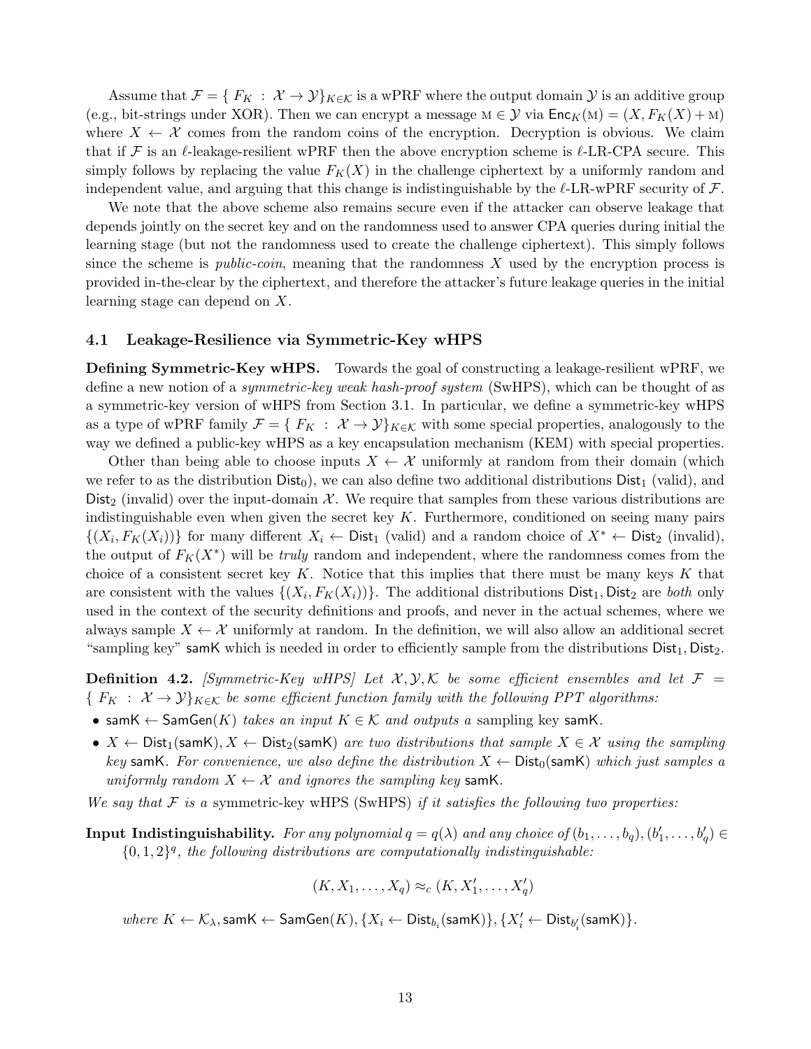Assume that $\mathcal{F} = \{ F_K : \mathcal{X} \to \mathcal{Y}\}_{K \in \mathcal{K}}$ is a wPRF where the output domain $\mathcal{Y}$ is an additive group (e.g., bit-strings under XOR). Then we can encrypt a message $\text{M} \in \mathcal{Y}$ via $\mathsf{Enc}_K(\text{M}) = (X, F_K(X) + \text{M})$ where $X \leftarrow \mathcal{X}$ comes from the random coins of the encryption. Decryption is obvious. We claim that if $\mathcal{F}$ is an $\ell$-leakage-resilient wPRF then the above encryption scheme is $\ell$-LR-CPA secure. This simply follows by replacing the value $F_K(X)$ in the challenge ciphertext by a uniformly random and independent value, and arguing that this change is indistinguishable by the $\ell$-LR-wPRF security of $\mathcal{F}$.

We note that the above scheme also remains secure even if the attacker can observe leakage that depends jointly on the secret key and on the randomness used to answer CPA queries during initial the learning stage (but not the randomness used to create the challenge ciphertext). This simply follows since the scheme is *public-coin*, meaning that the randomness $X$ used by the encryption process is provided in-the-clear by the ciphertext, and therefore the attacker's future leakage queries in the initial learning stage can depend on $X$.

### 4.1 Leakage-Resilience via Symmetric-Key wHPS

**Defining Symmetric-Key wHPS.** Towards the goal of constructing a leakage-resilient wPRF, we define a new notion of a *symmetric-key weak hash-proof system* (SwHPS), which can be thought of as a symmetric-key version of wHPS from Section 3.1. In particular, we define a symmetric-key wHPS as a type of wPRF family $\mathcal{F} = \{ F_K : \mathcal{X} \to \mathcal{Y}\}_{K \in \mathcal{K}}$ with some special properties, analogously to the way we defined a public-key wHPS as a key encapsulation mechanism (KEM) with special properties.

Other than being able to choose inputs $X \leftarrow \mathcal{X}$ uniformly at random from their domain (which we refer to as the distribution $\mathsf{Dist}_0$), we can also define two additional distributions $\mathsf{Dist}_1$ (valid), and $\mathsf{Dist}_2$ (invalid) over the input-domain $\mathcal{X}$. We require that samples from these various distributions are indistinguishable even when given the secret key $K$. Furthermore, conditioned on seeing many pairs $\{(X_i, F_K(X_i))\}$ for many different $X_i \leftarrow \mathsf{Dist}_1$ (valid) and a random choice of $X^* \leftarrow \mathsf{Dist}_2$ (invalid), the output of $F_K(X^*)$ will be *truly* random and independent, where the randomness comes from the choice of a consistent secret key $K$. Notice that this implies that there must be many keys $K$ that are consistent with the values $\{(X_i, F_K(X_i))\}$. The additional distributions $\mathsf{Dist}_1, \mathsf{Dist}_2$ are *both* only used in the context of the security definitions and proofs, and never in the actual schemes, where we always sample $X \leftarrow \mathcal{X}$ uniformly at random. In the definition, we will also allow an additional secret "sampling key" $\mathsf{samK}$ which is needed in order to efficiently sample from the distributions $\mathsf{Dist}_1, \mathsf{Dist}_2$.

**Definition 4.2.** *[Symmetric-Key wHPS] Let $\mathcal{X}, \mathcal{Y}, \mathcal{K}$ be some efficient ensembles and let $\mathcal{F} = \{ F_K : \mathcal{X} \to \mathcal{Y}\}_{K \in \mathcal{K}}$ be some efficient function family with the following PPT algorithms:*

- $\mathsf{samK} \leftarrow \mathsf{SamGen}(K)$ *takes an input $K \in \mathcal{K}$ and outputs a* sampling key $\mathsf{samK}$.
- $X \leftarrow \mathsf{Dist}_1(\mathsf{samK}), X \leftarrow \mathsf{Dist}_2(\mathsf{samK})$ *are two distributions that sample $X \in \mathcal{X}$ using the sampling key $\mathsf{samK}$. For convenience, we also define the distribution $X \leftarrow \mathsf{Dist}_0(\mathsf{samK})$ which just samples a uniformly random $X \leftarrow \mathcal{X}$ and ignores the sampling key $\mathsf{samK}$.*

*We say that $\mathcal{F}$ is a* symmetric-key wHPS (SwHPS) *if it satisfies the following two properties:*

**Input Indistinguishability.** *For any polynomial $q = q(\lambda)$ and any choice of $(b_1, \dots, b_q), (b'_1, \dots, b'_q) \in \{0, 1, 2\}^q$, the following distributions are computationally indistinguishable:*

$$(K, X_1, \dots, X_q) \approx_c (K, X'_1, \dots, X'_q)$$

*where $K \leftarrow \mathcal{K}_\lambda, \mathsf{samK} \leftarrow \mathsf{SamGen}(K), \{X_i \leftarrow \mathsf{Dist}_{b_i}(\mathsf{samK})\}, \{X'_i \leftarrow \mathsf{Dist}_{b'_i}(\mathsf{samK})\}$.*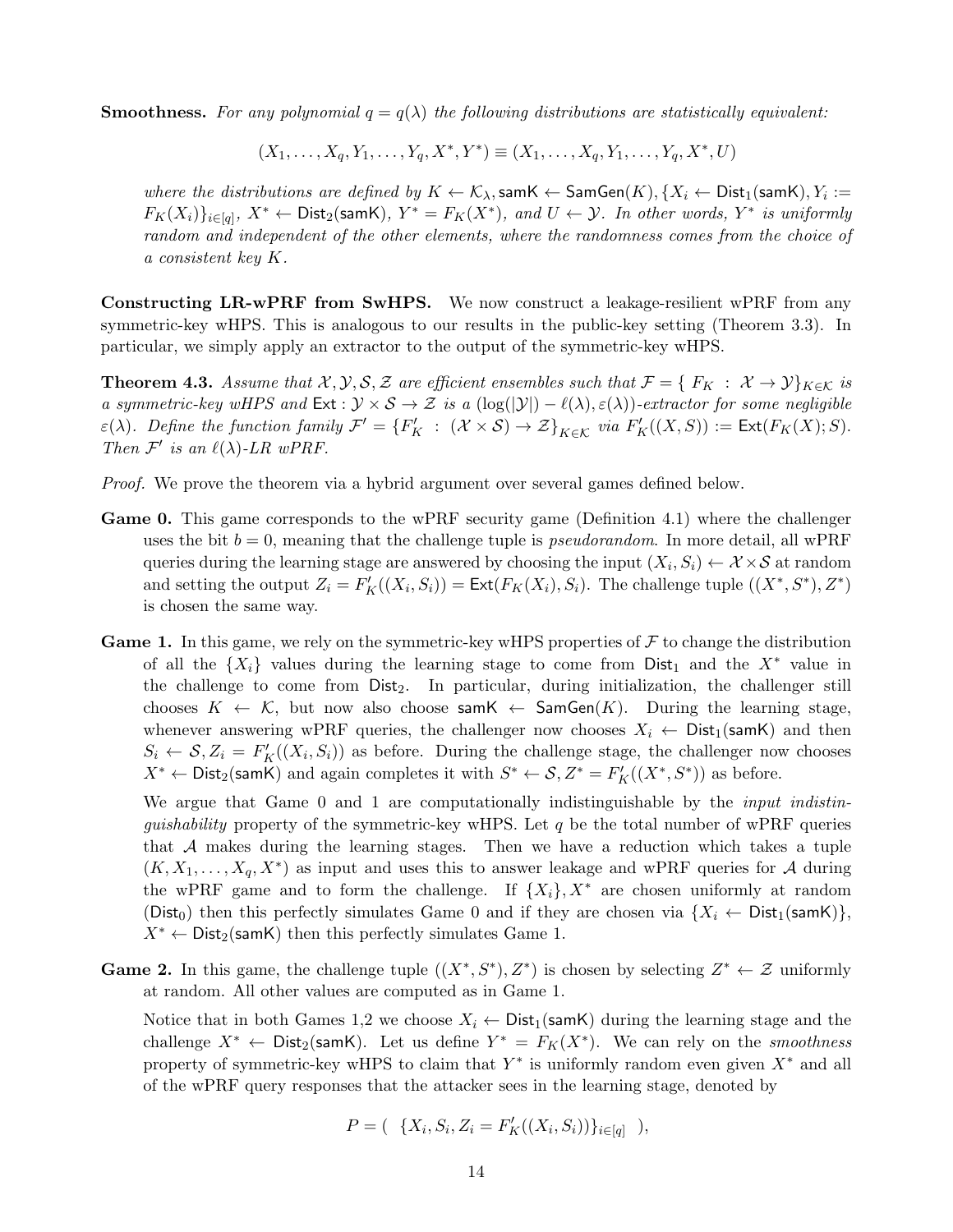**Smoothness.** *For any polynomial $q = q(\lambda)$ the following distributions are statistically equivalent:*

$$(X_1, \ldots, X_q, Y_1, \ldots, Y_q, X^*, Y^*) \equiv (X_1, \ldots, X_q, Y_1, \ldots, Y_q, X^*, U)$$

*where the distributions are defined by $K \leftarrow \mathcal{K}_\lambda, \mathsf{samK} \leftarrow \mathsf{SamGen}(K), \{X_i \leftarrow \mathsf{Dist}_1(\mathsf{samK}), Y_i := F_K(X_i)\}_{i \in [q]}$, $X^* \leftarrow \mathsf{Dist}_2(\mathsf{samK})$, $Y^* = F_K(X^*)$, and $U \leftarrow \mathcal{Y}$. In other words, $Y^*$ is uniformly random and independent of the other elements, where the randomness comes from the choice of a consistent key $K$.*

**Constructing LR-wPRF from SwHPS.** We now construct a leakage-resilient wPRF from any symmetric-key wHPS. This is analogous to our results in the public-key setting (Theorem 3.3). In particular, we simply apply an extractor to the output of the symmetric-key wHPS.

**Theorem 4.3.** *Assume that $\mathcal{X}, \mathcal{Y}, \mathcal{S}, \mathcal{Z}$ are efficient ensembles such that $\mathcal{F} = \{ F_K : \mathcal{X} \to \mathcal{Y} \}_{K \in \mathcal{K}}$ is a symmetric-key wHPS and $\mathsf{Ext} : \mathcal{Y} \times \mathcal{S} \to \mathcal{Z}$ is a $(\log(|\mathcal{Y}|) - \ell(\lambda), \varepsilon(\lambda))$-extractor for some negligible $\varepsilon(\lambda)$. Define the function family $\mathcal{F}' = \{F'_K : (\mathcal{X} \times \mathcal{S}) \to \mathcal{Z}\}_{K \in \mathcal{K}}$ via $F'_K((X, S)) := \mathsf{Ext}(F_K(X); S)$. Then $\mathcal{F}'$ is an $\ell(\lambda)$-LR wPRF.*

*Proof.* We prove the theorem via a hybrid argument over several games defined below.

**Game 0.** This game corresponds to the wPRF security game (Definition 4.1) where the challenger uses the bit $b = 0$, meaning that the challenge tuple is *pseudorandom*. In more detail, all wPRF queries during the learning stage are answered by choosing the input $(X_i, S_i) \leftarrow \mathcal{X} \times \mathcal{S}$ at random and setting the output $Z_i = F'_K((X_i, S_i)) = \mathsf{Ext}(F_K(X_i), S_i)$. The challenge tuple $((X^*, S^*), Z^*)$ is chosen the same way.

**Game 1.** In this game, we rely on the symmetric-key wHPS properties of $\mathcal{F}$ to change the distribution of all the $\{X_i\}$ values during the learning stage to come from $\mathsf{Dist}_1$ and the $X^*$ value in the challenge to come from $\mathsf{Dist}_2$. In particular, during initialization, the challenger still chooses $K \leftarrow \mathcal{K}$, but now also choose $\mathsf{samK} \leftarrow \mathsf{SamGen}(K)$. During the learning stage, whenever answering wPRF queries, the challenger now chooses $X_i \leftarrow \mathsf{Dist}_1(\mathsf{samK})$ and then $S_i \leftarrow \mathcal{S}, Z_i = F'_K((X_i, S_i))$ as before. During the challenge stage, the challenger now chooses $X^* \leftarrow \mathsf{Dist}_2(\mathsf{samK})$ and again completes it with $S^* \leftarrow \mathcal{S}, Z^* = F'_K((X^*, S^*))$ as before.

We argue that Game 0 and 1 are computationally indistinguishable by the *input indistinguishability* property of the symmetric-key wHPS. Let $q$ be the total number of wPRF queries that $\mathcal{A}$ makes during the learning stages. Then we have a reduction which takes a tuple $(K, X_1, \ldots, X_q, X^*)$ as input and uses this to answer leakage and wPRF queries for $\mathcal{A}$ during the wPRF game and to form the challenge. If $\{X_i\}, X^*$ are chosen uniformly at random ($\mathsf{Dist}_0$) then this perfectly simulates Game 0 and if they are chosen via $\{X_i \leftarrow \mathsf{Dist}_1(\mathsf{samK})\}$, $X^* \leftarrow \mathsf{Dist}_2(\mathsf{samK})$ then this perfectly simulates Game 1.

**Game 2.** In this game, the challenge tuple $((X^*, S^*), Z^*)$ is chosen by selecting $Z^* \leftarrow \mathcal{Z}$ uniformly at random. All other values are computed as in Game 1.

Notice that in both Games 1,2 we choose $X_i \leftarrow \mathsf{Dist}_1(\mathsf{samK})$ during the learning stage and the challenge $X^* \leftarrow \mathsf{Dist}_2(\mathsf{samK})$. Let us define $Y^* = F_K(X^*)$. We can rely on the *smoothness* property of symmetric-key wHPS to claim that $Y^*$ is uniformly random even given $X^*$ and all of the wPRF query responses that the attacker sees in the learning stage, denoted by

$$P = ( \ \{X_i, S_i, Z_i = F'_K((X_i, S_i))\}_{i \in [q]} \ ),$$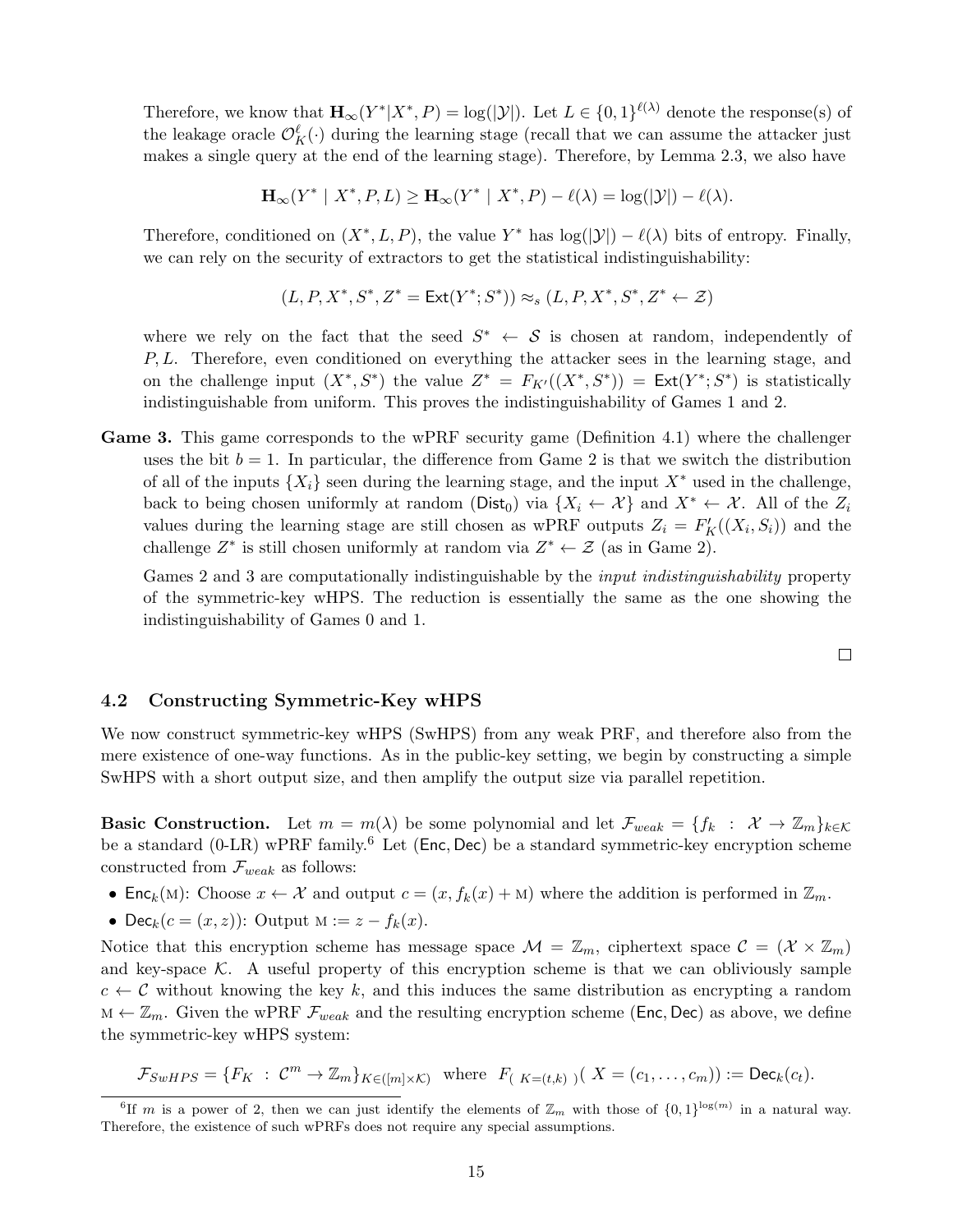Therefore, we know that $\mathbf{H}_\infty(Y^*|X^*, P) = \log(|\mathcal{Y}|)$. Let $L \in \{0,1\}^{\ell(\lambda)}$ denote the response(s) of the leakage oracle $\mathcal{O}_K^\ell(\cdot)$ during the learning stage (recall that we can assume the attacker just makes a single query at the end of the learning stage). Therefore, by Lemma 2.3, we also have

$$\mathbf{H}_\infty(Y^* \mid X^*, P, L) \geq \mathbf{H}_\infty(Y^* \mid X^*, P) - \ell(\lambda) = \log(|\mathcal{Y}|) - \ell(\lambda).$$

Therefore, conditioned on $(X^*, L, P)$, the value $Y^*$ has $\log(|\mathcal{Y}|) - \ell(\lambda)$ bits of entropy. Finally, we can rely on the security of extractors to get the statistical indistinguishability:

$$(L, P, X^*, S^*, Z^* = \mathsf{Ext}(Y^*; S^*)) \approx_s (L, P, X^*, S^*, Z^* \leftarrow \mathcal{Z})$$

where we rely on the fact that the seed $S^* \leftarrow \mathcal{S}$ is chosen at random, independently of $P, L$. Therefore, even conditioned on everything the attacker sees in the learning stage, and on the challenge input $(X^*, S^*)$ the value $Z^* = F_{K'}((X^*, S^*)) = \mathsf{Ext}(Y^*; S^*)$ is statistically indistinguishable from uniform. This proves the indistinguishability of Games 1 and 2.

**Game 3.** This game corresponds to the wPRF security game (Definition 4.1) where the challenger uses the bit $b = 1$. In particular, the difference from Game 2 is that we switch the distribution of all of the inputs $\{X_i\}$ seen during the learning stage, and the input $X^*$ used in the challenge, back to being chosen uniformly at random ($\mathsf{Dist}_0$) via $\{X_i \leftarrow \mathcal{X}\}$ and $X^* \leftarrow \mathcal{X}$. All of the $Z_i$ values during the learning stage are still chosen as wPRF outputs $Z_i = F'_K((X_i, S_i))$ and the challenge $Z^*$ is still chosen uniformly at random via $Z^* \leftarrow \mathcal{Z}$ (as in Game 2).

Games 2 and 3 are computationally indistinguishable by the *input indistinguishability* property of the symmetric-key wHPS. The reduction is essentially the same as the one showing the indistinguishability of Games 0 and 1.

□

### 4.2 Constructing Symmetric-Key wHPS

We now construct symmetric-key wHPS (SwHPS) from any weak PRF, and therefore also from the mere existence of one-way functions. As in the public-key setting, we begin by constructing a simple SwHPS with a short output size, and then amplify the output size via parallel repetition.

**Basic Construction.** Let $m = m(\lambda)$ be some polynomial and let $\mathcal{F}_{weak} = \{f_k : \mathcal{X} \to \mathbb{Z}_m\}_{k \in \mathcal{K}}$ be a standard (0-LR) wPRF family.[6] Let $(\mathsf{Enc}, \mathsf{Dec})$ be a standard symmetric-key encryption scheme constructed from $\mathcal{F}_{weak}$ as follows:

- $\mathsf{Enc}_k(\mathrm{M})$: Choose $x \leftarrow \mathcal{X}$ and output $c = (x, f_k(x) + \mathrm{M})$ where the addition is performed in $\mathbb{Z}_m$.
- $\mathsf{Dec}_k(c = (x, z))$: Output $\mathrm{M} := z - f_k(x)$.

Notice that this encryption scheme has message space $\mathcal{M} = \mathbb{Z}_m$, ciphertext space $\mathcal{C} = (\mathcal{X} \times \mathbb{Z}_m)$ and key-space $\mathcal{K}$. A useful property of this encryption scheme is that we can obliviously sample $c \leftarrow \mathcal{C}$ without knowing the key $k$, and this induces the same distribution as encrypting a random $\mathrm{M} \leftarrow \mathbb{Z}_m$. Given the wPRF $\mathcal{F}_{weak}$ and the resulting encryption scheme $(\mathsf{Enc}, \mathsf{Dec})$ as above, we define the symmetric-key wHPS system:

$$\mathcal{F}_{SwHPS} = \{F_K : \mathcal{C}^m \to \mathbb{Z}_m\}_{K \in ([m] \times \mathcal{K})} \quad \text{where} \quad F_{(K=(t,k))}(X = (c_1, \ldots, c_m)) := \mathsf{Dec}_k(c_t).$$

[6] If $m$ is a power of 2, then we can just identify the elements of $\mathbb{Z}_m$ with those of $\{0,1\}^{\log(m)}$ in a natural way. Therefore, the existence of such wPRFs does not require any special assumptions.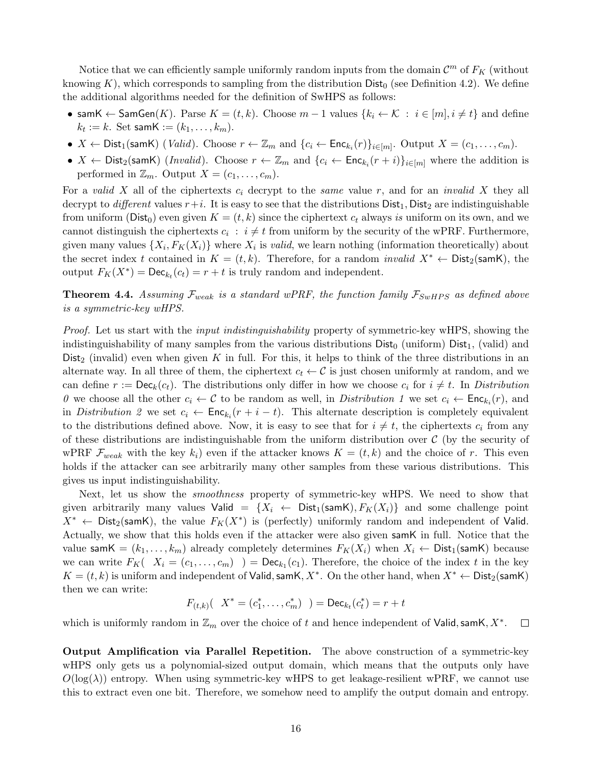Notice that we can efficiently sample uniformly random inputs from the domain $\mathcal{C}^m$ of $F_K$ (without knowing $K$), which corresponds to sampling from the distribution $\mathsf{Dist}_0$ (see Definition 4.2). We define the additional algorithms needed for the definition of SwHPS as follows:

- $\mathsf{samK} \leftarrow \mathsf{SamGen}(K)$. Parse $K = (t, k)$. Choose $m - 1$ values $\{k_i \leftarrow \mathcal{K} \,:\, i \in [m], i \neq t\}$ and define $k_t := k$. Set $\mathsf{samK} := (k_1, \ldots, k_m)$.
- $X \leftarrow \mathsf{Dist}_1(\mathsf{samK})$ (*Valid*). Choose $r \leftarrow \mathbb{Z}_m$ and $\{c_i \leftarrow \mathsf{Enc}_{k_i}(r)\}_{i \in [m]}$. Output $X = (c_1, \ldots, c_m)$.
- $X \leftarrow \mathsf{Dist}_2(\mathsf{samK})$ (*Invalid*). Choose $r \leftarrow \mathbb{Z}_m$ and $\{c_i \leftarrow \mathsf{Enc}_{k_i}(r + i)\}_{i \in [m]}$ where the addition is performed in $\mathbb{Z}_m$. Output $X = (c_1, \ldots, c_m)$.

For a *valid* $X$ all of the ciphertexts $c_i$ decrypt to the *same* value $r$, and for an *invalid* $X$ they all decrypt to *different* values $r+i$. It is easy to see that the distributions $\mathsf{Dist}_1, \mathsf{Dist}_2$ are indistinguishable from uniform ($\mathsf{Dist}_0$) even given $K = (t, k)$ since the ciphertext $c_t$ always *is* uniform on its own, and we cannot distinguish the ciphertexts $c_i \,:\, i \neq t$ from uniform by the security of the wPRF. Furthermore, given many values $\{X_i, F_K(X_i)\}$ where $X_i$ is *valid*, we learn nothing (information theoretically) about the secret index $t$ contained in $K = (t, k)$. Therefore, for a random *invalid* $X^* \leftarrow \mathsf{Dist}_2(\mathsf{samK})$, the output $F_K(X^*) = \mathsf{Dec}_{k_t}(c_t) = r + t$ is truly random and independent.

**Theorem 4.4.** *Assuming $\mathcal{F}_{weak}$ is a standard wPRF, the function family $\mathcal{F}_{SwHPS}$ as defined above is a symmetric-key wHPS.*

*Proof.* Let us start with the *input indistinguishability* property of symmetric-key wHPS, showing the indistinguishability of many samples from the various distributions $\mathsf{Dist}_0$ (uniform) $\mathsf{Dist}_1$, (valid) and $\mathsf{Dist}_2$ (invalid) even when given $K$ in full. For this, it helps to think of the three distributions in an alternate way. In all three of them, the ciphertext $c_t \leftarrow \mathcal{C}$ is just chosen uniformly at random, and we can define $r := \mathsf{Dec}_k(c_t)$. The distributions only differ in how we choose $c_i$ for $i \neq t$. In *Distribution 0* we choose all the other $c_i \leftarrow \mathcal{C}$ to be random as well, in *Distribution 1* we set $c_i \leftarrow \mathsf{Enc}_{k_i}(r)$, and in *Distribution 2* we set $c_i \leftarrow \mathsf{Enc}_{k_i}(r + i - t)$. This alternate description is completely equivalent to the distributions defined above. Now, it is easy to see that for $i \neq t$, the ciphertexts $c_i$ from any of these distributions are indistinguishable from the uniform distribution over $\mathcal{C}$ (by the security of wPRF $\mathcal{F}_{weak}$ with the key $k_i$) even if the attacker knows $K = (t, k)$ and the choice of $r$. This even holds if the attacker can see arbitrarily many other samples from these various distributions. This gives us input indistinguishability.

Next, let us show the *smoothness* property of symmetric-key wHPS. We need to show that given arbitrarily many values $\mathsf{Valid} = \{X_i \leftarrow \mathsf{Dist}_1(\mathsf{samK}), F_K(X_i)\}$ and some challenge point $X^* \leftarrow \mathsf{Dist}_2(\mathsf{samK})$, the value $F_K(X^*)$ is (perfectly) uniformly random and independent of $\mathsf{Valid}$. Actually, we show that this holds even if the attacker were also given $\mathsf{samK}$ in full. Notice that the value $\mathsf{samK} = (k_1, \ldots, k_m)$ already completely determines $F_K(X_i)$ when $X_i \leftarrow \mathsf{Dist}_1(\mathsf{samK})$ because we can write $F_K(\;X_i = (c_1, \ldots, c_m)\;) = \mathsf{Dec}_{k_1}(c_1)$. Therefore, the choice of the index $t$ in the key $K = (t, k)$ is uniform and independent of $\mathsf{Valid}, \mathsf{samK}, X^*$. On the other hand, when $X^* \leftarrow \mathsf{Dist}_2(\mathsf{samK})$ then we can write:

$$F_{(t,k)}(\;X^* = (c_1^*, \ldots, c_m^*)\;) = \mathsf{Dec}_{k_t}(c_t^*) = r + t$$

which is uniformly random in $\mathbb{Z}_m$ over the choice of $t$ and hence independent of $\mathsf{Valid}, \mathsf{samK}, X^*$. $\square$

**Output Amplification via Parallel Repetition.** The above construction of a symmetric-key wHPS only gets us a polynomial-sized output domain, which means that the outputs only have $O(\log(\lambda))$ entropy. When using symmetric-key wHPS to get leakage-resilient wPRF, we cannot use this to extract even one bit. Therefore, we somehow need to amplify the output domain and entropy.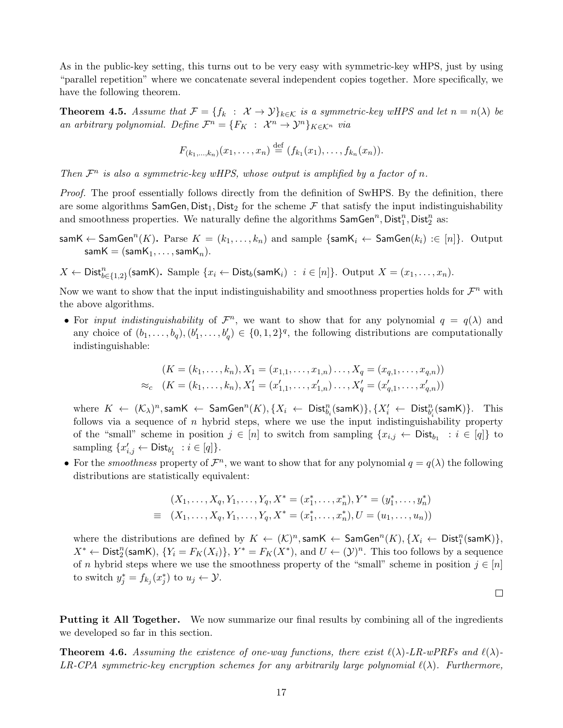As in the public-key setting, this turns out to be very easy with symmetric-key wHPS, just by using "parallel repetition" where we concatenate several independent copies together. More specifically, we have the following theorem.

**Theorem 4.5.** *Assume that $\mathcal{F} = \{f_k : \mathcal{X} \to \mathcal{Y}\}_{k \in \mathcal{K}}$ is a symmetric-key wHPS and let $n = n(\lambda)$ be an arbitrary polynomial. Define $\mathcal{F}^n = \{F_K : \mathcal{X}^n \to \mathcal{Y}^n\}_{K \in \mathcal{K}^n}$ via*

$$F_{(k_1,\ldots,k_n)}(x_1, \ldots, x_n) \stackrel{\text{def}}{=} (f_{k_1}(x_1), \ldots, f_{k_n}(x_n)).$$

*Then $\mathcal{F}^n$ is also a symmetric-key wHPS, whose output is amplified by a factor of $n$.*

*Proof.* The proof essentially follows directly from the definition of SwHPS. By the definition, there are some algorithms $\mathsf{SamGen}, \mathsf{Dist}_1, \mathsf{Dist}_2$ for the scheme $\mathcal{F}$ that satisfy the input indistinguishability and smoothness properties. We naturally define the algorithms $\mathsf{SamGen}^n, \mathsf{Dist}_1^n, \mathsf{Dist}_2^n$ as:

$\mathsf{samK} \leftarrow \mathsf{SamGen}^n(K)$**.** Parse $K = (k_1, \ldots, k_n)$ and sample $\{\mathsf{samK}_i \leftarrow \mathsf{SamGen}(k_i) :\in [n]\}$. Output $\mathsf{samK} = (\mathsf{samK}_1, \ldots, \mathsf{samK}_n)$.

$X \leftarrow \mathsf{Dist}^n_{b\in\{1,2\}}(\mathsf{samK})$**.** Sample $\{x_i \leftarrow \mathsf{Dist}_b(\mathsf{samK}_i) \; : \; i \in [n]\}$. Output $X = (x_1, \ldots, x_n)$.

Now we want to show that the input indistinguishability and smoothness properties holds for $\mathcal{F}^n$ with the above algorithms.

- For *input indistinguishability* of $\mathcal{F}^n$, we want to show that for any polynomial $q = q(\lambda)$ and any choice of $(b_1, \ldots, b_q), (b'_1, \ldots, b'_q) \in \{0, 1, 2\}^q$, the following distributions are computationally indistinguishable:

$$\begin{aligned} &(K = (k_1, \ldots, k_n), X_1 = (x_{1,1}, \ldots, x_{1,n}) \ldots, X_q = (x_{q,1}, \ldots, x_{q,n})) \\ \approx_c \quad &(K = (k_1, \ldots, k_n), X'_1 = (x'_{1,1}, \ldots, x'_{1,n}) \ldots, X'_q = (x'_{q,1}, \ldots, x'_{q,n})) \end{aligned}$$

  where $K \leftarrow (\mathcal{K}_\lambda)^n, \mathsf{samK} \leftarrow \mathsf{SamGen}^n(K), \{X_i \leftarrow \mathsf{Dist}^n_{b_i}(\mathsf{samK})\}, \{X'_i \leftarrow \mathsf{Dist}^n_{b'_i}(\mathsf{samK})\}$. This follows via a sequence of $n$ hybrid steps, where we use the input indistinguishability property of the "small" scheme in position $j \in [n]$ to switch from sampling $\{x_{i,j} \leftarrow \mathsf{Dist}_{b_1} \; : i \in [q]\}$ to sampling $\{x'_{i,j} \leftarrow \mathsf{Dist}_{b'_1} \; : i \in [q]\}$.

- For the *smoothness* property of $\mathcal{F}^n$, we want to show that for any polynomial $q = q(\lambda)$ the following distributions are statistically equivalent:

$$\begin{aligned} &(X_1, \ldots, X_q, Y_1, \ldots, Y_q, X^* = (x^*_1, \ldots, x^*_n), Y^* = (y^*_1, \ldots, y^*_n)) \\ \equiv \quad &(X_1, \ldots, X_q, Y_1, \ldots, Y_q, X^* = (x^*_1, \ldots, x^*_n), U = (u_1, \ldots, u_n)) \end{aligned}$$

  where the distributions are defined by $K \leftarrow (\mathcal{K})^n, \mathsf{samK} \leftarrow \mathsf{SamGen}^n(K), \{X_i \leftarrow \mathsf{Dist}^n_1(\mathsf{samK})\}$, $X^* \leftarrow \mathsf{Dist}^n_2(\mathsf{samK})$, $\{Y_i = F_K(X_i)\}$, $Y^* = F_K(X^*)$, and $U \leftarrow (\mathcal{Y})^n$. This too follows by a sequence of $n$ hybrid steps where we use the smoothness property of the "small" scheme in position $j \in [n]$ to switch $y^*_j = f_{k_j}(x^*_j)$ to $u_j \leftarrow \mathcal{Y}$.

$\square$

**Putting it All Together.** We now summarize our final results by combining all of the ingredients we developed so far in this section.

**Theorem 4.6.** *Assuming the existence of one-way functions, there exist $\ell(\lambda)$-LR-wPRFs and $\ell(\lambda)$-LR-CPA symmetric-key encryption schemes for any arbitrarily large polynomial $\ell(\lambda)$. Furthermore,*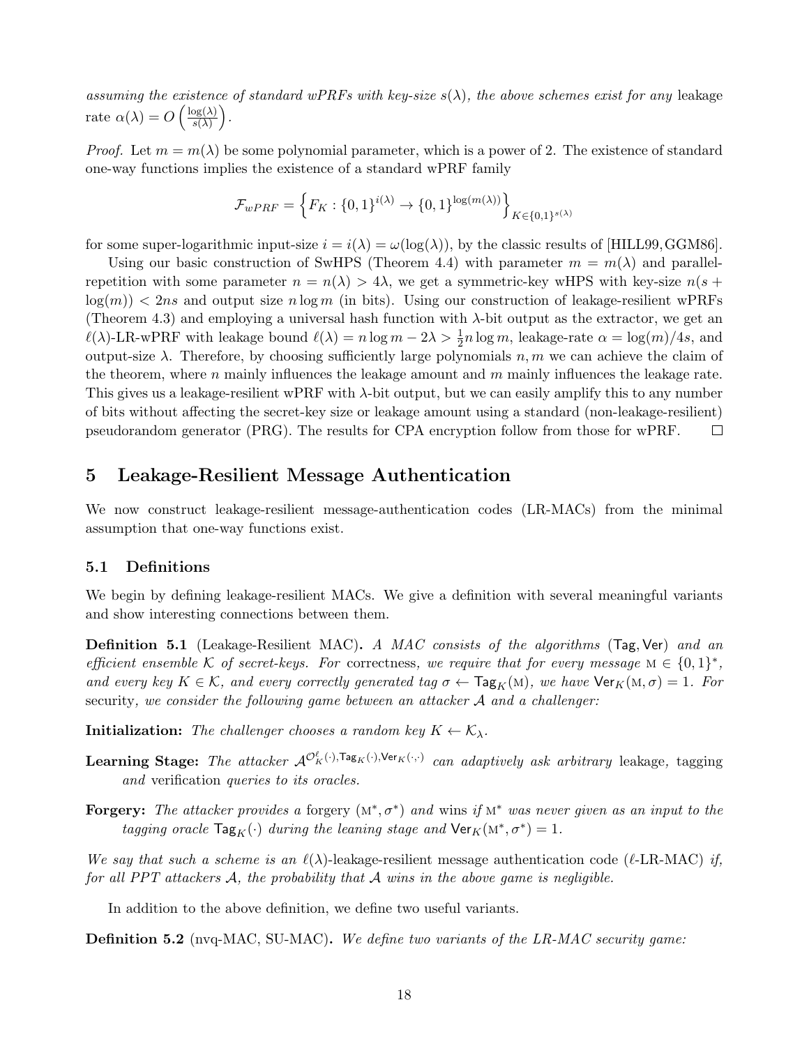*assuming the existence of standard wPRFs with key-size $s(\lambda)$, the above schemes exist for any* leakage rate $\alpha(\lambda) = O\left(\frac{\log(\lambda)}{s(\lambda)}\right)$.

*Proof.* Let $m = m(\lambda)$ be some polynomial parameter, which is a power of 2. The existence of standard one-way functions implies the existence of a standard wPRF family

$$\mathcal{F}_{wPRF} = \left\{F_K : \{0,1\}^{i(\lambda)} \to \{0,1\}^{\log(m(\lambda))}\right\}_{K \in \{0,1\}^{s(\lambda)}}$$

for some super-logarithmic input-size $i = i(\lambda) = \omega(\log(\lambda))$, by the classic results of [HILL99, GGM86].

Using our basic construction of SwHPS (Theorem 4.4) with parameter $m = m(\lambda)$ and parallel-repetition with some parameter $n = n(\lambda) > 4\lambda$, we get a symmetric-key wHPS with key-size $n(s + \log(m)) < 2ns$ and output size $n \log m$ (in bits). Using our construction of leakage-resilient wPRFs (Theorem 4.3) and employing a universal hash function with $\lambda$-bit output as the extractor, we get an $\ell(\lambda)$-LR-wPRF with leakage bound $\ell(\lambda) = n \log m - 2\lambda > \frac{1}{2} n \log m$, leakage-rate $\alpha = \log(m)/4s$, and output-size $\lambda$. Therefore, by choosing sufficiently large polynomials $n, m$ we can achieve the claim of the theorem, where $n$ mainly influences the leakage amount and $m$ mainly influences the leakage rate. This gives us a leakage-resilient wPRF with $\lambda$-bit output, but we can easily amplify this to any number of bits without affecting the secret-key size or leakage amount using a standard (non-leakage-resilient) pseudorandom generator (PRG). The results for CPA encryption follow from those for wPRF. $\square$

## 5 Leakage-Resilient Message Authentication

We now construct leakage-resilient message-authentication codes (LR-MACs) from the minimal assumption that one-way functions exist.

### 5.1 Definitions

We begin by defining leakage-resilient MACs. We give a definition with several meaningful variants and show interesting connections between them.

**Definition 5.1** (Leakage-Resilient MAC)**.** *A MAC consists of the algorithms* ($\mathsf{Tag}, \mathsf{Ver}$) *and an efficient ensemble $\mathcal{K}$ of secret-keys. For* correctness*, we require that for every message $\mathrm{M} \in \{0,1\}^*$, and every key $K \in \mathcal{K}$, and every correctly generated tag $\sigma \leftarrow \mathsf{Tag}_K(\mathrm{M})$, we have $\mathsf{Ver}_K(\mathrm{M}, \sigma) = 1$. For* security*, we consider the following game between an attacker $\mathcal{A}$ and a challenger:*

**Initialization:** *The challenger chooses a random key $K \leftarrow \mathcal{K}_\lambda$.*

**Learning Stage:** *The attacker $\mathcal{A}^{\mathcal{O}^\ell_K(\cdot), \mathsf{Tag}_K(\cdot), \mathsf{Ver}_K(\cdot,\cdot)}$ can adaptively ask arbitrary* leakage*,* tagging *and* verification *queries to its oracles.*

**Forgery:** *The attacker provides a* forgery $(\mathrm{M}^*, \sigma^*)$ *and* wins *if $\mathrm{M}^*$ was never given as an input to the tagging oracle $\mathsf{Tag}_K(\cdot)$ during the leaning stage and $\mathsf{Ver}_K(\mathrm{M}^*, \sigma^*) = 1$.*

*We say that such a scheme is an* $\ell(\lambda)$-leakage-resilient message authentication code ($\ell$-LR-MAC) *if, for all PPT attackers $\mathcal{A}$, the probability that $\mathcal{A}$ wins in the above game is negligible.*

In addition to the above definition, we define two useful variants.

**Definition 5.2** (nvq-MAC, SU-MAC)**.** *We define two variants of the LR-MAC security game:*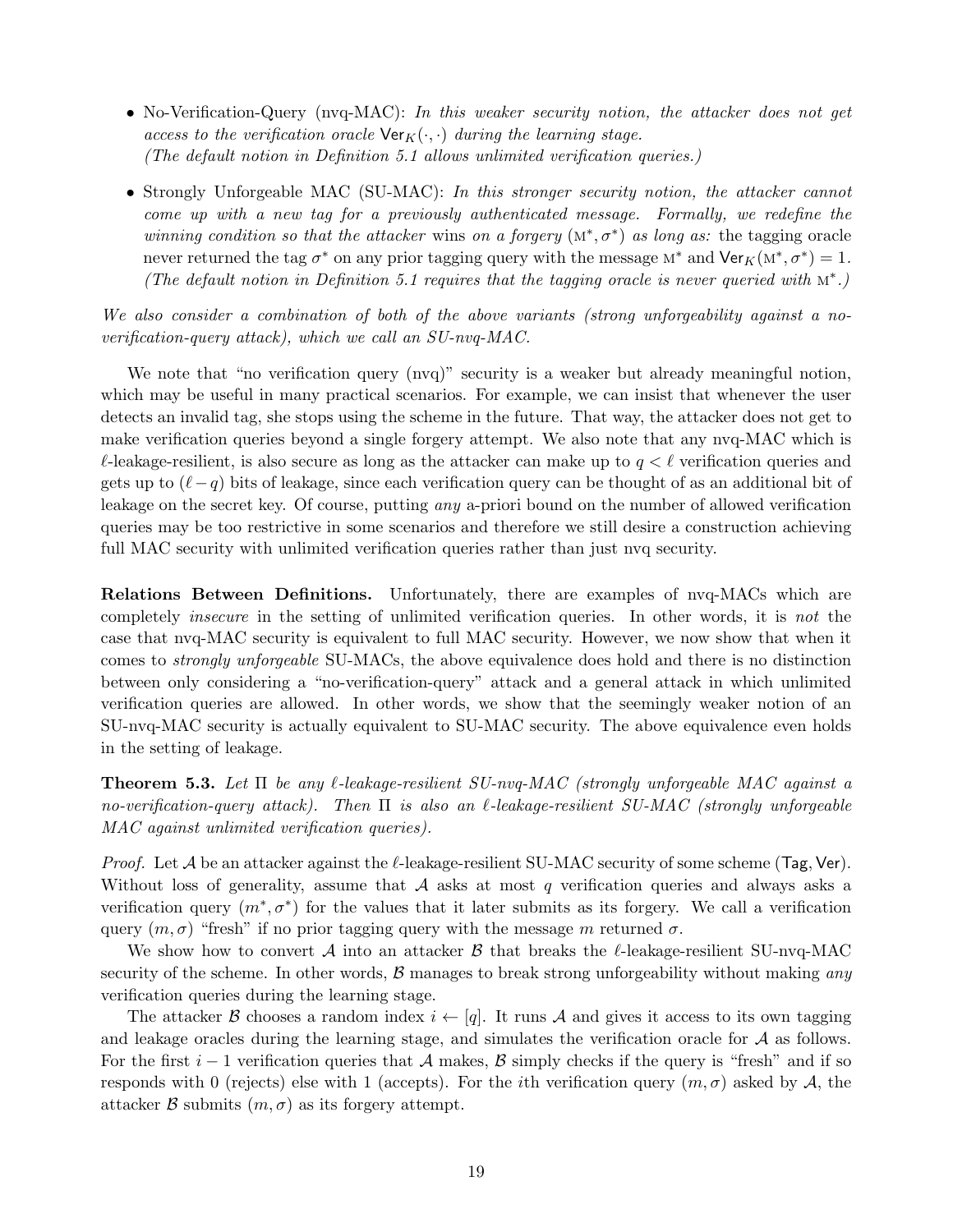- No-Verification-Query (nvq-MAC): *In this weaker security notion, the attacker does not get access to the verification oracle $\mathsf{Ver}_K(\cdot,\cdot)$ during the learning stage.*
  *(The default notion in Definition 5.1 allows unlimited verification queries.)*

- Strongly Unforgeable MAC (SU-MAC): *In this stronger security notion, the attacker cannot come up with a new tag for a previously authenticated message. Formally, we redefine the winning condition so that the attacker* wins *on a forgery* $(\text{M}^*, \sigma^*)$ *as long as:* the tagging oracle never returned the tag $\sigma^*$ on any prior tagging query with the message $\text{M}^*$ and $\mathsf{Ver}_K(\text{M}^*, \sigma^*) = 1$. *(The default notion in Definition 5.1 requires that the tagging oracle is never queried with* $\text{M}^*$*.)*

*We also consider a combination of both of the above variants (strong unforgeability against a no-verification-query attack), which we call an SU-nvq-MAC.*

We note that "no verification query (nvq)" security is a weaker but already meaningful notion, which may be useful in many practical scenarios. For example, we can insist that whenever the user detects an invalid tag, she stops using the scheme in the future. That way, the attacker does not get to make verification queries beyond a single forgery attempt. We also note that any nvq-MAC which is $\ell$-leakage-resilient, is also secure as long as the attacker can make up to $q < \ell$ verification queries and gets up to $(\ell - q)$ bits of leakage, since each verification query can be thought of as an additional bit of leakage on the secret key. Of course, putting *any* a-priori bound on the number of allowed verification queries may be too restrictive in some scenarios and therefore we still desire a construction achieving full MAC security with unlimited verification queries rather than just nvq security.

**Relations Between Definitions.** Unfortunately, there are examples of nvq-MACs which are completely *insecure* in the setting of unlimited verification queries. In other words, it is *not* the case that nvq-MAC security is equivalent to full MAC security. However, we now show that when it comes to *strongly unforgeable* SU-MACs, the above equivalence does hold and there is no distinction between only considering a "no-verification-query" attack and a general attack in which unlimited verification queries are allowed. In other words, we show that the seemingly weaker notion of an SU-nvq-MAC security is actually equivalent to SU-MAC security. The above equivalence even holds in the setting of leakage.

**Theorem 5.3.** *Let $\Pi$ be any $\ell$-leakage-resilient SU-nvq-MAC (strongly unforgeable MAC against a no-verification-query attack). Then $\Pi$ is also an $\ell$-leakage-resilient SU-MAC (strongly unforgeable MAC against unlimited verification queries).*

*Proof.* Let $\mathcal{A}$ be an attacker against the $\ell$-leakage-resilient SU-MAC security of some scheme $(\mathsf{Tag}, \mathsf{Ver})$. Without loss of generality, assume that $\mathcal{A}$ asks at most $q$ verification queries and always asks a verification query $(m^*, \sigma^*)$ for the values that it later submits as its forgery. We call a verification query $(m, \sigma)$ "fresh" if no prior tagging query with the message $m$ returned $\sigma$.

We show how to convert $\mathcal{A}$ into an attacker $\mathcal{B}$ that breaks the $\ell$-leakage-resilient SU-nvq-MAC security of the scheme. In other words, $\mathcal{B}$ manages to break strong unforgeability without making *any* verification queries during the learning stage.

The attacker $\mathcal{B}$ chooses a random index $i \leftarrow [q]$. It runs $\mathcal{A}$ and gives it access to its own tagging and leakage oracles during the learning stage, and simulates the verification oracle for $\mathcal{A}$ as follows. For the first $i - 1$ verification queries that $\mathcal{A}$ makes, $\mathcal{B}$ simply checks if the query is "fresh" and if so responds with 0 (rejects) else with 1 (accepts). For the $i$th verification query $(m, \sigma)$ asked by $\mathcal{A}$, the attacker $\mathcal{B}$ submits $(m, \sigma)$ as its forgery attempt.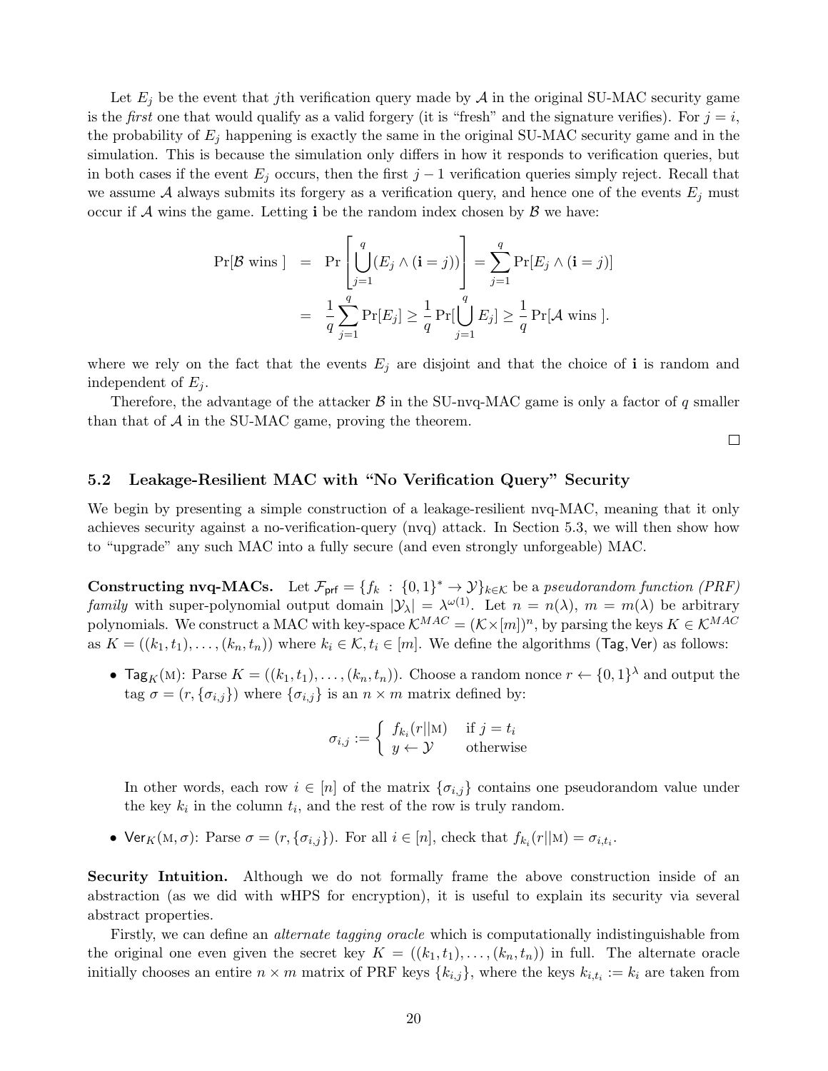Let $E_j$ be the event that $j$th verification query made by $\mathcal{A}$ in the original SU-MAC security game is the *first* one that would qualify as a valid forgery (it is "fresh" and the signature verifies). For $j = i$, the probability of $E_j$ happening is exactly the same in the original SU-MAC security game and in the simulation. This is because the simulation only differs in how it responds to verification queries, but in both cases if the event $E_j$ occurs, then the first $j-1$ verification queries simply reject. Recall that we assume $\mathcal{A}$ always submits its forgery as a verification query, and hence one of the events $E_j$ must occur if $\mathcal{A}$ wins the game. Letting $\mathbf{i}$ be the random index chosen by $\mathcal{B}$ we have:

$$
\begin{aligned}
\Pr[\mathcal{B} \text{ wins }] &= \Pr\left[\bigcup_{j=1}^{q}(E_j \wedge (\mathbf{i} = j))\right] = \sum_{j=1}^{q} \Pr[E_j \wedge (\mathbf{i} = j)] \\
&= \frac{1}{q}\sum_{j=1}^{q} \Pr[E_j] \geq \frac{1}{q}\Pr[\bigcup_{j=1}^{q} E_j] \geq \frac{1}{q}\Pr[\mathcal{A} \text{ wins }].
\end{aligned}
$$

where we rely on the fact that the events $E_j$ are disjoint and that the choice of $\mathbf{i}$ is random and independent of $E_j$.

Therefore, the advantage of the attacker $\mathcal{B}$ in the SU-nvq-MAC game is only a factor of $q$ smaller than that of $\mathcal{A}$ in the SU-MAC game, proving the theorem.

□

### 5.2 Leakage-Resilient MAC with "No Verification Query" Security

We begin by presenting a simple construction of a leakage-resilient nvq-MAC, meaning that it only achieves security against a no-verification-query (nvq) attack. In Section 5.3, we will then show how to "upgrade" any such MAC into a fully secure (and even strongly unforgeable) MAC.

**Constructing nvq-MACs.** Let $\mathcal{F}_{\mathsf{prf}} = \{f_k : \{0,1\}^* \to \mathcal{Y}\}_{k \in \mathcal{K}}$ be a *pseudorandom function (PRF) family* with super-polynomial output domain $|\mathcal{Y}_\lambda| = \lambda^{\omega(1)}$. Let $n = n(\lambda)$, $m = m(\lambda)$ be arbitrary polynomials. We construct a MAC with key-space $\mathcal{K}^{MAC} = (\mathcal{K} \times [m])^n$, by parsing the keys $K \in \mathcal{K}^{MAC}$ as $K = ((k_1, t_1), \ldots, (k_n, t_n))$ where $k_i \in \mathcal{K}, t_i \in [m]$. We define the algorithms $(\mathsf{Tag}, \mathsf{Ver})$ as follows:

- $\mathsf{Tag}_K(\text{M})$: Parse $K = ((k_1, t_1), \ldots, (k_n, t_n))$. Choose a random nonce $r \leftarrow \{0,1\}^\lambda$ and output the tag $\sigma = (r, \{\sigma_{i,j}\})$ where $\{\sigma_{i,j}\}$ is an $n \times m$ matrix defined by:

$$
\sigma_{i,j} := \begin{cases} f_{k_i}(r||\text{M}) & \text{if } j = t_i \\ y \leftarrow \mathcal{Y} & \text{otherwise} \end{cases}
$$

  In other words, each row $i \in [n]$ of the matrix $\{\sigma_{i,j}\}$ contains one pseudorandom value under the key $k_i$ in the column $t_i$, and the rest of the row is truly random.

- $\mathsf{Ver}_K(\text{M}, \sigma)$: Parse $\sigma = (r, \{\sigma_{i,j}\})$. For all $i \in [n]$, check that $f_{k_i}(r||\text{M}) = \sigma_{i,t_i}$.

**Security Intuition.** Although we do not formally frame the above construction inside of an abstraction (as we did with wHPS for encryption), it is useful to explain its security via several abstract properties.

Firstly, we can define an *alternate tagging oracle* which is computationally indistinguishable from the original one even given the secret key $K = ((k_1, t_1), \ldots, (k_n, t_n))$ in full. The alternate oracle initially chooses an entire $n \times m$ matrix of PRF keys $\{k_{i,j}\}$, where the keys $k_{i,t_i} := k_i$ are taken from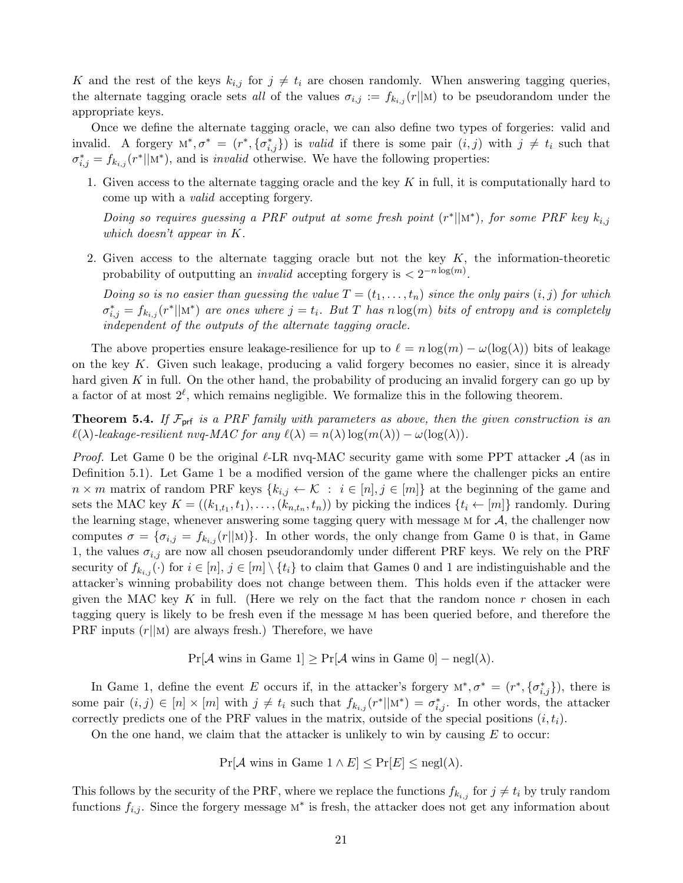$K$ and the rest of the keys $k_{i,j}$ for $j \neq t_i$ are chosen randomly. When answering tagging queries, the alternate tagging oracle sets *all* of the values $\sigma_{i,j} := f_{k_{i,j}}(r||\text{M})$ to be pseudorandom under the appropriate keys.

Once we define the alternate tagging oracle, we can also define two types of forgeries: valid and invalid. A forgery $\text{M}^*, \sigma^* = (r^*, \{\sigma^*_{i,j}\})$ is *valid* if there is some pair $(i,j)$ with $j \neq t_i$ such that $\sigma^*_{i,j} = f_{k_{i,j}}(r^*||\text{M}^*)$, and is *invalid* otherwise. We have the following properties:

1. Given access to the alternate tagging oracle and the key $K$ in full, it is computationally hard to come up with a *valid* accepting forgery.

   *Doing so requires guessing a PRF output at some fresh point* $(r^*||\text{M}^*)$*, for some PRF key* $k_{i,j}$ *which doesn't appear in* $K$*.*

2. Given access to the alternate tagging oracle but not the key $K$, the information-theoretic probability of outputting an *invalid* accepting forgery is $< 2^{-n\log(m)}$.

   *Doing so is no easier than guessing the value* $T = (t_1, \ldots, t_n)$ *since the only pairs* $(i,j)$ *for which* $\sigma^*_{i,j} = f_{k_{i,j}}(r^*||\text{M}^*)$ *are ones where* $j = t_i$*. But* $T$ *has* $n\log(m)$ *bits of entropy and is completely independent of the outputs of the alternate tagging oracle.*

The above properties ensure leakage-resilience for up to $\ell = n\log(m) - \omega(\log(\lambda))$ bits of leakage on the key $K$. Given such leakage, producing a valid forgery becomes no easier, since it is already hard given $K$ in full. On the other hand, the probability of producing an invalid forgery can go up by a factor of at most $2^\ell$, which remains negligible. We formalize this in the following theorem.

**Theorem 5.4.** *If* $\mathcal{F}_{\mathsf{prf}}$ *is a PRF family with parameters as above, then the given construction is an* $\ell(\lambda)$*-leakage-resilient nvq-MAC for any* $\ell(\lambda) = n(\lambda)\log(m(\lambda)) - \omega(\log(\lambda))$*.*

*Proof.* Let Game 0 be the original $\ell$-LR nvq-MAC security game with some PPT attacker $\mathcal{A}$ (as in Definition 5.1). Let Game 1 be a modified version of the game where the challenger picks an entire $n \times m$ matrix of random PRF keys $\{k_{i,j} \leftarrow \mathcal{K} \; : \; i \in [n], j \in [m]\}$ at the beginning of the game and sets the MAC key $K = ((k_{1,t_1}, t_1), \ldots, (k_{n,t_n}, t_n))$ by picking the indices $\{t_i \leftarrow [m]\}$ randomly. During the learning stage, whenever answering some tagging query with message M for $\mathcal{A}$, the challenger now computes $\sigma = \{\sigma_{i,j} = f_{k_{i,j}}(r||\text{M})\}$. In other words, the only change from Game 0 is that, in Game 1, the values $\sigma_{i,j}$ are now all chosen pseudorandomly under different PRF keys. We rely on the PRF security of $f_{k_{i,j}}(\cdot)$ for $i \in [n]$, $j \in [m] \setminus \{t_i\}$ to claim that Games 0 and 1 are indistinguishable and the attacker's winning probability does not change between them. This holds even if the attacker were given the MAC key $K$ in full. (Here we rely on the fact that the random nonce $r$ chosen in each tagging query is likely to be fresh even if the message M has been queried before, and therefore the PRF inputs $(r||\text{M})$ are always fresh.) Therefore, we have

$$\Pr[\mathcal{A} \text{ wins in Game 1}] \geq \Pr[\mathcal{A} \text{ wins in Game 0}] - \text{negl}(\lambda).$$

In Game 1, define the event $E$ occurs if, in the attacker's forgery $\text{M}^*, \sigma^* = (r^*, \{\sigma^*_{i,j}\})$, there is some pair $(i,j) \in [n] \times [m]$ with $j \neq t_i$ such that $f_{k_{i,j}}(r^*||\text{M}^*) = \sigma^*_{i,j}$. In other words, the attacker correctly predicts one of the PRF values in the matrix, outside of the special positions $(i, t_i)$.

On the one hand, we claim that the attacker is unlikely to win by causing $E$ to occur:

$$\Pr[\mathcal{A} \text{ wins in Game 1} \wedge E] \leq \Pr[E] \leq \text{negl}(\lambda).$$

This follows by the security of the PRF, where we replace the functions $f_{k_{i,j}}$ for $j \neq t_i$ by truly random functions $f_{i,j}$. Since the forgery message $\text{M}^*$ is fresh, the attacker does not get any information about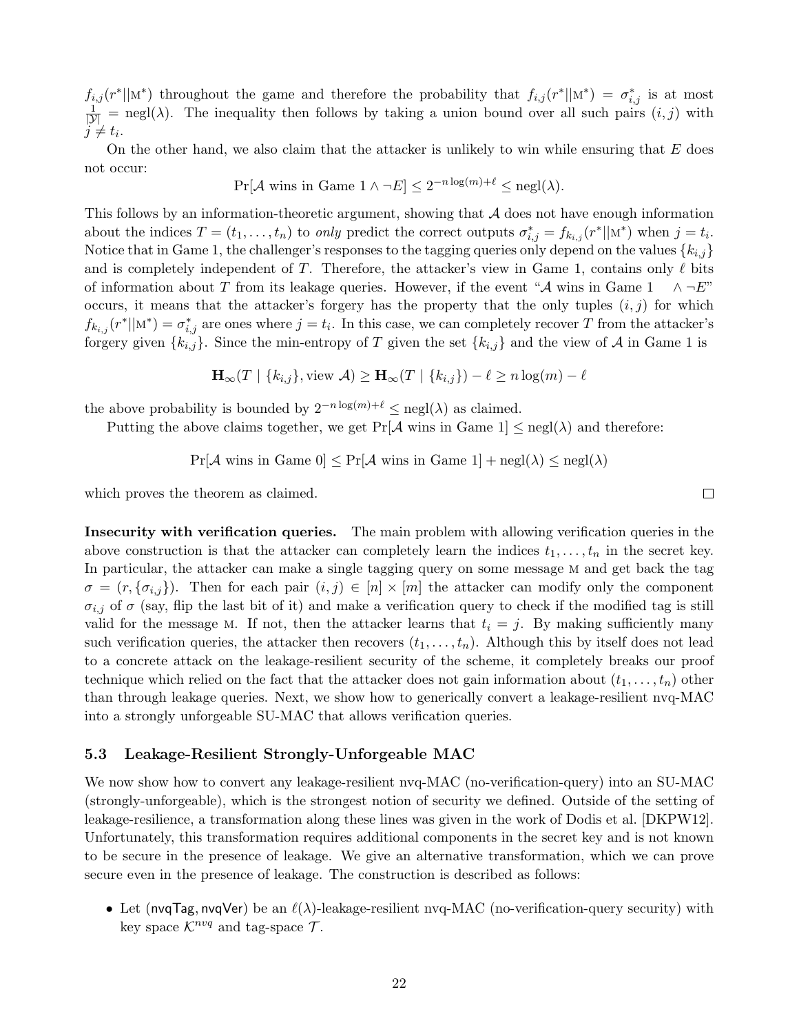$f_{i,j}(r^*||\text{M}^*)$ throughout the game and therefore the probability that $f_{i,j}(r^*||\text{M}^*) = \sigma^*_{i,j}$ is at most $\frac{1}{|\mathcal{Y}|} = \text{negl}(\lambda)$. The inequality then follows by taking a union bound over all such pairs $(i, j)$ with $j \neq t_i$.

On the other hand, we also claim that the attacker is unlikely to win while ensuring that $E$ does not occur:

$$\Pr[\mathcal{A} \text{ wins in Game 1} \wedge \neg E] \leq 2^{-n \log(m) + \ell} \leq \text{negl}(\lambda).$$

This follows by an information-theoretic argument, showing that $\mathcal{A}$ does not have enough information about the indices $T = (t_1, \ldots, t_n)$ to *only* predict the correct outputs $\sigma^*_{i,j} = f_{k_{i,j}}(r^*||\text{M}^*)$ when $j = t_i$. Notice that in Game 1, the challenger's responses to the tagging queries only depend on the values $\{k_{i,j}\}$ and is completely independent of $T$. Therefore, the attacker's view in Game 1, contains only $\ell$ bits of information about $T$ from its leakage queries. However, if the event "$\mathcal{A}$ wins in Game 1 $\wedge \neg E$" occurs, it means that the attacker's forgery has the property that the only tuples $(i, j)$ for which $f_{k_{i,j}}(r^*||\text{M}^*) = \sigma^*_{i,j}$ are ones where $j = t_i$. In this case, we can completely recover $T$ from the attacker's forgery given $\{k_{i,j}\}$. Since the min-entropy of $T$ given the set $\{k_{i,j}\}$ and the view of $\mathcal{A}$ in Game 1 is

$$\mathbf{H}_\infty(T \mid \{k_{i,j}\}, \text{view } \mathcal{A}) \geq \mathbf{H}_\infty(T \mid \{k_{i,j}\}) - \ell \geq n \log(m) - \ell$$

the above probability is bounded by $2^{-n \log(m) + \ell} \leq \text{negl}(\lambda)$ as claimed.

Putting the above claims together, we get $\Pr[\mathcal{A} \text{ wins in Game 1}] \leq \text{negl}(\lambda)$ and therefore:

$$\Pr[\mathcal{A} \text{ wins in Game 0}] \leq \Pr[\mathcal{A} \text{ wins in Game 1}] + \text{negl}(\lambda) \leq \text{negl}(\lambda)$$

which proves the theorem as claimed. □

**Insecurity with verification queries.** The main problem with allowing verification queries in the above construction is that the attacker can completely learn the indices $t_1, \ldots, t_n$ in the secret key. In particular, the attacker can make a single tagging query on some message M and get back the tag $\sigma = (r, \{\sigma_{i,j}\})$. Then for each pair $(i, j) \in [n] \times [m]$ the attacker can modify only the component $\sigma_{i,j}$ of $\sigma$ (say, flip the last bit of it) and make a verification query to check if the modified tag is still valid for the message M. If not, then the attacker learns that $t_i = j$. By making sufficiently many such verification queries, the attacker then recovers $(t_1, \ldots, t_n)$. Although this by itself does not lead to a concrete attack on the leakage-resilient security of the scheme, it completely breaks our proof technique which relied on the fact that the attacker does not gain information about $(t_1, \ldots, t_n)$ other than through leakage queries. Next, we show how to generically convert a leakage-resilient nvq-MAC into a strongly unforgeable SU-MAC that allows verification queries.

### 5.3 Leakage-Resilient Strongly-Unforgeable MAC

We now show how to convert any leakage-resilient nvq-MAC (no-verification-query) into an SU-MAC (strongly-unforgeable), which is the strongest notion of security we defined. Outside of the setting of leakage-resilience, a transformation along these lines was given in the work of Dodis et al. [DKPW12]. Unfortunately, this transformation requires additional components in the secret key and is not known to be secure in the presence of leakage. We give an alternative transformation, which we can prove secure even in the presence of leakage. The construction is described as follows:

- Let $(\mathsf{nvqTag}, \mathsf{nvqVer})$ be an $\ell(\lambda)$-leakage-resilient nvq-MAC (no-verification-query security) with key space $\mathcal{K}^{nvq}$ and tag-space $\mathcal{T}$.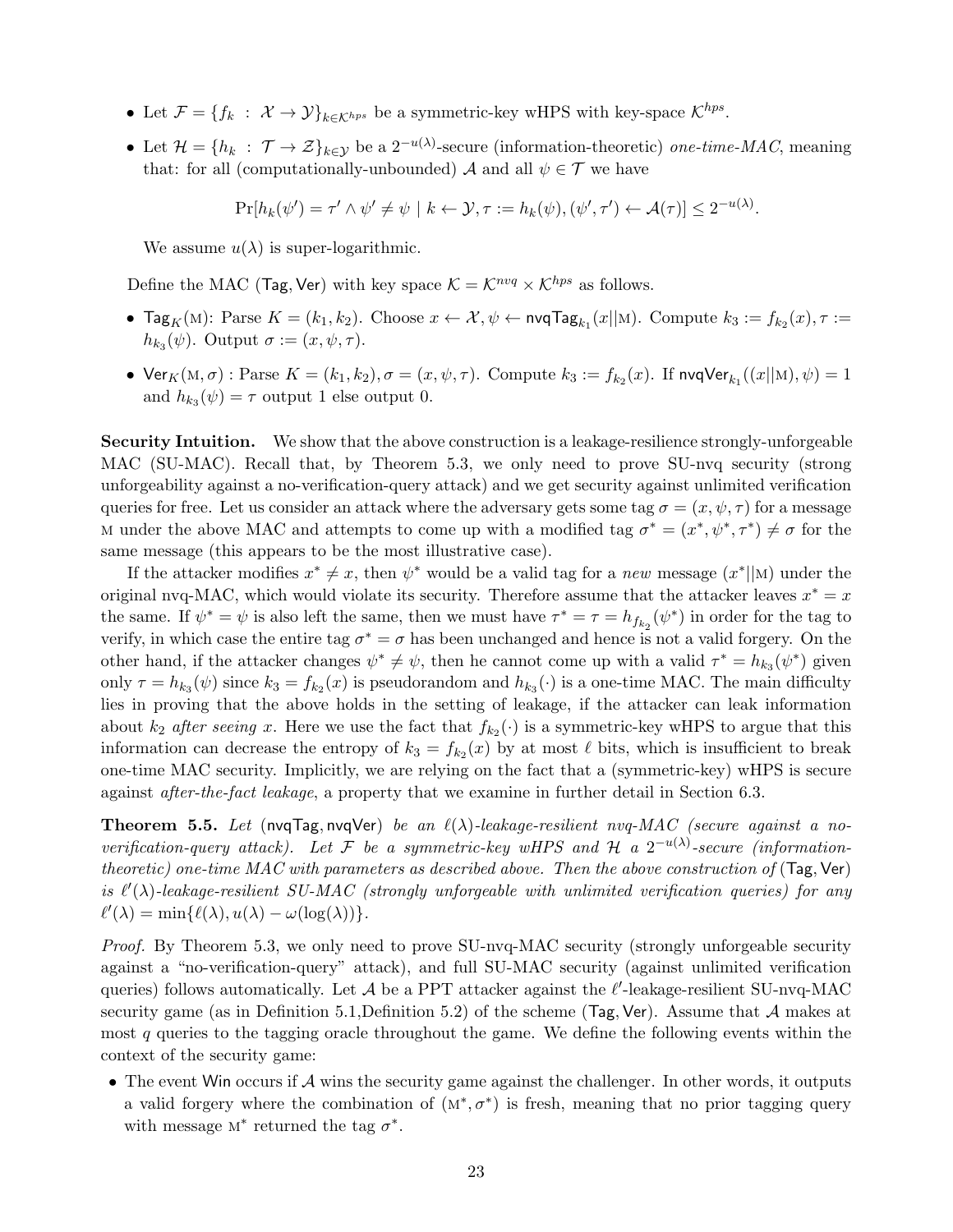- Let $\mathcal{F} = \{f_k : \mathcal{X} \to \mathcal{Y}\}_{k \in \mathcal{K}^{hps}}$ be a symmetric-key wHPS with key-space $\mathcal{K}^{hps}$.
- Let $\mathcal{H} = \{h_k : \mathcal{T} \to \mathcal{Z}\}_{k \in \mathcal{Y}}$ be a $2^{-u(\lambda)}$-secure (information-theoretic) *one-time-MAC*, meaning that: for all (computationally-unbounded) $\mathcal{A}$ and all $\psi \in \mathcal{T}$ we have

$$\Pr[h_k(\psi') = \tau' \wedge \psi' \neq \psi \mid k \leftarrow \mathcal{Y}, \tau := h_k(\psi), (\psi', \tau') \leftarrow \mathcal{A}(\tau)] \leq 2^{-u(\lambda)}.$$

  We assume $u(\lambda)$ is super-logarithmic.

Define the MAC $(\mathsf{Tag}, \mathsf{Ver})$ with key space $\mathcal{K} = \mathcal{K}^{nvq} \times \mathcal{K}^{hps}$ as follows.

- $\mathsf{Tag}_K(\mathrm{M})$: Parse $K = (k_1, k_2)$. Choose $x \leftarrow \mathcal{X}, \psi \leftarrow \mathsf{nvqTag}_{k_1}(x||\mathrm{M})$. Compute $k_3 := f_{k_2}(x), \tau := h_{k_3}(\psi)$. Output $\sigma := (x, \psi, \tau)$.
- $\mathsf{Ver}_K(\mathrm{M}, \sigma)$ : Parse $K = (k_1, k_2), \sigma = (x, \psi, \tau)$. Compute $k_3 := f_{k_2}(x)$. If $\mathsf{nvqVer}_{k_1}((x||\mathrm{M}), \psi) = 1$ and $h_{k_3}(\psi) = \tau$ output 1 else output 0.

**Security Intuition.** We show that the above construction is a leakage-resilience strongly-unforgeable MAC (SU-MAC). Recall that, by Theorem 5.3, we only need to prove SU-nvq security (strong unforgeability against a no-verification-query attack) and we get security against unlimited verification queries for free. Let us consider an attack where the adversary gets some tag $\sigma = (x, \psi, \tau)$ for a message M under the above MAC and attempts to come up with a modified tag $\sigma^* = (x^*, \psi^*, \tau^*) \neq \sigma$ for the same message (this appears to be the most illustrative case).

If the attacker modifies $x^* \neq x$, then $\psi^*$ would be a valid tag for a *new* message $(x^*||\mathrm{M})$ under the original nvq-MAC, which would violate its security. Therefore assume that the attacker leaves $x^* = x$ the same. If $\psi^* = \psi$ is also left the same, then we must have $\tau^* = \tau = h_{f_{k_2}}(\psi^*)$ in order for the tag to verify, in which case the entire tag $\sigma^* = \sigma$ has been unchanged and hence is not a valid forgery. On the other hand, if the attacker changes $\psi^* \neq \psi$, then he cannot come up with a valid $\tau^* = h_{k_3}(\psi^*)$ given only $\tau = h_{k_3}(\psi)$ since $k_3 = f_{k_2}(x)$ is pseudorandom and $h_{k_3}(\cdot)$ is a one-time MAC. The main difficulty lies in proving that the above holds in the setting of leakage, if the attacker can leak information about $k_2$ *after seeing* $x$. Here we use the fact that $f_{k_2}(\cdot)$ is a symmetric-key wHPS to argue that this information can decrease the entropy of $k_3 = f_{k_2}(x)$ by at most $\ell$ bits, which is insufficient to break one-time MAC security. Implicitly, we are relying on the fact that a (symmetric-key) wHPS is secure against *after-the-fact leakage*, a property that we examine in further detail in Section 6.3.

**Theorem 5.5.** *Let* $(\mathsf{nvqTag}, \mathsf{nvqVer})$ *be an* $\ell(\lambda)$*-leakage-resilient nvq-MAC (secure against a no-verification-query attack). Let* $\mathcal{F}$ *be a symmetric-key wHPS and* $\mathcal{H}$ *a* $2^{-u(\lambda)}$*-secure (information-theoretic) one-time MAC with parameters as described above. Then the above construction of* $(\mathsf{Tag}, \mathsf{Ver})$ *is* $\ell'(\lambda)$*-leakage-resilient SU-MAC (strongly unforgeable with unlimited verification queries) for any* $\ell'(\lambda) = \min\{\ell(\lambda), u(\lambda) - \omega(\log(\lambda))\}$*.*

*Proof.* By Theorem 5.3, we only need to prove SU-nvq-MAC security (strongly unforgeable security against a "no-verification-query" attack), and full SU-MAC security (against unlimited verification queries) follows automatically. Let $\mathcal{A}$ be a PPT attacker against the $\ell'$-leakage-resilient SU-nvq-MAC security game (as in Definition 5.1,Definition 5.2) of the scheme $(\mathsf{Tag}, \mathsf{Ver})$. Assume that $\mathcal{A}$ makes at most $q$ queries to the tagging oracle throughout the game. We define the following events within the context of the security game:

- The event $\mathsf{Win}$ occurs if $\mathcal{A}$ wins the security game against the challenger. In other words, it outputs a valid forgery where the combination of $(\mathrm{M}^*, \sigma^*)$ is fresh, meaning that no prior tagging query with message $\mathrm{M}^*$ returned the tag $\sigma^*$.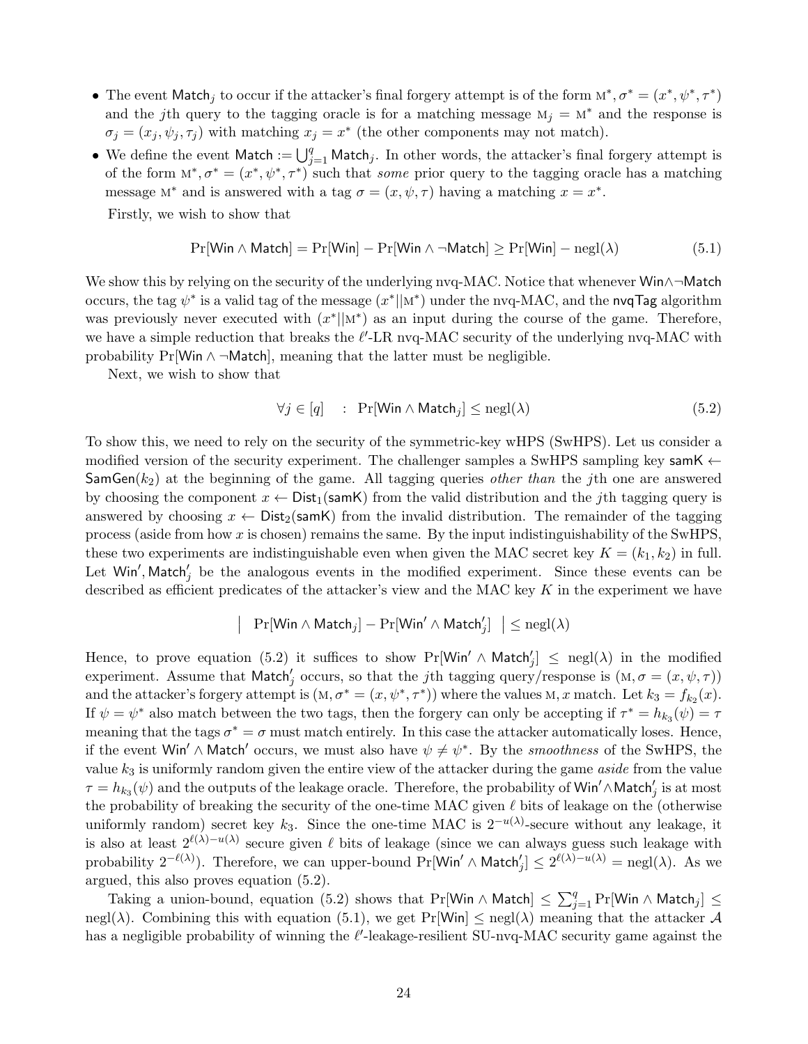- The event $\mathsf{Match}_j$ to occur if the attacker's final forgery attempt is of the form $\mathrm{M}^*, \sigma^* = (x^*, \psi^*, \tau^*)$ and the $j$th query to the tagging oracle is for a matching message $\mathrm{M}_j = \mathrm{M}^*$ and the response is $\sigma_j = (x_j, \psi_j, \tau_j)$ with matching $x_j = x^*$ (the other components may not match).
- We define the event $\mathsf{Match} := \bigcup_{j=1}^{q} \mathsf{Match}_j$. In other words, the attacker's final forgery attempt is of the form $\mathrm{M}^*, \sigma^* = (x^*, \psi^*, \tau^*)$ such that *some* prior query to the tagging oracle has a matching message $\mathrm{M}^*$ and is answered with a tag $\sigma = (x, \psi, \tau)$ having a matching $x = x^*$.

Firstly, we wish to show that

$$\Pr[\mathsf{Win} \wedge \mathsf{Match}] = \Pr[\mathsf{Win}] - \Pr[\mathsf{Win} \wedge \neg\mathsf{Match}] \geq \Pr[\mathsf{Win}] - \mathrm{negl}(\lambda) \tag{5.1}$$

We show this by relying on the security of the underlying nvq-MAC. Notice that whenever $\mathsf{Win} \wedge \neg\mathsf{Match}$ occurs, the tag $\psi^*$ is a valid tag of the message $(x^* || \mathrm{M}^*)$ under the nvq-MAC, and the $\mathsf{nvqTag}$ algorithm was previously never executed with $(x^* || \mathrm{M}^*)$ as an input during the course of the game. Therefore, we have a simple reduction that breaks the $\ell'$-LR nvq-MAC security of the underlying nvq-MAC with probability $\Pr[\mathsf{Win} \wedge \neg\mathsf{Match}]$, meaning that the latter must be negligible.

Next, we wish to show that

$$\forall j \in [q] \quad : \quad \Pr[\mathsf{Win} \wedge \mathsf{Match}_j] \leq \mathrm{negl}(\lambda) \tag{5.2}$$

To show this, we need to rely on the security of the symmetric-key wHPS (SwHPS). Let us consider a modified version of the security experiment. The challenger samples a SwHPS sampling key $\mathsf{samK} \leftarrow \mathsf{SamGen}(k_2)$ at the beginning of the game. All tagging queries *other than* the $j$th one are answered by choosing the component $x \leftarrow \mathsf{Dist}_1(\mathsf{samK})$ from the valid distribution and the $j$th tagging query is answered by choosing $x \leftarrow \mathsf{Dist}_2(\mathsf{samK})$ from the invalid distribution. The remainder of the tagging process (aside from how $x$ is chosen) remains the same. By the input indistinguishability of the SwHPS, these two experiments are indistinguishable even when given the MAC secret key $K = (k_1, k_2)$ in full. Let $\mathsf{Win}', \mathsf{Match}'_j$ be the analogous events in the modified experiment. Since these events can be described as efficient predicates of the attacker's view and the MAC key $K$ in the experiment we have

$$\left| \; \Pr[\mathsf{Win} \wedge \mathsf{Match}_j] - \Pr[\mathsf{Win}' \wedge \mathsf{Match}'_j] \; \right| \leq \mathrm{negl}(\lambda)$$

Hence, to prove equation (5.2) it suffices to show $\Pr[\mathsf{Win}' \wedge \mathsf{Match}'_j] \leq \mathrm{negl}(\lambda)$ in the modified experiment. Assume that $\mathsf{Match}'_j$ occurs, so that the $j$th tagging query/response is $(\mathrm{M}, \sigma = (x, \psi, \tau))$ and the attacker's forgery attempt is $(\mathrm{M}, \sigma^* = (x, \psi^*, \tau^*))$ where the values $\mathrm{M}, x$ match. Let $k_3 = f_{k_2}(x)$. If $\psi = \psi^*$ also match between the two tags, then the forgery can only be accepting if $\tau^* = h_{k_3}(\psi) = \tau$ meaning that the tags $\sigma^* = \sigma$ must match entirely. In this case the attacker automatically loses. Hence, if the event $\mathsf{Win}' \wedge \mathsf{Match}'$ occurs, we must also have $\psi \neq \psi^*$. By the *smoothness* of the SwHPS, the value $k_3$ is uniformly random given the entire view of the attacker during the game *aside* from the value $\tau = h_{k_3}(\psi)$ and the outputs of the leakage oracle. Therefore, the probability of $\mathsf{Win}' \wedge \mathsf{Match}'_j$ is at most the probability of breaking the security of the one-time MAC given $\ell$ bits of leakage on the (otherwise uniformly random) secret key $k_3$. Since the one-time MAC is $2^{-u(\lambda)}$-secure without any leakage, it is also at least $2^{\ell(\lambda)-u(\lambda)}$ secure given $\ell$ bits of leakage (since we can always guess such leakage with probability $2^{-\ell(\lambda)}$). Therefore, we can upper-bound $\Pr[\mathsf{Win}' \wedge \mathsf{Match}'_j] \leq 2^{\ell(\lambda)-u(\lambda)} = \mathrm{negl}(\lambda)$. As we argued, this also proves equation (5.2).

Taking a union-bound, equation (5.2) shows that $\Pr[\mathsf{Win} \wedge \mathsf{Match}] \leq \sum_{j=1}^{q} \Pr[\mathsf{Win} \wedge \mathsf{Match}_j] \leq \mathrm{negl}(\lambda)$. Combining this with equation (5.1), we get $\Pr[\mathsf{Win}] \leq \mathrm{negl}(\lambda)$ meaning that the attacker $\mathcal{A}$ has a negligible probability of winning the $\ell'$-leakage-resilient SU-nvq-MAC security game against the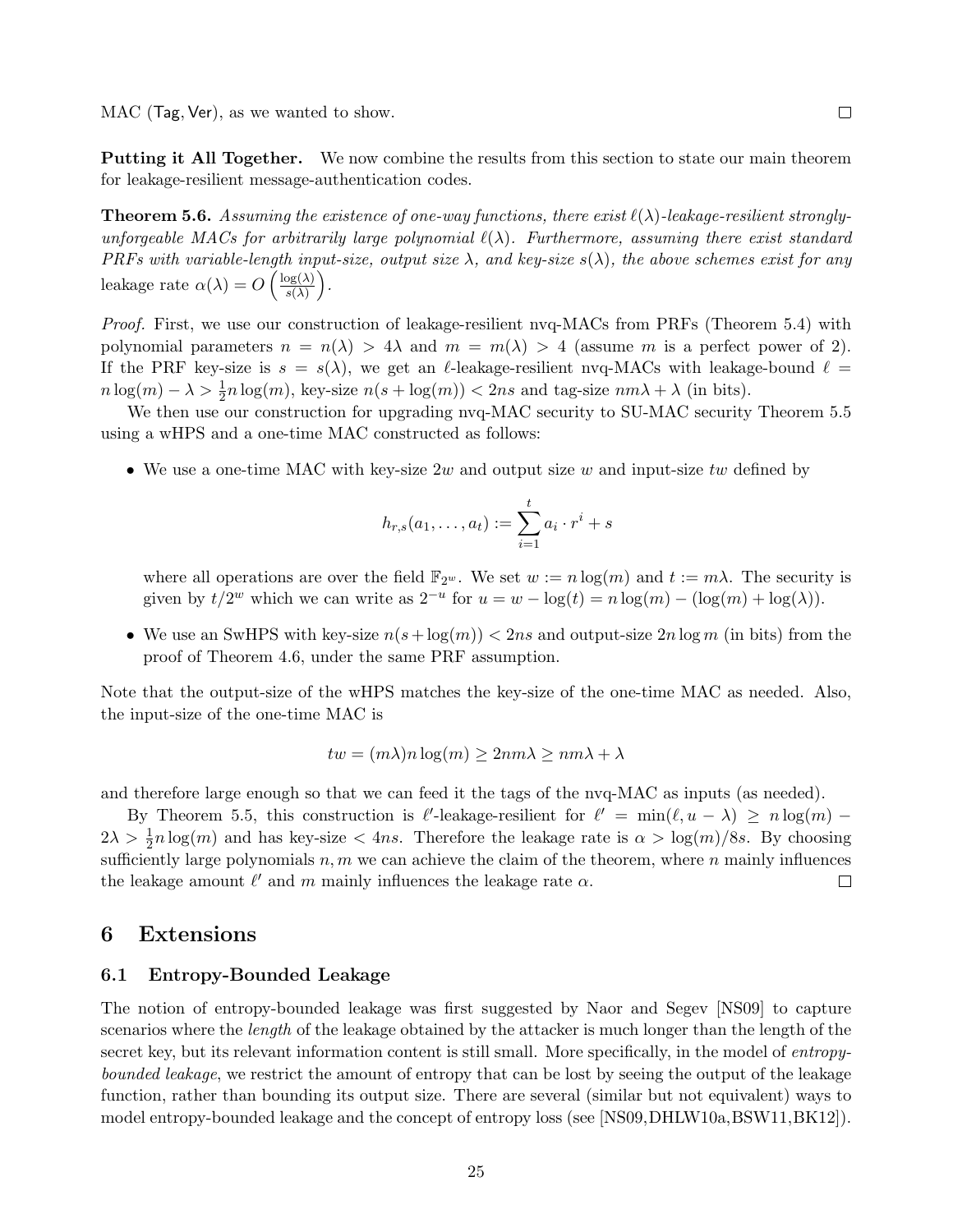MAC (Tag, Ver), as we wanted to show. ☐

**Putting it All Together.** We now combine the results from this section to state our main theorem for leakage-resilient message-authentication codes.

**Theorem 5.6.** *Assuming the existence of one-way functions, there exist $\ell(\lambda)$-leakage-resilient strongly-unforgeable MACs for arbitrarily large polynomial $\ell(\lambda)$. Furthermore, assuming there exist standard PRFs with variable-length input-size, output size $\lambda$, and key-size $s(\lambda)$, the above schemes exist for any leakage rate $\alpha(\lambda) = O\left(\frac{\log(\lambda)}{s(\lambda)}\right)$.*

*Proof.* First, we use our construction of leakage-resilient nvq-MACs from PRFs (Theorem 5.4) with polynomial parameters $n = n(\lambda) > 4\lambda$ and $m = m(\lambda) > 4$ (assume $m$ is a perfect power of 2). If the PRF key-size is $s = s(\lambda)$, we get an $\ell$-leakage-resilient nvq-MACs with leakage-bound $\ell = n\log(m) - \lambda > \frac{1}{2}n\log(m)$, key-size $n(s + \log(m)) < 2ns$ and tag-size $nm\lambda + \lambda$ (in bits).

We then use our construction for upgrading nvq-MAC security to SU-MAC security Theorem 5.5 using a wHPS and a one-time MAC constructed as follows:

- We use a one-time MAC with key-size $2w$ and output size $w$ and input-size $tw$ defined by

$$h_{r,s}(a_1, \ldots, a_t) := \sum_{i=1}^{t} a_i \cdot r^i + s$$

  where all operations are over the field $\mathbb{F}_{2^w}$. We set $w := n\log(m)$ and $t := m\lambda$. The security is given by $t/2^w$ which we can write as $2^{-u}$ for $u = w - \log(t) = n\log(m) - (\log(m) + \log(\lambda))$.

- We use an SwHPS with key-size $n(s + \log(m)) < 2ns$ and output-size $2n\log m$ (in bits) from the proof of Theorem 4.6, under the same PRF assumption.

Note that the output-size of the wHPS matches the key-size of the one-time MAC as needed. Also, the input-size of the one-time MAC is

$$tw = (m\lambda)n\log(m) \geq 2nm\lambda \geq nm\lambda + \lambda$$

and therefore large enough so that we can feed it the tags of the nvq-MAC as inputs (as needed).

By Theorem 5.5, this construction is $\ell'$-leakage-resilient for $\ell' = \min(\ell, u - \lambda) \geq n\log(m) - 2\lambda > \frac{1}{2}n\log(m)$ and has key-size $< 4ns$. Therefore the leakage rate is $\alpha > \log(m)/8s$. By choosing sufficiently large polynomials $n, m$ we can achieve the claim of the theorem, where $n$ mainly influences the leakage amount $\ell'$ and $m$ mainly influences the leakage rate $\alpha$. ☐

## 6 Extensions

### 6.1 Entropy-Bounded Leakage

The notion of entropy-bounded leakage was first suggested by Naor and Segev [NS09] to capture scenarios where the *length* of the leakage obtained by the attacker is much longer than the length of the secret key, but its relevant information content is still small. More specifically, in the model of *entropy-bounded leakage*, we restrict the amount of entropy that can be lost by seeing the output of the leakage function, rather than bounding its output size. There are several (similar but not equivalent) ways to model entropy-bounded leakage and the concept of entropy loss (see [NS09,DHLW10a,BSW11,BK12]).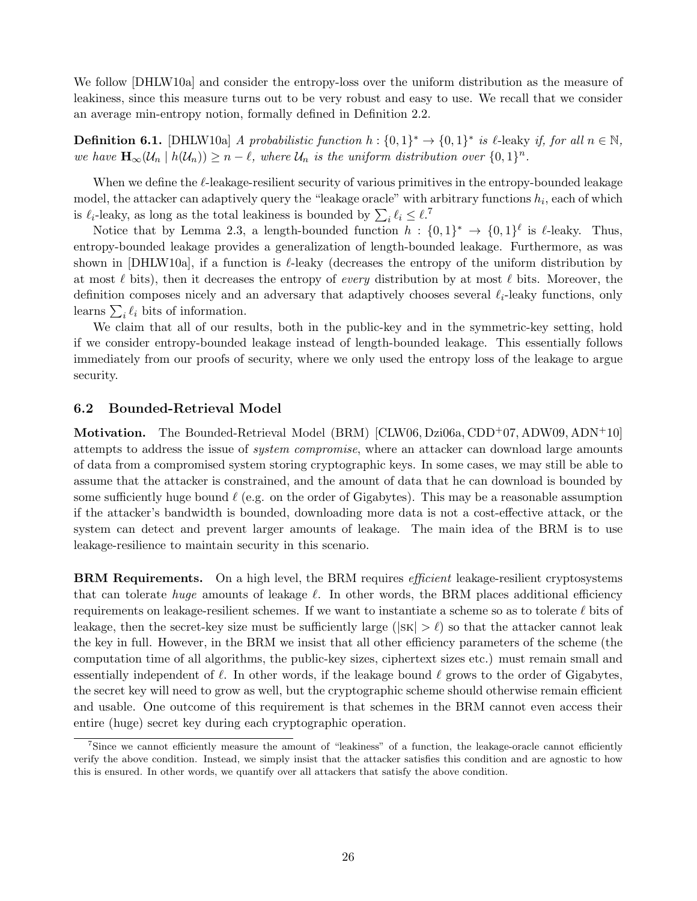We follow [DHLW10a] and consider the entropy-loss over the uniform distribution as the measure of leakiness, since this measure turns out to be very robust and easy to use. We recall that we consider an average min-entropy notion, formally defined in Definition 2.2.

**Definition 6.1.** [DHLW10a] *A probabilistic function $h : \{0,1\}^* \to \{0,1\}^*$ is* $\ell$-leaky *if, for all $n \in \mathbb{N}$, we have $\mathbf{H}_\infty(\mathcal{U}_n \mid h(\mathcal{U}_n)) \geq n - \ell$, where $\mathcal{U}_n$ is the uniform distribution over $\{0,1\}^n$.*

When we define the $\ell$-leakage-resilient security of various primitives in the entropy-bounded leakage model, the attacker can adaptively query the "leakage oracle" with arbitrary functions $h_i$, each of which is $\ell_i$-leaky, as long as the total leakiness is bounded by $\sum_i \ell_i \leq \ell$.[7]

Notice that by Lemma 2.3, a length-bounded function $h : \{0,1\}^* \to \{0,1\}^\ell$ is $\ell$-leaky. Thus, entropy-bounded leakage provides a generalization of length-bounded leakage. Furthermore, as was shown in [DHLW10a], if a function is $\ell$-leaky (decreases the entropy of the uniform distribution by at most $\ell$ bits), then it decreases the entropy of *every* distribution by at most $\ell$ bits. Moreover, the definition composes nicely and an adversary that adaptively chooses several $\ell_i$-leaky functions, only learns $\sum_i \ell_i$ bits of information.

We claim that all of our results, both in the public-key and in the symmetric-key setting, hold if we consider entropy-bounded leakage instead of length-bounded leakage. This essentially follows immediately from our proofs of security, where we only used the entropy loss of the leakage to argue security.

### 6.2 Bounded-Retrieval Model

**Motivation.** The Bounded-Retrieval Model (BRM) [CLW06, Dzi06a, CDD+07, ADW09, ADN+10] attempts to address the issue of *system compromise*, where an attacker can download large amounts of data from a compromised system storing cryptographic keys. In some cases, we may still be able to assume that the attacker is constrained, and the amount of data that he can download is bounded by some sufficiently huge bound $\ell$ (e.g. on the order of Gigabytes). This may be a reasonable assumption if the attacker's bandwidth is bounded, downloading more data is not a cost-effective attack, or the system can detect and prevent larger amounts of leakage. The main idea of the BRM is to use leakage-resilience to maintain security in this scenario.

**BRM Requirements.** On a high level, the BRM requires *efficient* leakage-resilient cryptosystems that can tolerate *huge* amounts of leakage $\ell$. In other words, the BRM places additional efficiency requirements on leakage-resilient schemes. If we want to instantiate a scheme so as to tolerate $\ell$ bits of leakage, then the secret-key size must be sufficiently large ($|\mathrm{SK}| > \ell$) so that the attacker cannot leak the key in full. However, in the BRM we insist that all other efficiency parameters of the scheme (the computation time of all algorithms, the public-key sizes, ciphertext sizes etc.) must remain small and essentially independent of $\ell$. In other words, if the leakage bound $\ell$ grows to the order of Gigabytes, the secret key will need to grow as well, but the cryptographic scheme should otherwise remain efficient and usable. One outcome of this requirement is that schemes in the BRM cannot even access their entire (huge) secret key during each cryptographic operation.

[7] Since we cannot efficiently measure the amount of "leakiness" of a function, the leakage-oracle cannot efficiently verify the above condition. Instead, we simply insist that the attacker satisfies this condition and are agnostic to how this is ensured. In other words, we quantify over all attackers that satisfy the above condition.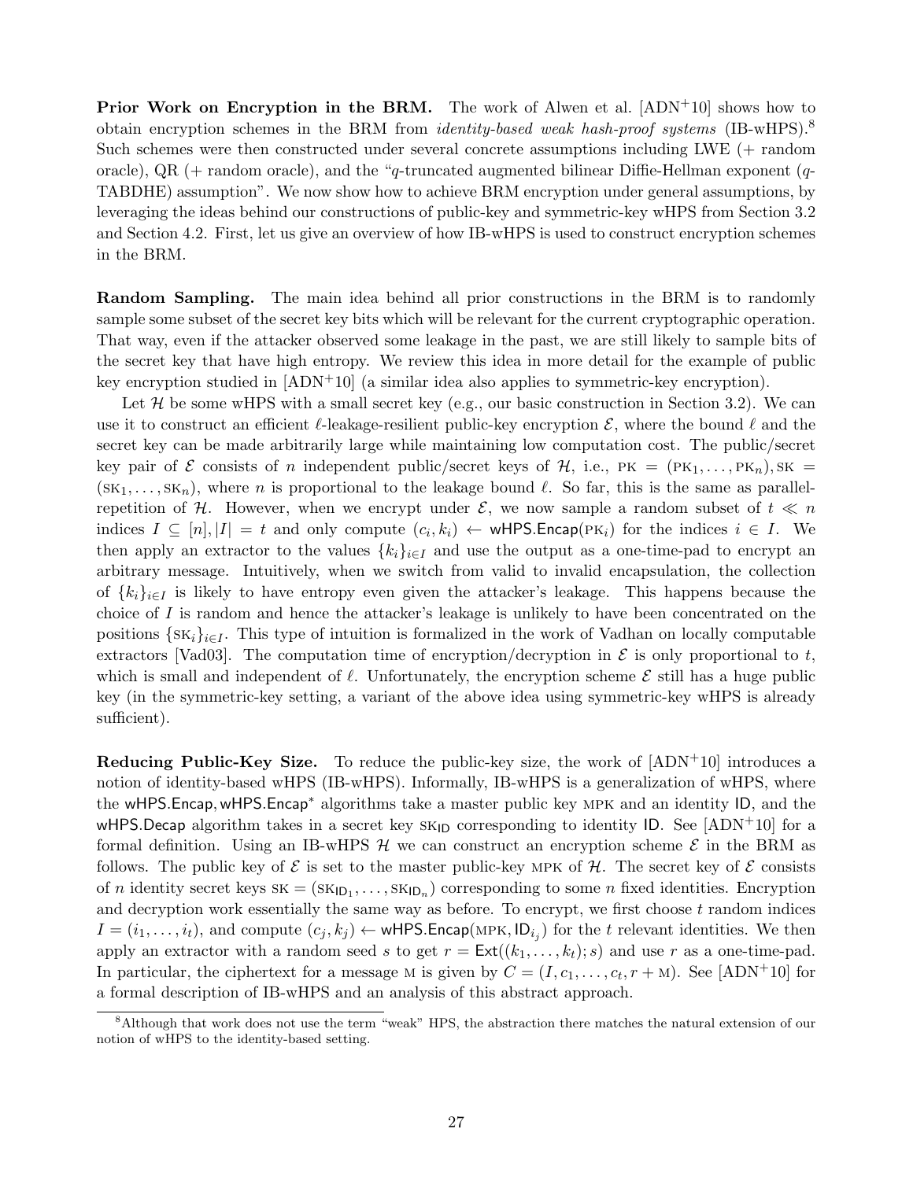**Prior Work on Encryption in the BRM.** The work of Alwen et al. [ADN+10] shows how to obtain encryption schemes in the BRM from *identity-based weak hash-proof systems* (IB-wHPS).[8] Such schemes were then constructed under several concrete assumptions including LWE (+ random oracle), QR (+ random oracle), and the "$q$-truncated augmented bilinear Diffie-Hellman exponent ($q$-TABDHE) assumption". We now show how to achieve BRM encryption under general assumptions, by leveraging the ideas behind our constructions of public-key and symmetric-key wHPS from Section 3.2 and Section 4.2. First, let us give an overview of how IB-wHPS is used to construct encryption schemes in the BRM.

**Random Sampling.** The main idea behind all prior constructions in the BRM is to randomly sample some subset of the secret key bits which will be relevant for the current cryptographic operation. That way, even if the attacker observed some leakage in the past, we are still likely to sample bits of the secret key that have high entropy. We review this idea in more detail for the example of public key encryption studied in [ADN+10] (a similar idea also applies to symmetric-key encryption).

Let $\mathcal{H}$ be some wHPS with a small secret key (e.g., our basic construction in Section 3.2). We can use it to construct an efficient $\ell$-leakage-resilient public-key encryption $\mathcal{E}$, where the bound $\ell$ and the secret key can be made arbitrarily large while maintaining low computation cost. The public/secret key pair of $\mathcal{E}$ consists of $n$ independent public/secret keys of $\mathcal{H}$, i.e., $\text{PK} = (\text{PK}_1, \ldots, \text{PK}_n), \text{SK} = (\text{SK}_1, \ldots, \text{SK}_n)$, where $n$ is proportional to the leakage bound $\ell$. So far, this is the same as parallel-repetition of $\mathcal{H}$. However, when we encrypt under $\mathcal{E}$, we now sample a random subset of $t \ll n$ indices $I \subseteq [n], |I| = t$ and only compute $(c_i, k_i) \leftarrow \mathsf{wHPS.Encap}(\text{PK}_i)$ for the indices $i \in I$. We then apply an extractor to the values $\{k_i\}_{i \in I}$ and use the output as a one-time-pad to encrypt an arbitrary message. Intuitively, when we switch from valid to invalid encapsulation, the collection of $\{k_i\}_{i \in I}$ is likely to have entropy even given the attacker's leakage. This happens because the choice of $I$ is random and hence the attacker's leakage is unlikely to have been concentrated on the positions $\{\text{SK}_i\}_{i \in I}$. This type of intuition is formalized in the work of Vadhan on locally computable extractors [Vad03]. The computation time of encryption/decryption in $\mathcal{E}$ is only proportional to $t$, which is small and independent of $\ell$. Unfortunately, the encryption scheme $\mathcal{E}$ still has a huge public key (in the symmetric-key setting, a variant of the above idea using symmetric-key wHPS is already sufficient).

**Reducing Public-Key Size.** To reduce the public-key size, the work of [ADN+10] introduces a notion of identity-based wHPS (IB-wHPS). Informally, IB-wHPS is a generalization of wHPS, where the $\mathsf{wHPS.Encap}, \mathsf{wHPS.Encap}^*$ algorithms take a master public key MPK and an identity $\mathsf{ID}$, and the $\mathsf{wHPS.Decap}$ algorithm takes in a secret key $\text{SK}_{\mathsf{ID}}$ corresponding to identity $\mathsf{ID}$. See [ADN+10] for a formal definition. Using an IB-wHPS $\mathcal{H}$ we can construct an encryption scheme $\mathcal{E}$ in the BRM as follows. The public key of $\mathcal{E}$ is set to the master public-key MPK of $\mathcal{H}$. The secret key of $\mathcal{E}$ consists of $n$ identity secret keys $\text{SK} = (\text{SK}_{\mathsf{ID}_1}, \ldots, \text{SK}_{\mathsf{ID}_n})$ corresponding to some $n$ fixed identities. Encryption and decryption work essentially the same way as before. To encrypt, we first choose $t$ random indices $I = (i_1, \ldots, i_t)$, and compute $(c_j, k_j) \leftarrow \mathsf{wHPS.Encap}(\text{MPK}, \mathsf{ID}_{i_j})$ for the $t$ relevant identities. We then apply an extractor with a random seed $s$ to get $r = \mathsf{Ext}((k_1, \ldots, k_t); s)$ and use $r$ as a one-time-pad. In particular, the ciphertext for a message M is given by $C = (I, c_1, \ldots, c_t, r + \text{M})$. See [ADN+10] for a formal description of IB-wHPS and an analysis of this abstract approach.

[8] Although that work does not use the term "weak" HPS, the abstraction there matches the natural extension of our notion of wHPS to the identity-based setting.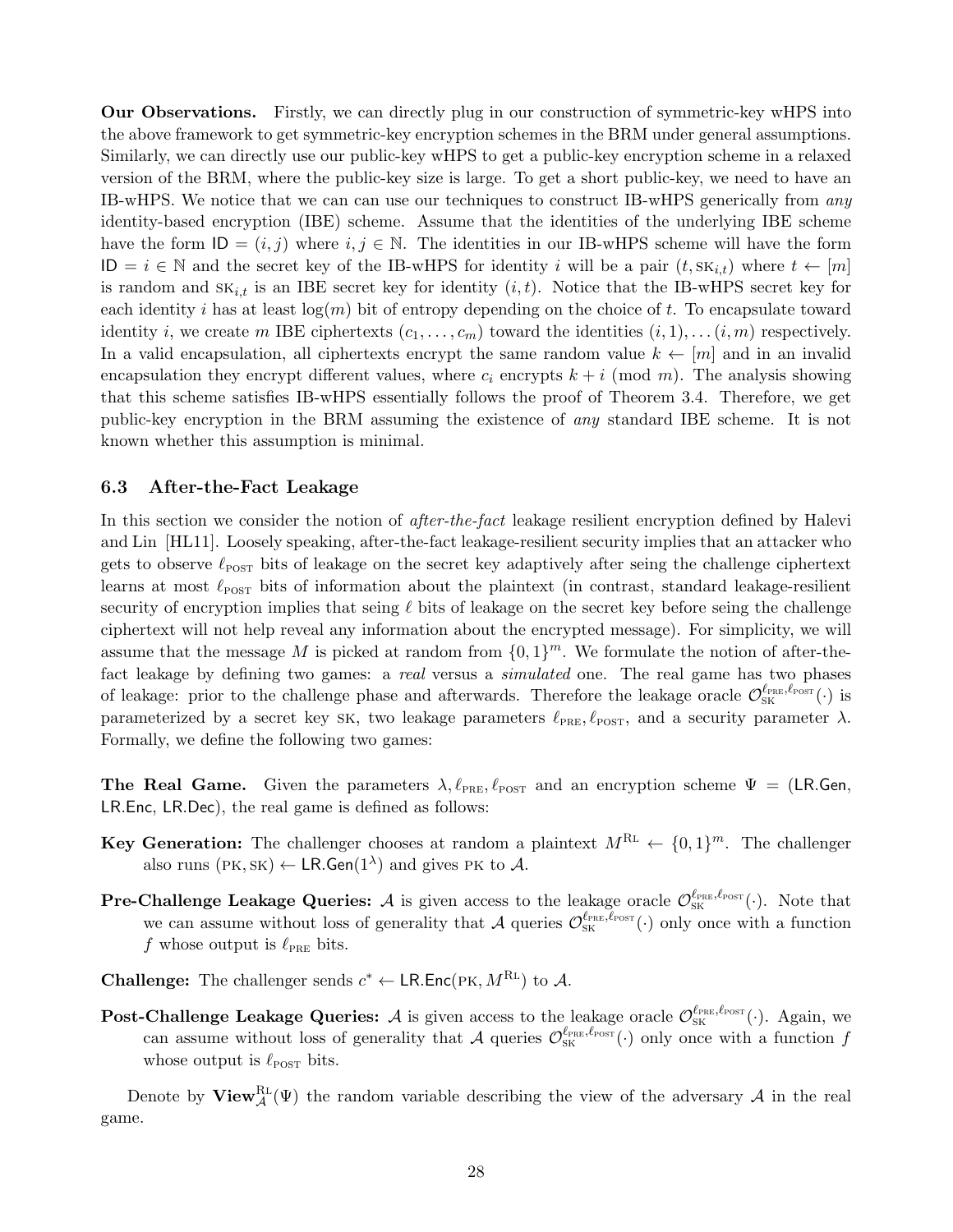**Our Observations.** Firstly, we can directly plug in our construction of symmetric-key wHPS into the above framework to get symmetric-key encryption schemes in the BRM under general assumptions. Similarly, we can directly use our public-key wHPS to get a public-key encryption scheme in a relaxed version of the BRM, where the public-key size is large. To get a short public-key, we need to have an IB-wHPS. We notice that we can can use our techniques to construct IB-wHPS generically from *any* identity-based encryption (IBE) scheme. Assume that the identities of the underlying IBE scheme have the form $\mathsf{ID} = (i, j)$ where $i, j \in \mathbb{N}$. The identities in our IB-wHPS scheme will have the form $\mathsf{ID} = i \in \mathbb{N}$ and the secret key of the IB-wHPS for identity $i$ will be a pair $(t, \text{SK}_{i,t})$ where $t \leftarrow [m]$ is random and $\text{SK}_{i,t}$ is an IBE secret key for identity $(i, t)$. Notice that the IB-wHPS secret key for each identity $i$ has at least $\log(m)$ bit of entropy depending on the choice of $t$. To encapsulate toward identity $i$, we create $m$ IBE ciphertexts $(c_1, \ldots, c_m)$ toward the identities $(i, 1), \ldots (i, m)$ respectively. In a valid encapsulation, all ciphertexts encrypt the same random value $k \leftarrow [m]$ and in an invalid encapsulation they encrypt different values, where $c_i$ encrypts $k + i \pmod m$. The analysis showing that this scheme satisfies IB-wHPS essentially follows the proof of Theorem 3.4. Therefore, we get public-key encryption in the BRM assuming the existence of *any* standard IBE scheme. It is not known whether this assumption is minimal.

### 6.3 After-the-Fact Leakage

In this section we consider the notion of *after-the-fact* leakage resilient encryption defined by Halevi and Lin [HL11]. Loosely speaking, after-the-fact leakage-resilient security implies that an attacker who gets to observe $\ell_{\text{POST}}$ bits of leakage on the secret key adaptively after seing the challenge ciphertext learns at most $\ell_{\text{POST}}$ bits of information about the plaintext (in contrast, standard leakage-resilient security of encryption implies that seing $\ell$ bits of leakage on the secret key before seing the challenge ciphertext will not help reveal any information about the encrypted message). For simplicity, we will assume that the message $M$ is picked at random from $\{0,1\}^m$. We formulate the notion of after-the-fact leakage by defining two games: a *real* versus a *simulated* one. The real game has two phases of leakage: prior to the challenge phase and afterwards. Therefore the leakage oracle $\mathcal{O}_{\text{SK}}^{\ell_{\text{PRE}}, \ell_{\text{POST}}}(\cdot)$ is parameterized by a secret key SK, two leakage parameters $\ell_{\text{PRE}}, \ell_{\text{POST}}$, and a security parameter $\lambda$. Formally, we define the following two games:

**The Real Game.** Given the parameters $\lambda, \ell_{\text{PRE}}, \ell_{\text{POST}}$ and an encryption scheme $\Psi = (\mathsf{LR.Gen}, \mathsf{LR.Enc}, \mathsf{LR.Dec})$, the real game is defined as follows:

- **Key Generation:** The challenger chooses at random a plaintext $M^{\text{RL}} \leftarrow \{0,1\}^m$. The challenger also runs $(\text{PK}, \text{SK}) \leftarrow \mathsf{LR.Gen}(1^\lambda)$ and gives PK to $\mathcal{A}$.

- **Pre-Challenge Leakage Queries:** $\mathcal{A}$ is given access to the leakage oracle $\mathcal{O}_{\text{SK}}^{\ell_{\text{PRE}}, \ell_{\text{POST}}}(\cdot)$. Note that we can assume without loss of generality that $\mathcal{A}$ queries $\mathcal{O}_{\text{SK}}^{\ell_{\text{PRE}}, \ell_{\text{POST}}}(\cdot)$ only once with a function $f$ whose output is $\ell_{\text{PRE}}$ bits.

- **Challenge:** The challenger sends $c^* \leftarrow \mathsf{LR.Enc}(\text{PK}, M^{\text{RL}})$ to $\mathcal{A}$.

- **Post-Challenge Leakage Queries:** $\mathcal{A}$ is given access to the leakage oracle $\mathcal{O}_{\text{SK}}^{\ell_{\text{PRE}}, \ell_{\text{POST}}}(\cdot)$. Again, we can assume without loss of generality that $\mathcal{A}$ queries $\mathcal{O}_{\text{SK}}^{\ell_{\text{PRE}}, \ell_{\text{POST}}}(\cdot)$ only once with a function $f$ whose output is $\ell_{\text{POST}}$ bits.

Denote by $\mathbf{View}_{\mathcal{A}}^{\text{RL}}(\Psi)$ the random variable describing the view of the adversary $\mathcal{A}$ in the real game.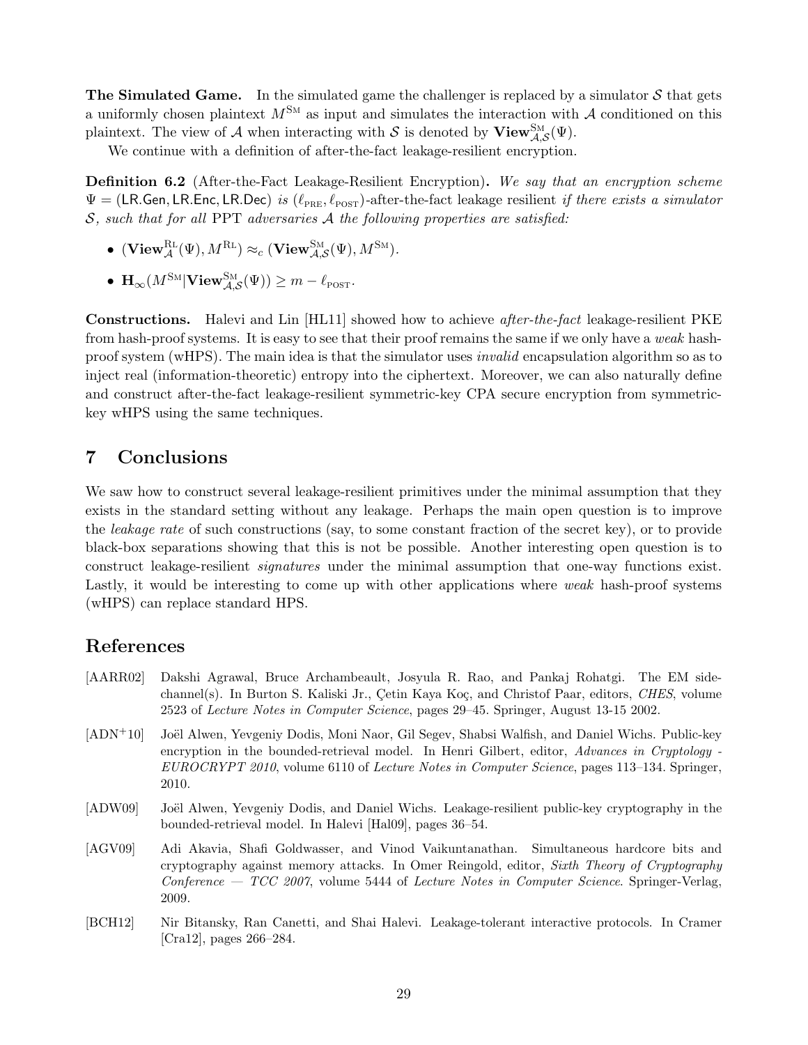**The Simulated Game.** In the simulated game the challenger is replaced by a simulator $\mathcal{S}$ that gets a uniformly chosen plaintext $M^{\text{SM}}$ as input and simulates the interaction with $\mathcal{A}$ conditioned on this plaintext. The view of $\mathcal{A}$ when interacting with $\mathcal{S}$ is denoted by $\mathbf{View}^{\text{SM}}_{\mathcal{A},\mathcal{S}}(\Psi)$.

We continue with a definition of after-the-fact leakage-resilient encryption.

**Definition 6.2** (After-the-Fact Leakage-Resilient Encryption)**.** *We say that an encryption scheme* $\Psi = (\mathsf{LR.Gen}, \mathsf{LR.Enc}, \mathsf{LR.Dec})$ *is* $(\ell_{\text{PRE}}, \ell_{\text{POST}})$*-after-the-fact leakage resilient if there exists a simulator* $\mathcal{S}$*, such that for all* PPT *adversaries* $\mathcal{A}$ *the following properties are satisfied:*

- $(\mathbf{View}^{\text{RL}}_{\mathcal{A}}(\Psi), M^{\text{RL}}) \approx_c (\mathbf{View}^{\text{SM}}_{\mathcal{A},\mathcal{S}}(\Psi), M^{\text{SM}})$.
- $\mathbf{H}_\infty(M^{\text{SM}} | \mathbf{View}^{\text{SM}}_{\mathcal{A},\mathcal{S}}(\Psi)) \geq m - \ell_{\text{POST}}$.

**Constructions.** Halevi and Lin [HL11] showed how to achieve *after-the-fact* leakage-resilient PKE from hash-proof systems. It is easy to see that their proof remains the same if we only have a *weak* hash-proof system (wHPS). The main idea is that the simulator uses *invalid* encapsulation algorithm so as to inject real (information-theoretic) entropy into the ciphertext. Moreover, we can also naturally define and construct after-the-fact leakage-resilient symmetric-key CPA secure encryption from symmetric-key wHPS using the same techniques.

## 7 Conclusions

We saw how to construct several leakage-resilient primitives under the minimal assumption that they exists in the standard setting without any leakage. Perhaps the main open question is to improve the *leakage rate* of such constructions (say, to some constant fraction of the secret key), or to provide black-box separations showing that this is not be possible. Another interesting open question is to construct leakage-resilient *signatures* under the minimal assumption that one-way functions exist. Lastly, it would be interesting to come up with other applications where *weak* hash-proof systems (wHPS) can replace standard HPS.

## References

[AARR02] Dakshi Agrawal, Bruce Archambeault, Josyula R. Rao, and Pankaj Rohatgi. The EM side-channel(s). In Burton S. Kaliski Jr., Çetin Kaya Koç, and Christof Paar, editors, *CHES*, volume 2523 of *Lecture Notes in Computer Science*, pages 29–45. Springer, August 13-15 2002.

[ADN+10] Joël Alwen, Yevgeniy Dodis, Moni Naor, Gil Segev, Shabsi Walfish, and Daniel Wichs. Public-key encryption in the bounded-retrieval model. In Henri Gilbert, editor, *Advances in Cryptology - EUROCRYPT 2010*, volume 6110 of *Lecture Notes in Computer Science*, pages 113–134. Springer, 2010.

[ADW09] Joël Alwen, Yevgeniy Dodis, and Daniel Wichs. Leakage-resilient public-key cryptography in the bounded-retrieval model. In Halevi [Hal09], pages 36–54.

[AGV09] Adi Akavia, Shafi Goldwasser, and Vinod Vaikuntanathan. Simultaneous hardcore bits and cryptography against memory attacks. In Omer Reingold, editor, *Sixth Theory of Cryptography Conference — TCC 2007*, volume 5444 of *Lecture Notes in Computer Science*. Springer-Verlag, 2009.

[BCH12] Nir Bitansky, Ran Canetti, and Shai Halevi. Leakage-tolerant interactive protocols. In Cramer [Cra12], pages 266–284.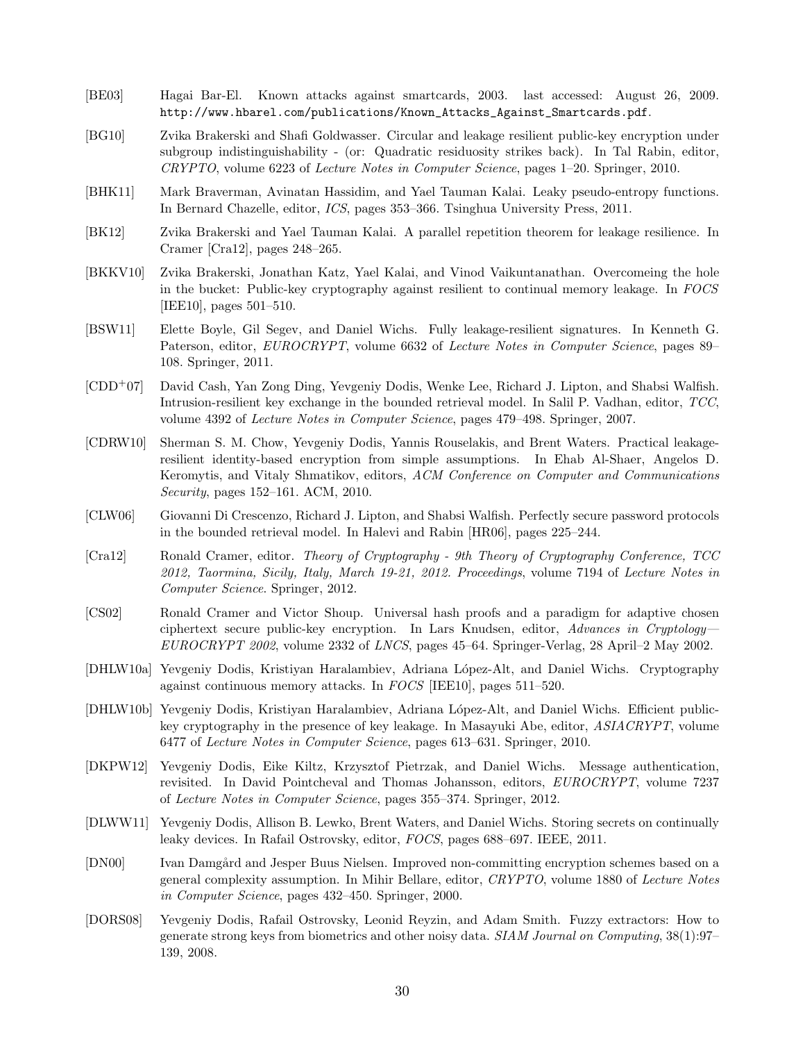[BE03] Hagai Bar-El. Known attacks against smartcards, 2003. last accessed: August 26, 2009. http://www.hbarel.com/publications/Known_Attacks_Against_Smartcards.pdf.

[BG10] Zvika Brakerski and Shafi Goldwasser. Circular and leakage resilient public-key encryption under subgroup indistinguishability - (or: Quadratic residuosity strikes back). In Tal Rabin, editor, *CRYPTO*, volume 6223 of *Lecture Notes in Computer Science*, pages 1–20. Springer, 2010.

[BHK11] Mark Braverman, Avinatan Hassidim, and Yael Tauman Kalai. Leaky pseudo-entropy functions. In Bernard Chazelle, editor, *ICS*, pages 353–366. Tsinghua University Press, 2011.

[BK12] Zvika Brakerski and Yael Tauman Kalai. A parallel repetition theorem for leakage resilience. In Cramer [Cra12], pages 248–265.

[BKKV10] Zvika Brakerski, Jonathan Katz, Yael Kalai, and Vinod Vaikuntanathan. Overcomeing the hole in the bucket: Public-key cryptography against resilient to continual memory leakage. In *FOCS* [IEE10], pages 501–510.

[BSW11] Elette Boyle, Gil Segev, and Daniel Wichs. Fully leakage-resilient signatures. In Kenneth G. Paterson, editor, *EUROCRYPT*, volume 6632 of *Lecture Notes in Computer Science*, pages 89–108. Springer, 2011.

[CDD+07] David Cash, Yan Zong Ding, Yevgeniy Dodis, Wenke Lee, Richard J. Lipton, and Shabsi Walfish. Intrusion-resilient key exchange in the bounded retrieval model. In Salil P. Vadhan, editor, *TCC*, volume 4392 of *Lecture Notes in Computer Science*, pages 479–498. Springer, 2007.

[CDRW10] Sherman S. M. Chow, Yevgeniy Dodis, Yannis Rouselakis, and Brent Waters. Practical leakage-resilient identity-based encryption from simple assumptions. In Ehab Al-Shaer, Angelos D. Keromytis, and Vitaly Shmatikov, editors, *ACM Conference on Computer and Communications Security*, pages 152–161. ACM, 2010.

[CLW06] Giovanni Di Crescenzo, Richard J. Lipton, and Shabsi Walfish. Perfectly secure password protocols in the bounded retrieval model. In Halevi and Rabin [HR06], pages 225–244.

[Cra12] Ronald Cramer, editor. *Theory of Cryptography - 9th Theory of Cryptography Conference, TCC 2012, Taormina, Sicily, Italy, March 19-21, 2012. Proceedings*, volume 7194 of *Lecture Notes in Computer Science*. Springer, 2012.

[CS02] Ronald Cramer and Victor Shoup. Universal hash proofs and a paradigm for adaptive chosen ciphertext secure public-key encryption. In Lars Knudsen, editor, *Advances in Cryptology—EUROCRYPT 2002*, volume 2332 of *LNCS*, pages 45–64. Springer-Verlag, 28 April–2 May 2002.

[DHLW10a] Yevgeniy Dodis, Kristiyan Haralambiev, Adriana López-Alt, and Daniel Wichs. Cryptography against continuous memory attacks. In *FOCS* [IEE10], pages 511–520.

[DHLW10b] Yevgeniy Dodis, Kristiyan Haralambiev, Adriana López-Alt, and Daniel Wichs. Efficient public-key cryptography in the presence of key leakage. In Masayuki Abe, editor, *ASIACRYPT*, volume 6477 of *Lecture Notes in Computer Science*, pages 613–631. Springer, 2010.

[DKPW12] Yevgeniy Dodis, Eike Kiltz, Krzysztof Pietrzak, and Daniel Wichs. Message authentication, revisited. In David Pointcheval and Thomas Johansson, editors, *EUROCRYPT*, volume 7237 of *Lecture Notes in Computer Science*, pages 355–374. Springer, 2012.

[DLWW11] Yevgeniy Dodis, Allison B. Lewko, Brent Waters, and Daniel Wichs. Storing secrets on continually leaky devices. In Rafail Ostrovsky, editor, *FOCS*, pages 688–697. IEEE, 2011.

[DN00] Ivan Damgård and Jesper Buus Nielsen. Improved non-committing encryption schemes based on a general complexity assumption. In Mihir Bellare, editor, *CRYPTO*, volume 1880 of *Lecture Notes in Computer Science*, pages 432–450. Springer, 2000.

[DORS08] Yevgeniy Dodis, Rafail Ostrovsky, Leonid Reyzin, and Adam Smith. Fuzzy extractors: How to generate strong keys from biometrics and other noisy data. *SIAM Journal on Computing*, 38(1):97–139, 2008.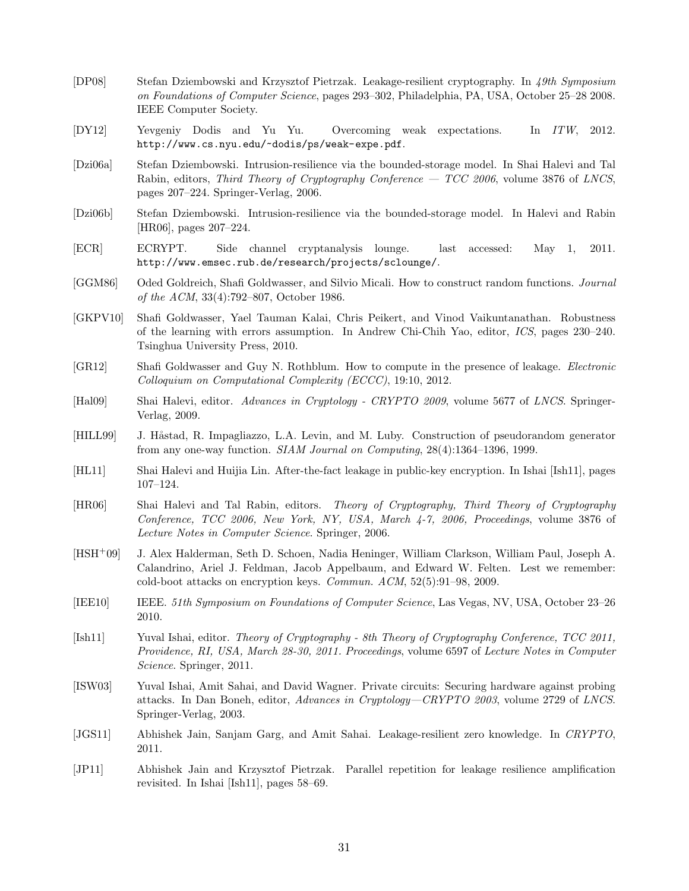[DP08] Stefan Dziembowski and Krzysztof Pietrzak. Leakage-resilient cryptography. In *49th Symposium on Foundations of Computer Science*, pages 293–302, Philadelphia, PA, USA, October 25–28 2008. IEEE Computer Society.

[DY12] Yevgeniy Dodis and Yu Yu. Overcoming weak expectations. In *ITW*, 2012. http://www.cs.nyu.edu/~dodis/ps/weak-expe.pdf.

[Dzi06a] Stefan Dziembowski. Intrusion-resilience via the bounded-storage model. In Shai Halevi and Tal Rabin, editors, *Third Theory of Cryptography Conference — TCC 2006*, volume 3876 of *LNCS*, pages 207–224. Springer-Verlag, 2006.

[Dzi06b] Stefan Dziembowski. Intrusion-resilience via the bounded-storage model. In Halevi and Rabin [HR06], pages 207–224.

[ECR] ECRYPT. Side channel cryptanalysis lounge. last accessed: May 1, 2011. http://www.emsec.rub.de/research/projects/sclounge/.

[GGM86] Oded Goldreich, Shafi Goldwasser, and Silvio Micali. How to construct random functions. *Journal of the ACM*, 33(4):792–807, October 1986.

[GKPV10] Shafi Goldwasser, Yael Tauman Kalai, Chris Peikert, and Vinod Vaikuntanathan. Robustness of the learning with errors assumption. In Andrew Chi-Chih Yao, editor, *ICS*, pages 230–240. Tsinghua University Press, 2010.

[GR12] Shafi Goldwasser and Guy N. Rothblum. How to compute in the presence of leakage. *Electronic Colloquium on Computational Complexity (ECCC)*, 19:10, 2012.

[Hal09] Shai Halevi, editor. *Advances in Cryptology - CRYPTO 2009*, volume 5677 of *LNCS*. Springer-Verlag, 2009.

[HILL99] J. Håstad, R. Impagliazzo, L.A. Levin, and M. Luby. Construction of pseudorandom generator from any one-way function. *SIAM Journal on Computing*, 28(4):1364–1396, 1999.

[HL11] Shai Halevi and Huijia Lin. After-the-fact leakage in public-key encryption. In Ishai [Ish11], pages 107–124.

[HR06] Shai Halevi and Tal Rabin, editors. *Theory of Cryptography, Third Theory of Cryptography Conference, TCC 2006, New York, NY, USA, March 4-7, 2006, Proceedings*, volume 3876 of *Lecture Notes in Computer Science*. Springer, 2006.

[HSH+09] J. Alex Halderman, Seth D. Schoen, Nadia Heninger, William Clarkson, William Paul, Joseph A. Calandrino, Ariel J. Feldman, Jacob Appelbaum, and Edward W. Felten. Lest we remember: cold-boot attacks on encryption keys. *Commun. ACM*, 52(5):91–98, 2009.

[IEE10] IEEE. *51th Symposium on Foundations of Computer Science*, Las Vegas, NV, USA, October 23–26 2010.

[Ish11] Yuval Ishai, editor. *Theory of Cryptography - 8th Theory of Cryptography Conference, TCC 2011, Providence, RI, USA, March 28-30, 2011. Proceedings*, volume 6597 of *Lecture Notes in Computer Science*. Springer, 2011.

[ISW03] Yuval Ishai, Amit Sahai, and David Wagner. Private circuits: Securing hardware against probing attacks. In Dan Boneh, editor, *Advances in Cryptology—CRYPTO 2003*, volume 2729 of *LNCS*. Springer-Verlag, 2003.

[JGS11] Abhishek Jain, Sanjam Garg, and Amit Sahai. Leakage-resilient zero knowledge. In *CRYPTO*, 2011.

[JP11] Abhishek Jain and Krzysztof Pietrzak. Parallel repetition for leakage resilience amplification revisited. In Ishai [Ish11], pages 58–69.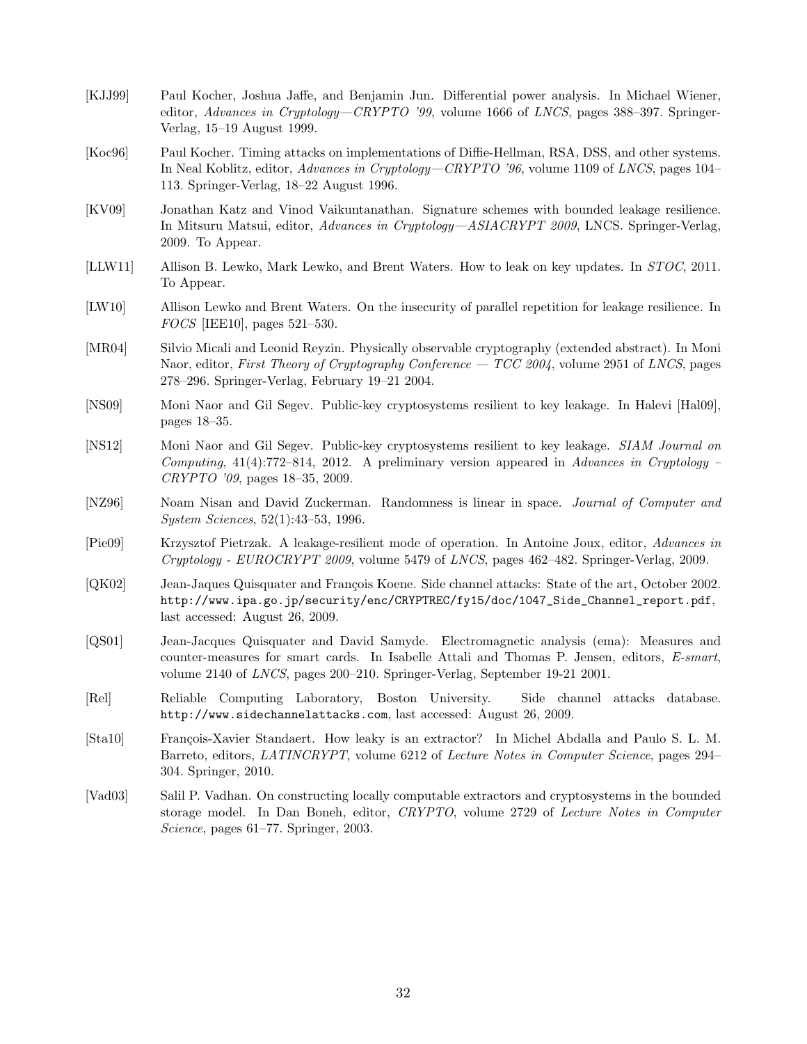[KJJ99] Paul Kocher, Joshua Jaffe, and Benjamin Jun. Differential power analysis. In Michael Wiener, editor, *Advances in Cryptology—CRYPTO '99*, volume 1666 of *LNCS*, pages 388–397. Springer-Verlag, 15–19 August 1999.

[Koc96] Paul Kocher. Timing attacks on implementations of Diffie-Hellman, RSA, DSS, and other systems. In Neal Koblitz, editor, *Advances in Cryptology—CRYPTO '96*, volume 1109 of *LNCS*, pages 104–113. Springer-Verlag, 18–22 August 1996.

[KV09] Jonathan Katz and Vinod Vaikuntanathan. Signature schemes with bounded leakage resilience. In Mitsuru Matsui, editor, *Advances in Cryptology—ASIACRYPT 2009*, LNCS. Springer-Verlag, 2009. To Appear.

[LLW11] Allison B. Lewko, Mark Lewko, and Brent Waters. How to leak on key updates. In *STOC*, 2011. To Appear.

[LW10] Allison Lewko and Brent Waters. On the insecurity of parallel repetition for leakage resilience. In *FOCS* [IEE10], pages 521–530.

[MR04] Silvio Micali and Leonid Reyzin. Physically observable cryptography (extended abstract). In Moni Naor, editor, *First Theory of Cryptography Conference — TCC 2004*, volume 2951 of *LNCS*, pages 278–296. Springer-Verlag, February 19–21 2004.

[NS09] Moni Naor and Gil Segev. Public-key cryptosystems resilient to key leakage. In Halevi [Hal09], pages 18–35.

[NS12] Moni Naor and Gil Segev. Public-key cryptosystems resilient to key leakage. *SIAM Journal on Computing*, 41(4):772–814, 2012. A preliminary version appeared in *Advances in Cryptology – CRYPTO '09*, pages 18–35, 2009.

[NZ96] Noam Nisan and David Zuckerman. Randomness is linear in space. *Journal of Computer and System Sciences*, 52(1):43–53, 1996.

[Pie09] Krzysztof Pietrzak. A leakage-resilient mode of operation. In Antoine Joux, editor, *Advances in Cryptology - EUROCRYPT 2009*, volume 5479 of *LNCS*, pages 462–482. Springer-Verlag, 2009.

[QK02] Jean-Jaques Quisquater and François Koene. Side channel attacks: State of the art, October 2002. http://www.ipa.go.jp/security/enc/CRYPTREC/fy15/doc/1047_Side_Channel_report.pdf, last accessed: August 26, 2009.

[QS01] Jean-Jacques Quisquater and David Samyde. Electromagnetic analysis (ema): Measures and counter-measures for smart cards. In Isabelle Attali and Thomas P. Jensen, editors, *E-smart*, volume 2140 of *LNCS*, pages 200–210. Springer-Verlag, September 19-21 2001.

[Rel] Reliable Computing Laboratory, Boston University. Side channel attacks database. http://www.sidechannelattacks.com, last accessed: August 26, 2009.

[Sta10] François-Xavier Standaert. How leaky is an extractor? In Michel Abdalla and Paulo S. L. M. Barreto, editors, *LATINCRYPT*, volume 6212 of *Lecture Notes in Computer Science*, pages 294–304. Springer, 2010.

[Vad03] Salil P. Vadhan. On constructing locally computable extractors and cryptosystems in the bounded storage model. In Dan Boneh, editor, *CRYPTO*, volume 2729 of *Lecture Notes in Computer Science*, pages 61–77. Springer, 2003.